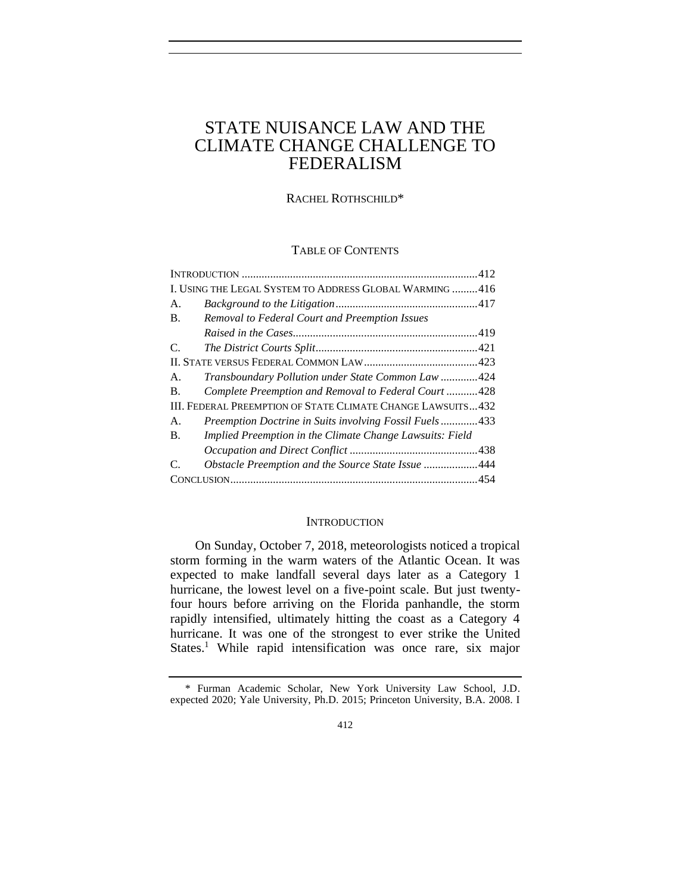# STATE NUISANCE LAW AND THE CLIMATE CHANGE CHALLENGE TO FEDERALISM

RACHEL ROTHSCHILD*

## TABLE OF CONTENTS

| | | |
|---|---|---|
| INTRODUCTION | | 412 |
| I. USING THE LEGAL SYSTEM TO ADDRESS GLOBAL WARMING | | 416 |
| A. | *Background to the Litigation* | 417 |
| B. | *Removal to Federal Court and Preemption Issues Raised in the Cases* | 419 |
| C. | *The District Courts Split* | 421 |
| II. STATE VERSUS FEDERAL COMMON LAW | | 423 |
| A. | *Transboundary Pollution under State Common Law* | 424 |
| B. | *Complete Preemption and Removal to Federal Court* | 428 |
| III. FEDERAL PREEMPTION OF STATE CLIMATE CHANGE LAWSUITS | | 432 |
| A. | *Preemption Doctrine in Suits involving Fossil Fuels* | 433 |
| B. | *Implied Preemption in the Climate Change Lawsuits: Field Occupation and Direct Conflict* | 438 |
| C. | *Obstacle Preemption and the Source State Issue* | 444 |
| CONCLUSION | | 454 |

## INTRODUCTION

On Sunday, October 7, 2018, meteorologists noticed a tropical storm forming in the warm waters of the Atlantic Ocean. It was expected to make landfall several days later as a Category 1 hurricane, the lowest level on a five-point scale. But just twenty-four hours before arriving on the Florida panhandle, the storm rapidly intensified, ultimately hitting the coast as a Category 4 hurricane. It was one of the strongest to ever strike the United States.[1] While rapid intensification was once rare, six major

* Furman Academic Scholar, New York University Law School, J.D. expected 2020; Yale University, Ph.D. 2015; Princeton University, B.A. 2008. I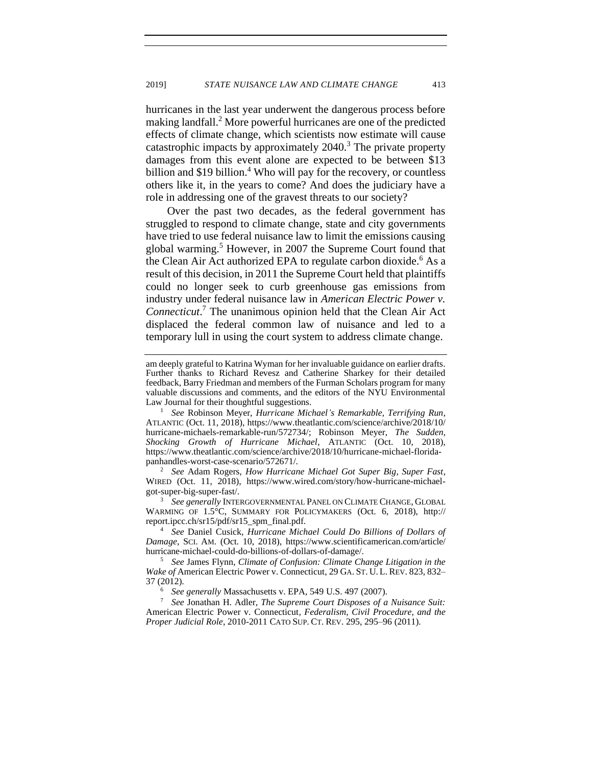hurricanes in the last year underwent the dangerous process before making landfall.[2] More powerful hurricanes are one of the predicted effects of climate change, which scientists now estimate will cause catastrophic impacts by approximately 2040.[3] The private property damages from this event alone are expected to be between $13 billion and $19 billion.[4] Who will pay for the recovery, or countless others like it, in the years to come? And does the judiciary have a role in addressing one of the gravest threats to our society?

Over the past two decades, as the federal government has struggled to respond to climate change, state and city governments have tried to use federal nuisance law to limit the emissions causing global warming.[5] However, in 2007 the Supreme Court found that the Clean Air Act authorized EPA to regulate carbon dioxide.[6] As a result of this decision, in 2011 the Supreme Court held that plaintiffs could no longer seek to curb greenhouse gas emissions from industry under federal nuisance law in *American Electric Power v. Connecticut*.[7] The unanimous opinion held that the Clean Air Act displaced the federal common law of nuisance and led to a temporary lull in using the court system to address climate change.

---

am deeply grateful to Katrina Wyman for her invaluable guidance on earlier drafts. Further thanks to Richard Revesz and Catherine Sharkey for their detailed feedback, Barry Friedman and members of the Furman Scholars program for many valuable discussions and comments, and the editors of the NYU Environmental Law Journal for their thoughtful suggestions.

1 *See* Robinson Meyer, *Hurricane Michael's Remarkable, Terrifying Run*, ATLANTIC (Oct. 11, 2018), https://www.theatlantic.com/science/archive/2018/10/hurricane-michaels-remarkable-run/572734/; Robinson Meyer, *The Sudden, Shocking Growth of Hurricane Michael*, ATLANTIC (Oct. 10, 2018), https://www.theatlantic.com/science/archive/2018/10/hurricane-michael-florida-panhandles-worst-case-scenario/572671/.

2 *See* Adam Rogers, *How Hurricane Michael Got Super Big, Super Fast*, WIRED (Oct. 11, 2018), https://www.wired.com/story/how-hurricane-michael-got-super-big-super-fast/.

3 *See generally* INTERGOVERNMENTAL PANEL ON CLIMATE CHANGE, GLOBAL WARMING OF 1.5°C, SUMMARY FOR POLICYMAKERS (Oct. 6, 2018), http://report.ipcc.ch/sr15/pdf/sr15_spm_final.pdf.

4 *See* Daniel Cusick, *Hurricane Michael Could Do Billions of Dollars of Damage*, SCI. AM. (Oct. 10, 2018), https://www.scientificamerican.com/article/hurricane-michael-could-do-billions-of-dollars-of-damage/.

5 *See* James Flynn, *Climate of Confusion: Climate Change Litigation in the Wake of* American Electric Power v. Connecticut, 29 GA. ST. U. L. REV. 823, 832–37 (2012).

6 *See generally* Massachusetts v. EPA, 549 U.S. 497 (2007).

7 *See* Jonathan H. Adler, *The Supreme Court Disposes of a Nuisance Suit:* American Electric Power v. Connecticut*, Federalism, Civil Procedure, and the Proper Judicial Role*, 2010-2011 CATO SUP. CT. REV. 295, 295–96 (2011).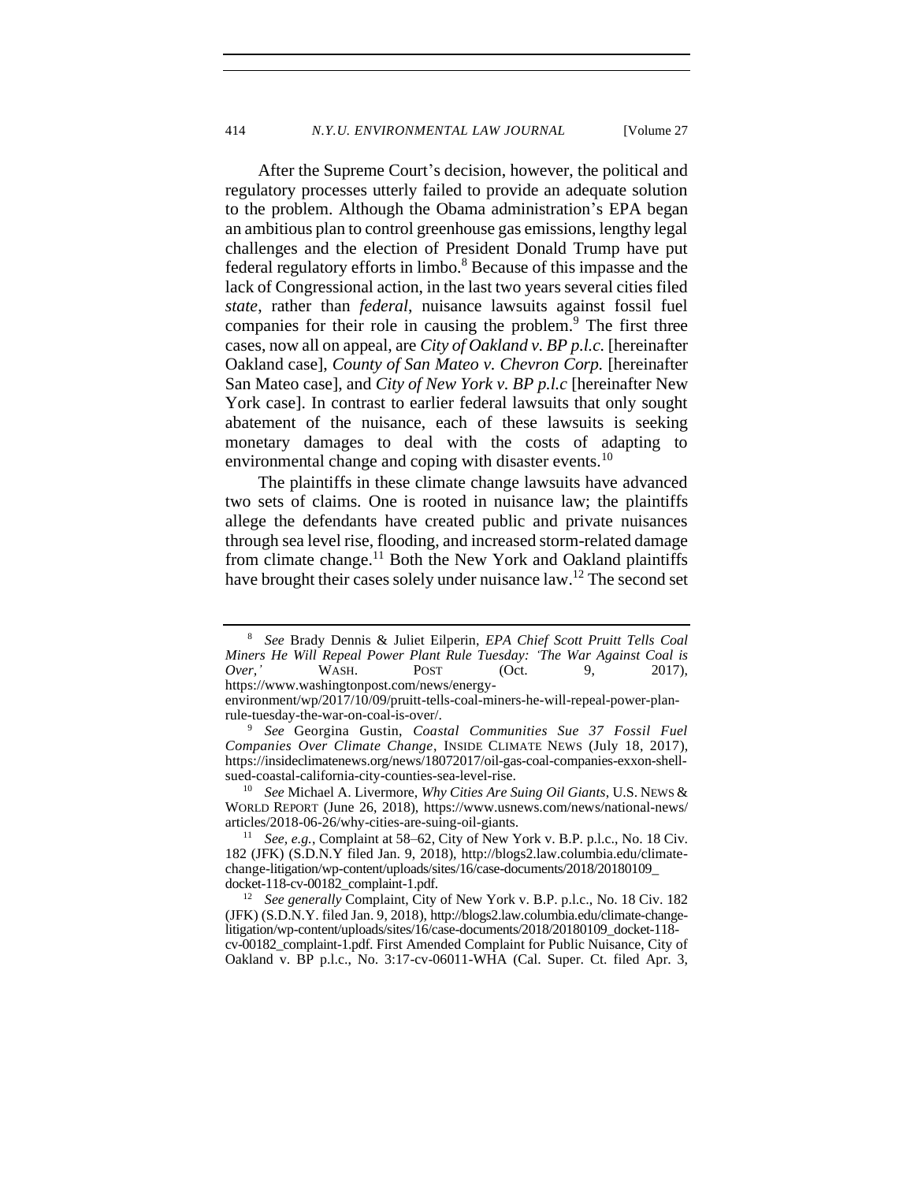After the Supreme Court's decision, however, the political and regulatory processes utterly failed to provide an adequate solution to the problem. Although the Obama administration's EPA began an ambitious plan to control greenhouse gas emissions, lengthy legal challenges and the election of President Donald Trump have put federal regulatory efforts in limbo.[8] Because of this impasse and the lack of Congressional action, in the last two years several cities filed *state*, rather than *federal*, nuisance lawsuits against fossil fuel companies for their role in causing the problem.[9] The first three cases, now all on appeal, are *City of Oakland v. BP p.l.c.* [hereinafter Oakland case], *County of San Mateo v. Chevron Corp.* [hereinafter San Mateo case], and *City of New York v. BP p.l.c* [hereinafter New York case]. In contrast to earlier federal lawsuits that only sought abatement of the nuisance, each of these lawsuits is seeking monetary damages to deal with the costs of adapting to environmental change and coping with disaster events.[10]

The plaintiffs in these climate change lawsuits have advanced two sets of claims. One is rooted in nuisance law; the plaintiffs allege the defendants have created public and private nuisances through sea level rise, flooding, and increased storm-related damage from climate change.[11] Both the New York and Oakland plaintiffs have brought their cases solely under nuisance law.[12] The second set

---

[8] *See* Brady Dennis & Juliet Eilperin, *EPA Chief Scott Pruitt Tells Coal Miners He Will Repeal Power Plant Rule Tuesday: 'The War Against Coal is Over,'* WASH. POST (Oct. 9, 2017), https://www.washingtonpost.com/news/energy-environment/wp/2017/10/09/pruitt-tells-coal-miners-he-will-repeal-power-plan-rule-tuesday-the-war-on-coal-is-over/.

[9] *See* Georgina Gustin, *Coastal Communities Sue 37 Fossil Fuel Companies Over Climate Change*, INSIDE CLIMATE NEWS (July 18, 2017), https://insideclimatenews.org/news/18072017/oil-gas-coal-companies-exxon-shell-sued-coastal-california-city-counties-sea-level-rise.

[10] *See* Michael A. Livermore, *Why Cities Are Suing Oil Giants*, U.S. NEWS & WORLD REPORT (June 26, 2018), https://www.usnews.com/news/national-news/articles/2018-06-26/why-cities-are-suing-oil-giants.

[11] *See, e.g.*, Complaint at 58–62, City of New York v. B.P. p.l.c., No. 18 Civ. 182 (JFK) (S.D.N.Y filed Jan. 9, 2018), http://blogs2.law.columbia.edu/climate-change-litigation/wp-content/uploads/sites/16/case-documents/2018/20180109_docket-118-cv-00182_complaint-1.pdf.

[12] *See generally* Complaint, City of New York v. B.P. p.l.c., No. 18 Civ. 182 (JFK) (S.D.N.Y. filed Jan. 9, 2018), http://blogs2.law.columbia.edu/climate-change-litigation/wp-content/uploads/sites/16/case-documents/2018/20180109_docket-118-cv-00182_complaint-1.pdf. First Amended Complaint for Public Nuisance, City of Oakland v. BP p.l.c., No. 3:17-cv-06011-WHA (Cal. Super. Ct. filed Apr. 3,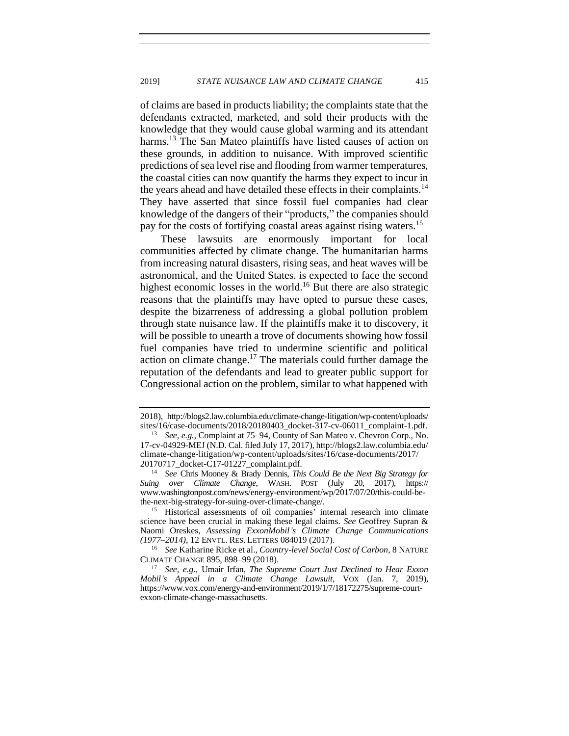of claims are based in products liability; the complaints state that the defendants extracted, marketed, and sold their products with the knowledge that they would cause global warming and its attendant harms.[13] The San Mateo plaintiffs have listed causes of action on these grounds, in addition to nuisance. With improved scientific predictions of sea level rise and flooding from warmer temperatures, the coastal cities can now quantify the harms they expect to incur in the years ahead and have detailed these effects in their complaints.[14] They have asserted that since fossil fuel companies had clear knowledge of the dangers of their "products," the companies should pay for the costs of fortifying coastal areas against rising waters.[15]

These lawsuits are enormously important for local communities affected by climate change. The humanitarian harms from increasing natural disasters, rising seas, and heat waves will be astronomical, and the United States. is expected to face the second highest economic losses in the world.[16] But there are also strategic reasons that the plaintiffs may have opted to pursue these cases, despite the bizarreness of addressing a global pollution problem through state nuisance law. If the plaintiffs make it to discovery, it will be possible to unearth a trove of documents showing how fossil fuel companies have tried to undermine scientific and political action on climate change.[17] The materials could further damage the reputation of the defendants and lead to greater public support for Congressional action on the problem, similar to what happened with

---

2018), http://blogs2.law.columbia.edu/climate-change-litigation/wp-content/uploads/sites/16/case-documents/2018/20180403_docket-317-cv-06011_complaint-1.pdf.

[13] *See, e.g.*, Complaint at 75–94, County of San Mateo v. Chevron Corp., No. 17-cv-04929-MEJ (N.D. Cal. filed July 17, 2017), http://blogs2.law.columbia.edu/climate-change-litigation/wp-content/uploads/sites/16/case-documents/2017/20170717_docket-C17-01227_complaint.pdf.

[14] *See* Chris Mooney & Brady Dennis, *This Could Be the Next Big Strategy for Suing over Climate Change*, WASH. POST (July 20, 2017), https://www.washingtonpost.com/news/energy-environment/wp/2017/07/20/this-could-be-the-next-big-strategy-for-suing-over-climate-change/.

[15] Historical assessments of oil companies' internal research into climate science have been crucial in making these legal claims. *See* Geoffrey Supran & Naomi Oreskes, *Assessing ExxonMobil's Climate Change Communications (1977–2014)*, 12 ENVTL. RES. LETTERS 084019 (2017).

[16] *See* Katharine Ricke et al., *Country-level Social Cost of Carbon*, 8 NATURE CLIMATE CHANGE 895, 898–99 (2018).

[17] *See, e.g.*, Umair Irfan, *The Supreme Court Just Declined to Hear Exxon Mobil's Appeal in a Climate Change Lawsuit*, VOX (Jan. 7, 2019), https://www.vox.com/energy-and-environment/2019/1/7/18172275/supreme-court-exxon-climate-change-massachusetts.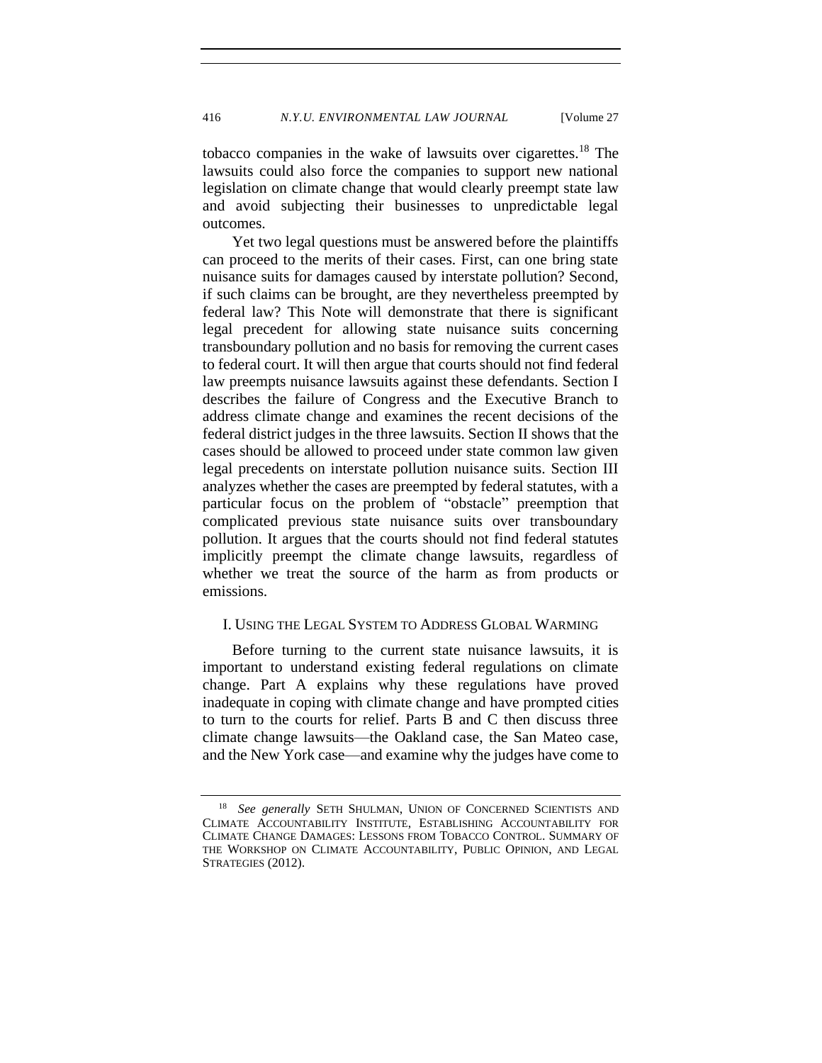tobacco companies in the wake of lawsuits over cigarettes.[18] The lawsuits could also force the companies to support new national legislation on climate change that would clearly preempt state law and avoid subjecting their businesses to unpredictable legal outcomes.

Yet two legal questions must be answered before the plaintiffs can proceed to the merits of their cases. First, can one bring state nuisance suits for damages caused by interstate pollution? Second, if such claims can be brought, are they nevertheless preempted by federal law? This Note will demonstrate that there is significant legal precedent for allowing state nuisance suits concerning transboundary pollution and no basis for removing the current cases to federal court. It will then argue that courts should not find federal law preempts nuisance lawsuits against these defendants. Section I describes the failure of Congress and the Executive Branch to address climate change and examines the recent decisions of the federal district judges in the three lawsuits. Section II shows that the cases should be allowed to proceed under state common law given legal precedents on interstate pollution nuisance suits. Section III analyzes whether the cases are preempted by federal statutes, with a particular focus on the problem of "obstacle" preemption that complicated previous state nuisance suits over transboundary pollution. It argues that the courts should not find federal statutes implicitly preempt the climate change lawsuits, regardless of whether we treat the source of the harm as from products or emissions.

## I. Using the Legal System to Address Global Warming

Before turning to the current state nuisance lawsuits, it is important to understand existing federal regulations on climate change. Part A explains why these regulations have proved inadequate in coping with climate change and have prompted cities to turn to the courts for relief. Parts B and C then discuss three climate change lawsuits—the Oakland case, the San Mateo case, and the New York case—and examine why the judges have come to

---

[18] *See generally* Seth Shulman, Union of Concerned Scientists and Climate Accountability Institute, Establishing Accountability for Climate Change Damages: Lessons from Tobacco Control. Summary of the Workshop on Climate Accountability, Public Opinion, and Legal Strategies (2012).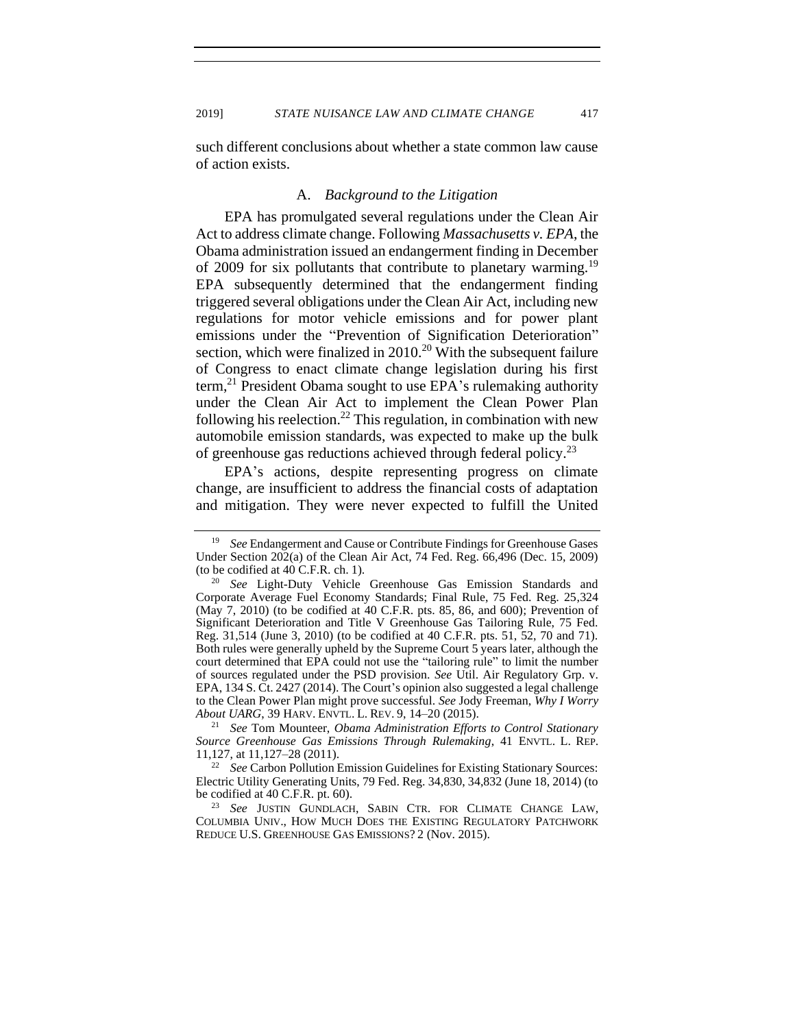such different conclusions about whether a state common law cause of action exists.

### A. *Background to the Litigation*

EPA has promulgated several regulations under the Clean Air Act to address climate change. Following *Massachusetts v. EPA*, the Obama administration issued an endangerment finding in December of 2009 for six pollutants that contribute to planetary warming.[19] EPA subsequently determined that the endangerment finding triggered several obligations under the Clean Air Act, including new regulations for motor vehicle emissions and for power plant emissions under the "Prevention of Signification Deterioration" section, which were finalized in 2010.[20] With the subsequent failure of Congress to enact climate change legislation during his first term,[21] President Obama sought to use EPA's rulemaking authority under the Clean Air Act to implement the Clean Power Plan following his reelection.[22] This regulation, in combination with new automobile emission standards, was expected to make up the bulk of greenhouse gas reductions achieved through federal policy.[23]

EPA's actions, despite representing progress on climate change, are insufficient to address the financial costs of adaptation and mitigation. They were never expected to fulfill the United

---

[19] *See* Endangerment and Cause or Contribute Findings for Greenhouse Gases Under Section 202(a) of the Clean Air Act, 74 Fed. Reg. 66,496 (Dec. 15, 2009) (to be codified at 40 C.F.R. ch. 1).

[20] *See* Light-Duty Vehicle Greenhouse Gas Emission Standards and Corporate Average Fuel Economy Standards; Final Rule, 75 Fed. Reg. 25,324 (May 7, 2010) (to be codified at 40 C.F.R. pts. 85, 86, and 600); Prevention of Significant Deterioration and Title V Greenhouse Gas Tailoring Rule, 75 Fed. Reg. 31,514 (June 3, 2010) (to be codified at 40 C.F.R. pts. 51, 52, 70 and 71). Both rules were generally upheld by the Supreme Court 5 years later, although the court determined that EPA could not use the "tailoring rule" to limit the number of sources regulated under the PSD provision. *See* Util. Air Regulatory Grp. v. EPA, 134 S. Ct. 2427 (2014). The Court's opinion also suggested a legal challenge to the Clean Power Plan might prove successful. *See* Jody Freeman, *Why I Worry About UARG*, 39 HARV. ENVTL. L. REV. 9, 14–20 (2015).

[21] *See* Tom Mounteer, *Obama Administration Efforts to Control Stationary Source Greenhouse Gas Emissions Through Rulemaking*, 41 ENVTL. L. REP. 11,127, at 11,127–28 (2011).

[22] *See* Carbon Pollution Emission Guidelines for Existing Stationary Sources: Electric Utility Generating Units, 79 Fed. Reg. 34,830, 34,832 (June 18, 2014) (to be codified at 40 C.F.R. pt. 60).

[23] *See* JUSTIN GUNDLACH, SABIN CTR. FOR CLIMATE CHANGE LAW, COLUMBIA UNIV., HOW MUCH DOES THE EXISTING REGULATORY PATCHWORK REDUCE U.S. GREENHOUSE GAS EMISSIONS? 2 (Nov. 2015).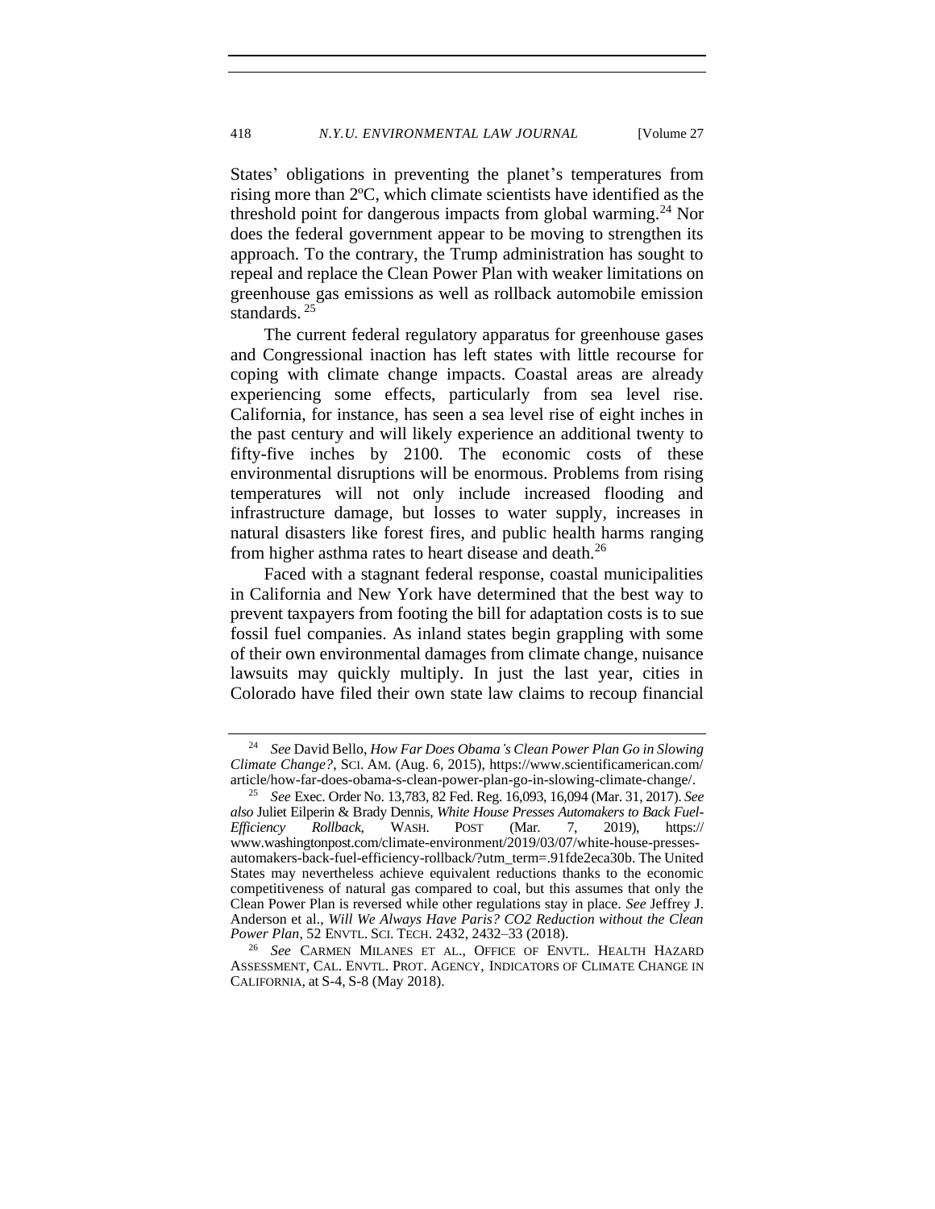States' obligations in preventing the planet's temperatures from rising more than 2ºC, which climate scientists have identified as the threshold point for dangerous impacts from global warming.[24] Nor does the federal government appear to be moving to strengthen its approach. To the contrary, the Trump administration has sought to repeal and replace the Clean Power Plan with weaker limitations on greenhouse gas emissions as well as rollback automobile emission standards. [25]

The current federal regulatory apparatus for greenhouse gases and Congressional inaction has left states with little recourse for coping with climate change impacts. Coastal areas are already experiencing some effects, particularly from sea level rise. California, for instance, has seen a sea level rise of eight inches in the past century and will likely experience an additional twenty to fifty-five inches by 2100. The economic costs of these environmental disruptions will be enormous. Problems from rising temperatures will not only include increased flooding and infrastructure damage, but losses to water supply, increases in natural disasters like forest fires, and public health harms ranging from higher asthma rates to heart disease and death.[26]

Faced with a stagnant federal response, coastal municipalities in California and New York have determined that the best way to prevent taxpayers from footing the bill for adaptation costs is to sue fossil fuel companies. As inland states begin grappling with some of their own environmental damages from climate change, nuisance lawsuits may quickly multiply. In just the last year, cities in Colorado have filed their own state law claims to recoup financial

---

[24] *See* David Bello, *How Far Does Obama's Clean Power Plan Go in Slowing Climate Change?*, SCI. AM. (Aug. 6, 2015), https://www.scientificamerican.com/article/how-far-does-obama-s-clean-power-plan-go-in-slowing-climate-change/.

[25] *See* Exec. Order No. 13,783, 82 Fed. Reg. 16,093, 16,094 (Mar. 31, 2017). *See also* Juliet Eilperin & Brady Dennis, *White House Presses Automakers to Back Fuel-Efficiency Rollback*, WASH. POST (Mar. 7, 2019), https://www.washingtonpost.com/climate-environment/2019/03/07/white-house-presses-automakers-back-fuel-efficiency-rollback/?utm_term=.91fde2eca30b. The United States may nevertheless achieve equivalent reductions thanks to the economic competitiveness of natural gas compared to coal, but this assumes that only the Clean Power Plan is reversed while other regulations stay in place. *See* Jeffrey J. Anderson et al., *Will We Always Have Paris? CO2 Reduction without the Clean Power Plan*, 52 ENVTL. SCI. TECH. 2432, 2432–33 (2018).

[26] *See* CARMEN MILANES ET AL., OFFICE OF ENVTL. HEALTH HAZARD ASSESSMENT, CAL. ENVTL. PROT. AGENCY, INDICATORS OF CLIMATE CHANGE IN CALIFORNIA, at S-4, S-8 (May 2018).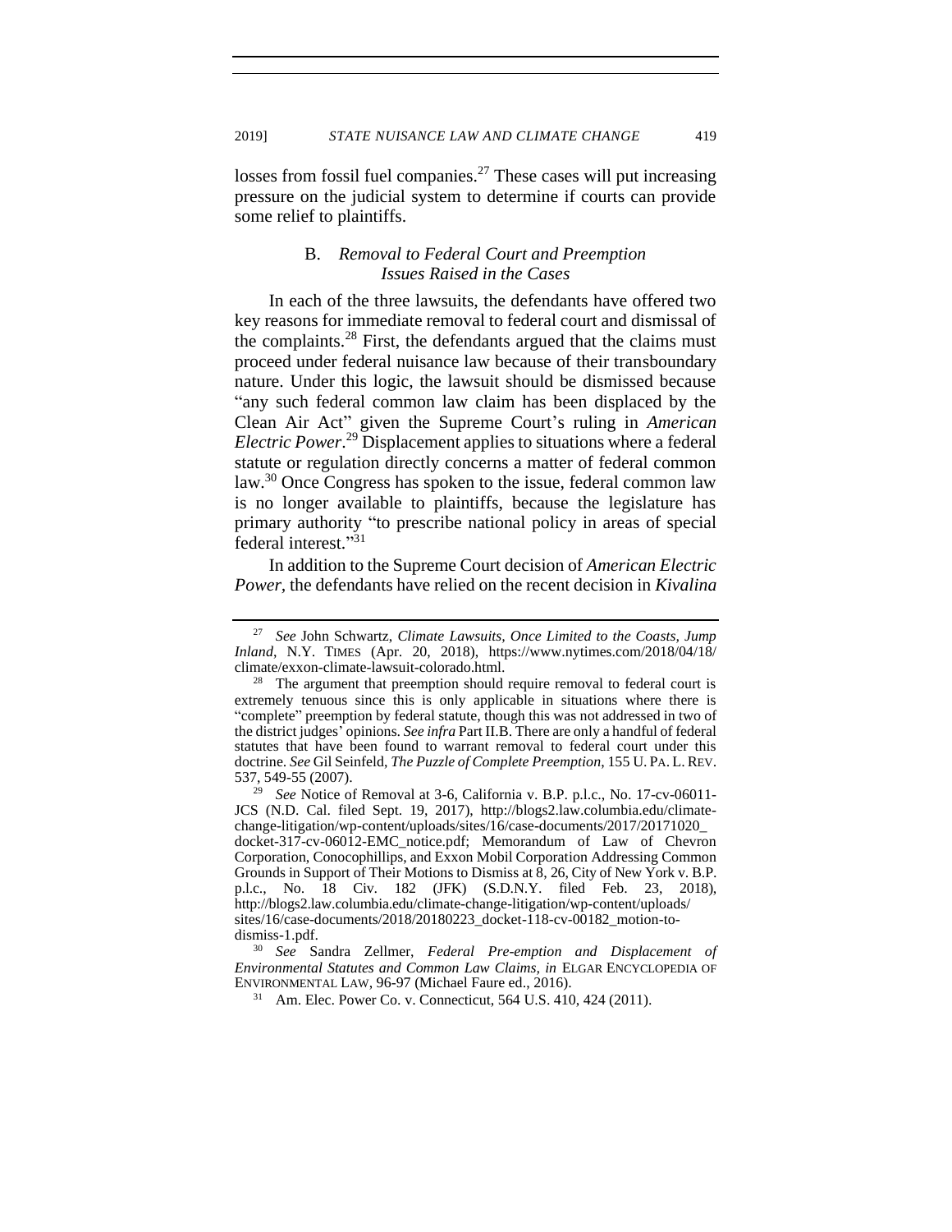losses from fossil fuel companies.[27] These cases will put increasing pressure on the judicial system to determine if courts can provide some relief to plaintiffs.

### B. *Removal to Federal Court and Preemption Issues Raised in the Cases*

In each of the three lawsuits, the defendants have offered two key reasons for immediate removal to federal court and dismissal of the complaints.[28] First, the defendants argued that the claims must proceed under federal nuisance law because of their transboundary nature. Under this logic, the lawsuit should be dismissed because "any such federal common law claim has been displaced by the Clean Air Act" given the Supreme Court's ruling in *American Electric Power*.[29] Displacement applies to situations where a federal statute or regulation directly concerns a matter of federal common law.[30] Once Congress has spoken to the issue, federal common law is no longer available to plaintiffs, because the legislature has primary authority "to prescribe national policy in areas of special federal interest."[31]

In addition to the Supreme Court decision of *American Electric Power*, the defendants have relied on the recent decision in *Kivalina*

---

[27] *See* John Schwartz, *Climate Lawsuits, Once Limited to the Coasts, Jump Inland*, N.Y. TIMES (Apr. 20, 2018), https://www.nytimes.com/2018/04/18/climate/exxon-climate-lawsuit-colorado.html.

[28] The argument that preemption should require removal to federal court is extremely tenuous since this is only applicable in situations where there is "complete" preemption by federal statute, though this was not addressed in two of the district judges' opinions. *See infra* Part II.B. There are only a handful of federal statutes that have been found to warrant removal to federal court under this doctrine. *See* Gil Seinfeld, *The Puzzle of Complete Preemption*, 155 U. PA. L. REV. 537, 549-55 (2007).

[29] *See* Notice of Removal at 3-6, California v. B.P. p.l.c., No. 17-cv-06011-JCS (N.D. Cal. filed Sept. 19, 2017), http://blogs2.law.columbia.edu/climate-change-litigation/wp-content/uploads/sites/16/case-documents/2017/20171020_docket-317-cv-06012-EMC_notice.pdf; Memorandum of Law of Chevron Corporation, Conocophillips, and Exxon Mobil Corporation Addressing Common Grounds in Support of Their Motions to Dismiss at 8, 26, City of New York v. B.P. p.l.c., No. 18 Civ. 182 (JFK) (S.D.N.Y. filed Feb. 23, 2018), http://blogs2.law.columbia.edu/climate-change-litigation/wp-content/uploads/sites/16/case-documents/2018/20180223_docket-118-cv-00182_motion-to-dismiss-1.pdf.

[30] *See* Sandra Zellmer, *Federal Pre-emption and Displacement of Environmental Statutes and Common Law Claims*, *in* ELGAR ENCYCLOPEDIA OF ENVIRONMENTAL LAW, 96-97 (Michael Faure ed., 2016).

[31] Am. Elec. Power Co. v. Connecticut, 564 U.S. 410, 424 (2011).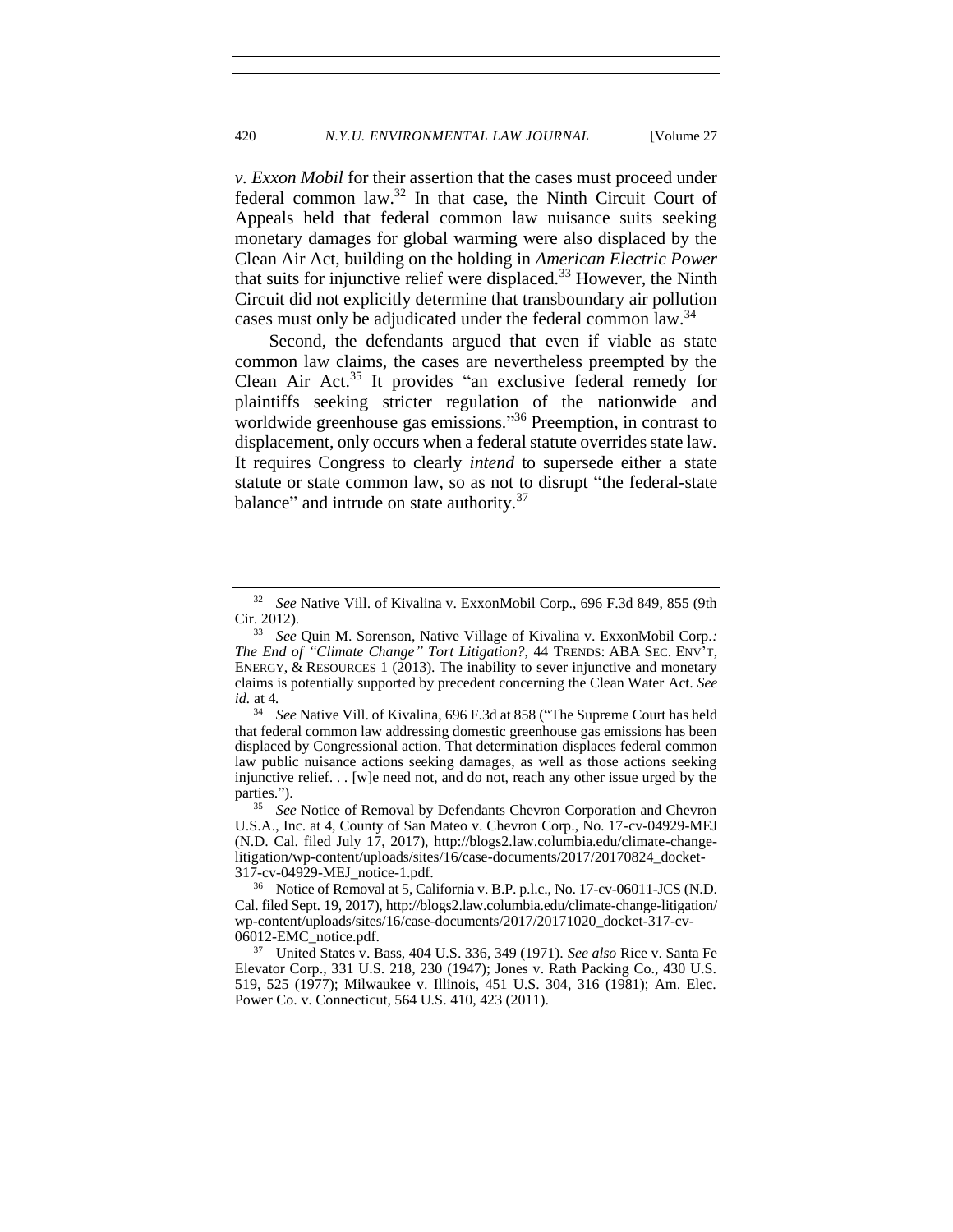*v. Exxon Mobil* for their assertion that the cases must proceed under federal common law.[32] In that case, the Ninth Circuit Court of Appeals held that federal common law nuisance suits seeking monetary damages for global warming were also displaced by the Clean Air Act, building on the holding in *American Electric Power* that suits for injunctive relief were displaced.[33] However, the Ninth Circuit did not explicitly determine that transboundary air pollution cases must only be adjudicated under the federal common law.[34]

Second, the defendants argued that even if viable as state common law claims, the cases are nevertheless preempted by the Clean Air Act.[35] It provides "an exclusive federal remedy for plaintiffs seeking stricter regulation of the nationwide and worldwide greenhouse gas emissions."[36] Preemption, in contrast to displacement, only occurs when a federal statute overrides state law. It requires Congress to clearly *intend* to supersede either a state statute or state common law, so as not to disrupt "the federal-state balance" and intrude on state authority.[37]

---

[32] *See* Native Vill. of Kivalina v. ExxonMobil Corp., 696 F.3d 849, 855 (9th Cir. 2012).

[33] *See* Quin M. Sorenson, Native Village of Kivalina v. ExxonMobil Corp.*: The End of "Climate Change" Tort Litigation?*, 44 TRENDS: ABA SEC. ENV'T, ENERGY, & RESOURCES 1 (2013). The inability to sever injunctive and monetary claims is potentially supported by precedent concerning the Clean Water Act. *See id.* at 4.

[34] *See* Native Vill. of Kivalina, 696 F.3d at 858 ("The Supreme Court has held that federal common law addressing domestic greenhouse gas emissions has been displaced by Congressional action. That determination displaces federal common law public nuisance actions seeking damages, as well as those actions seeking injunctive relief. . . [w]e need not, and do not, reach any other issue urged by the parties.").

[35] *See* Notice of Removal by Defendants Chevron Corporation and Chevron U.S.A., Inc. at 4, County of San Mateo v. Chevron Corp., No. 17-cv-04929-MEJ (N.D. Cal. filed July 17, 2017), http://blogs2.law.columbia.edu/climate-change-litigation/wp-content/uploads/sites/16/case-documents/2017/20170824_docket-317-cv-04929-MEJ_notice-1.pdf.

[36] Notice of Removal at 5, California v. B.P. p.l.c., No. 17-cv-06011-JCS (N.D. Cal. filed Sept. 19, 2017), http://blogs2.law.columbia.edu/climate-change-litigation/wp-content/uploads/sites/16/case-documents/2017/20171020_docket-317-cv-06012-EMC_notice.pdf.

[37] United States v. Bass, 404 U.S. 336, 349 (1971). *See also* Rice v. Santa Fe Elevator Corp., 331 U.S. 218, 230 (1947); Jones v. Rath Packing Co., 430 U.S. 519, 525 (1977); Milwaukee v. Illinois, 451 U.S. 304, 316 (1981); Am. Elec. Power Co. v. Connecticut, 564 U.S. 410, 423 (2011).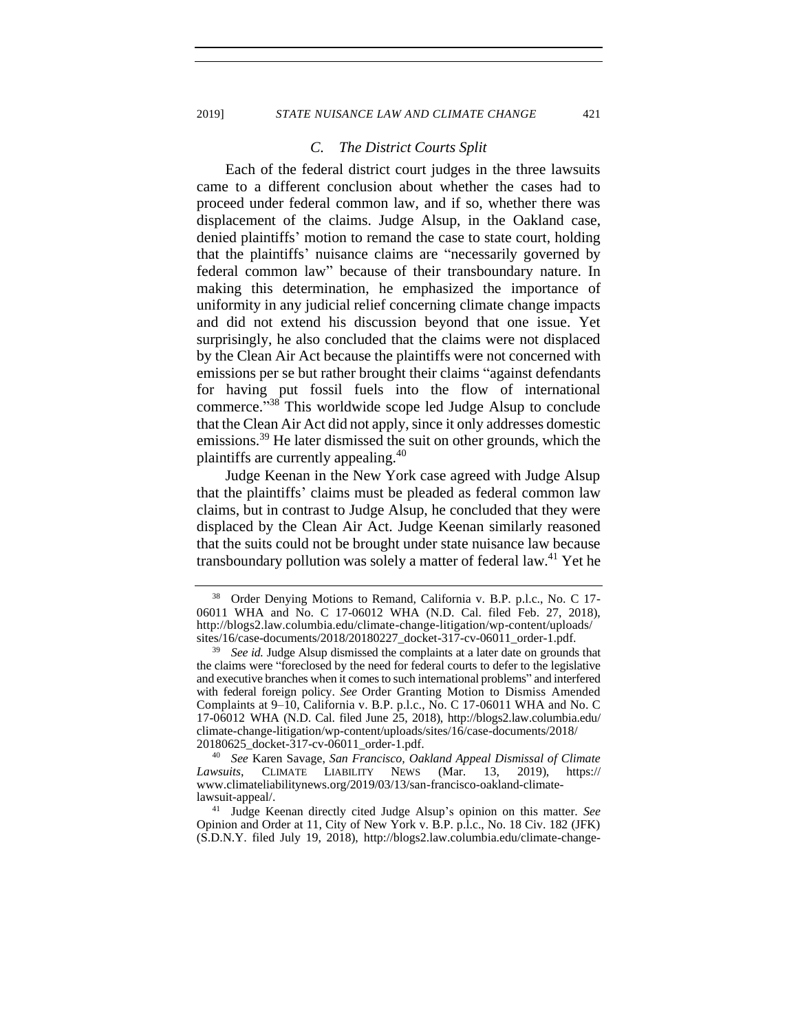### C. *The District Courts Split*

Each of the federal district court judges in the three lawsuits came to a different conclusion about whether the cases had to proceed under federal common law, and if so, whether there was displacement of the claims. Judge Alsup, in the Oakland case, denied plaintiffs' motion to remand the case to state court, holding that the plaintiffs' nuisance claims are "necessarily governed by federal common law" because of their transboundary nature. In making this determination, he emphasized the importance of uniformity in any judicial relief concerning climate change impacts and did not extend his discussion beyond that one issue. Yet surprisingly, he also concluded that the claims were not displaced by the Clean Air Act because the plaintiffs were not concerned with emissions per se but rather brought their claims "against defendants for having put fossil fuels into the flow of international commerce."[38] This worldwide scope led Judge Alsup to conclude that the Clean Air Act did not apply, since it only addresses domestic emissions.[39] He later dismissed the suit on other grounds, which the plaintiffs are currently appealing.[40]

Judge Keenan in the New York case agreed with Judge Alsup that the plaintiffs' claims must be pleaded as federal common law claims, but in contrast to Judge Alsup, he concluded that they were displaced by the Clean Air Act. Judge Keenan similarly reasoned that the suits could not be brought under state nuisance law because transboundary pollution was solely a matter of federal law.[41] Yet he

---

[38] Order Denying Motions to Remand, California v. B.P. p.l.c., No. C 17-06011 WHA and No. C 17-06012 WHA (N.D. Cal. filed Feb. 27, 2018), http://blogs2.law.columbia.edu/climate-change-litigation/wp-content/uploads/sites/16/case-documents/2018/20180227_docket-317-cv-06011_order-1.pdf.

[39] *See id.* Judge Alsup dismissed the complaints at a later date on grounds that the claims were "foreclosed by the need for federal courts to defer to the legislative and executive branches when it comes to such international problems" and interfered with federal foreign policy. *See* Order Granting Motion to Dismiss Amended Complaints at 9–10, California v. B.P. p.l.c., No. C 17-06011 WHA and No. C 17-06012 WHA (N.D. Cal. filed June 25, 2018), http://blogs2.law.columbia.edu/climate-change-litigation/wp-content/uploads/sites/16/case-documents/2018/20180625_docket-317-cv-06011_order-1.pdf.

[40] *See* Karen Savage, *San Francisco, Oakland Appeal Dismissal of Climate Lawsuits*, CLIMATE LIABILITY NEWS (Mar. 13, 2019), https://www.climateliabilitynews.org/2019/03/13/san-francisco-oakland-climate-lawsuit-appeal/.

[41] Judge Keenan directly cited Judge Alsup's opinion on this matter. *See* Opinion and Order at 11, City of New York v. B.P. p.l.c., No. 18 Civ. 182 (JFK) (S.D.N.Y. filed July 19, 2018), http://blogs2.law.columbia.edu/climate-change-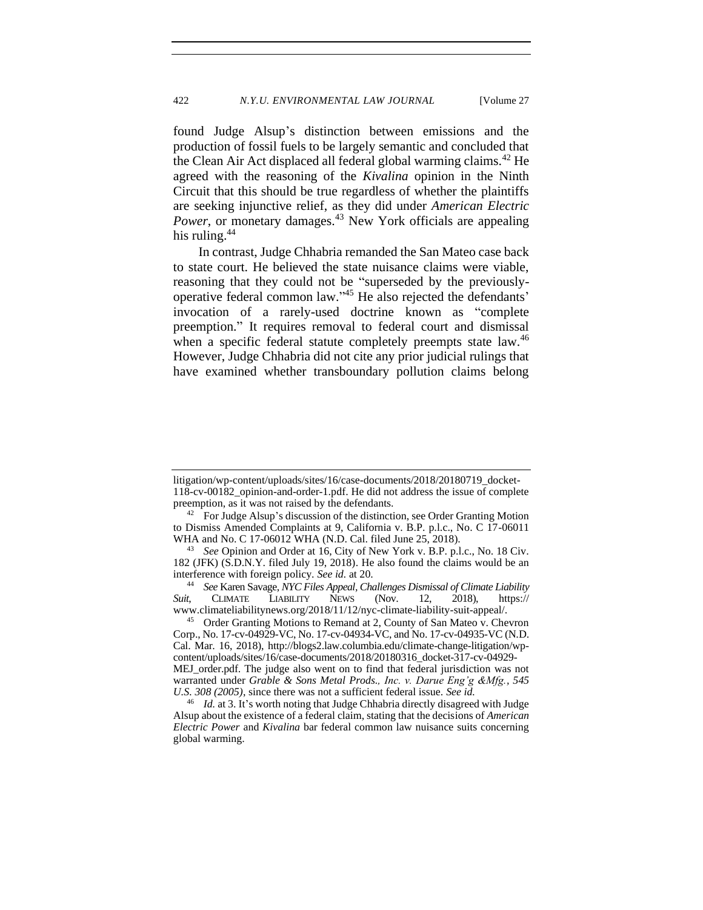found Judge Alsup's distinction between emissions and the production of fossil fuels to be largely semantic and concluded that the Clean Air Act displaced all federal global warming claims.[42] He agreed with the reasoning of the *Kivalina* opinion in the Ninth Circuit that this should be true regardless of whether the plaintiffs are seeking injunctive relief, as they did under *American Electric Power*, or monetary damages.[43] New York officials are appealing his ruling.[44]

In contrast, Judge Chhabria remanded the San Mateo case back to state court. He believed the state nuisance claims were viable, reasoning that they could not be "superseded by the previously-operative federal common law."[45] He also rejected the defendants' invocation of a rarely-used doctrine known as "complete preemption." It requires removal to federal court and dismissal when a specific federal statute completely preempts state law.[46] However, Judge Chhabria did not cite any prior judicial rulings that have examined whether transboundary pollution claims belong

---

litigation/wp-content/uploads/sites/16/case-documents/2018/20180719_docket-118-cv-00182_opinion-and-order-1.pdf. He did not address the issue of complete preemption, as it was not raised by the defendants.

[42] For Judge Alsup's discussion of the distinction, see Order Granting Motion to Dismiss Amended Complaints at 9, California v. B.P. p.l.c., No. C 17-06011 WHA and No. C 17-06012 WHA (N.D. Cal. filed June 25, 2018).

[43] *See* Opinion and Order at 16, City of New York v. B.P. p.l.c., No. 18 Civ. 182 (JFK) (S.D.N.Y. filed July 19, 2018). He also found the claims would be an interference with foreign policy. *See id.* at 20.

[44] *See* Karen Savage, *NYC Files Appeal, Challenges Dismissal of Climate Liability Suit*, CLIMATE LIABILITY NEWS (Nov. 12, 2018), https://www.climateliabilitynews.org/2018/11/12/nyc-climate-liability-suit-appeal/.

[45] Order Granting Motions to Remand at 2, County of San Mateo v. Chevron Corp., No. 17-cv-04929-VC, No. 17-cv-04934-VC, and No. 17-cv-04935-VC (N.D. Cal. Mar. 16, 2018), http://blogs2.law.columbia.edu/climate-change-litigation/wp-content/uploads/sites/16/case-documents/2018/20180316_docket-317-cv-04929-MEJ_order.pdf. The judge also went on to find that federal jurisdiction was not warranted under *Grable & Sons Metal Prods., Inc. v. Darue Eng'g &Mfg., 545 U.S. 308 (2005)*, since there was not a sufficient federal issue. *See id.*

[46] *Id.* at 3. It's worth noting that Judge Chhabria directly disagreed with Judge Alsup about the existence of a federal claim, stating that the decisions of *American Electric Power* and *Kivalina* bar federal common law nuisance suits concerning global warming.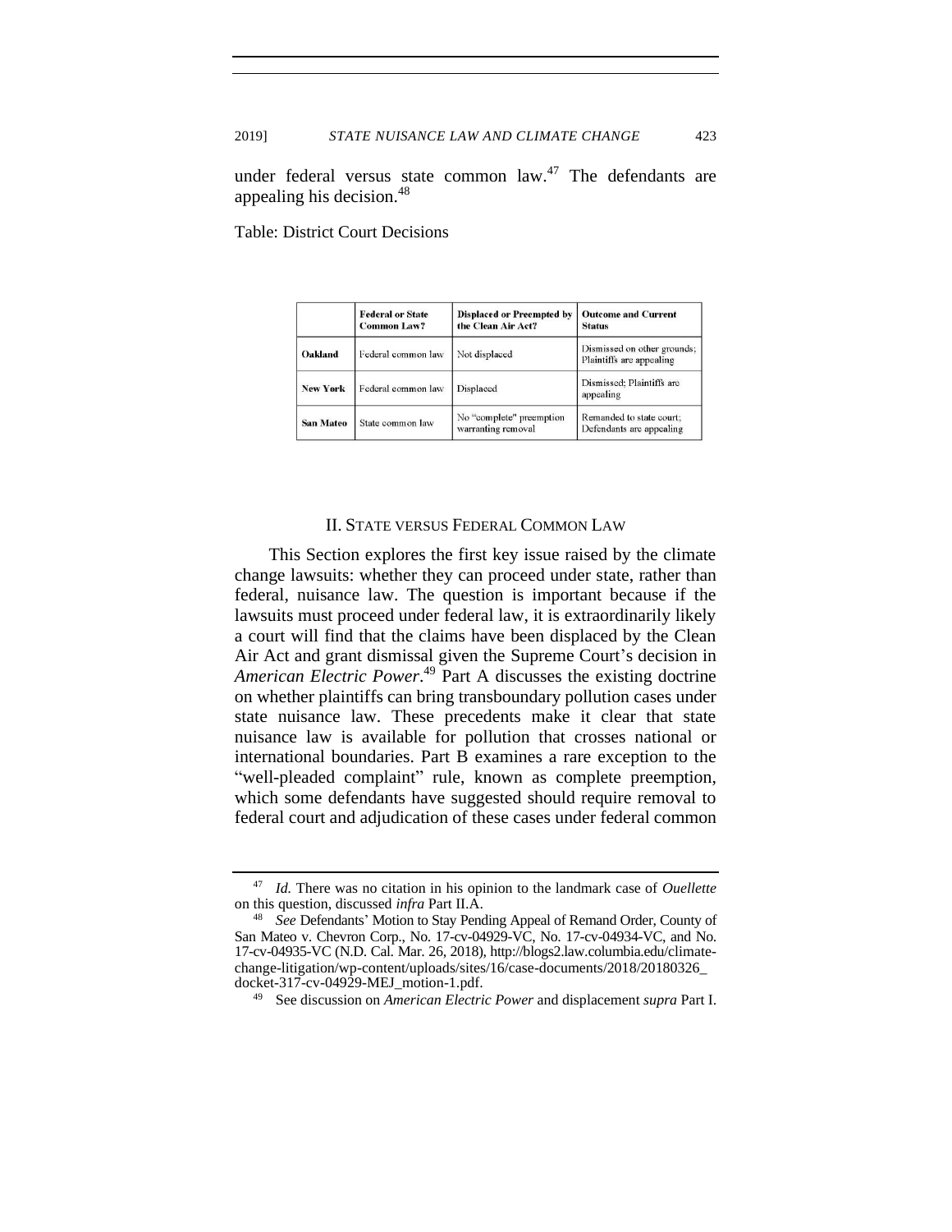under federal versus state common law.[47] The defendants are appealing his decision.[48]

Table: District Court Decisions

| | Federal or State Common Law? | Displaced or Preempted by the Clean Air Act? | Outcome and Current Status |
|---|---|---|---|
| **Oakland** | Federal common law | Not displaced | Dismissed on other grounds; Plaintiffs are appealing |
| **New York** | Federal common law | Displaced | Dismissed; Plaintiffs are appealing |
| **San Mateo** | State common law | No "complete" preemption warranting removal | Remanded to state court; Defendants are appealing |

## II. STATE VERSUS FEDERAL COMMON LAW

This Section explores the first key issue raised by the climate change lawsuits: whether they can proceed under state, rather than federal, nuisance law. The question is important because if the lawsuits must proceed under federal law, it is extraordinarily likely a court will find that the claims have been displaced by the Clean Air Act and grant dismissal given the Supreme Court's decision in *American Electric Power*.[49] Part A discusses the existing doctrine on whether plaintiffs can bring transboundary pollution cases under state nuisance law. These precedents make it clear that state nuisance law is available for pollution that crosses national or international boundaries. Part B examines a rare exception to the "well-pleaded complaint" rule, known as complete preemption, which some defendants have suggested should require removal to federal court and adjudication of these cases under federal common

---

[47] *Id.* There was no citation in his opinion to the landmark case of *Ouellette* on this question, discussed *infra* Part II.A.

[48] *See* Defendants' Motion to Stay Pending Appeal of Remand Order, County of San Mateo v. Chevron Corp., No. 17-cv-04929-VC, No. 17-cv-04934-VC, and No. 17-cv-04935-VC (N.D. Cal. Mar. 26, 2018), http://blogs2.law.columbia.edu/climate-change-litigation/wp-content/uploads/sites/16/case-documents/2018/20180326_docket-317-cv-04929-MEJ_motion-1.pdf.

[49] See discussion on *American Electric Power* and displacement *supra* Part I.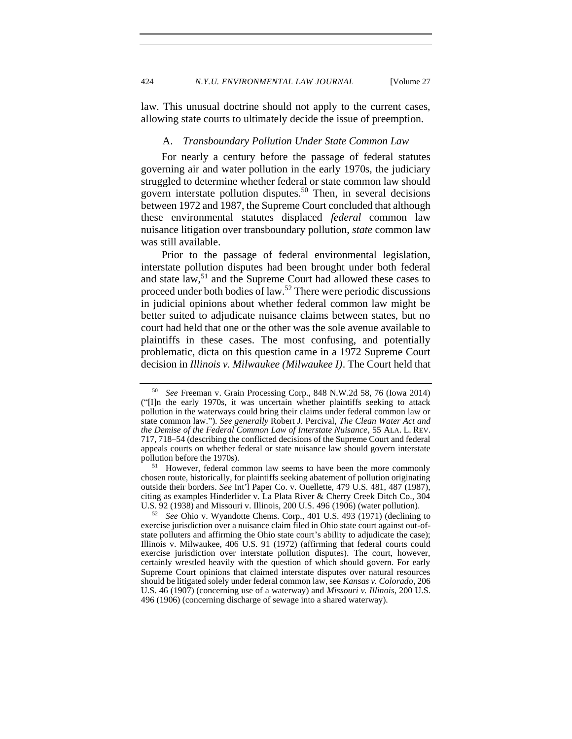law. This unusual doctrine should not apply to the current cases, allowing state courts to ultimately decide the issue of preemption.

### A. *Transboundary Pollution Under State Common Law*

For nearly a century before the passage of federal statutes governing air and water pollution in the early 1970s, the judiciary struggled to determine whether federal or state common law should govern interstate pollution disputes.[50] Then, in several decisions between 1972 and 1987, the Supreme Court concluded that although these environmental statutes displaced *federal* common law nuisance litigation over transboundary pollution, *state* common law was still available.

Prior to the passage of federal environmental legislation, interstate pollution disputes had been brought under both federal and state law,[51] and the Supreme Court had allowed these cases to proceed under both bodies of law.[52] There were periodic discussions in judicial opinions about whether federal common law might be better suited to adjudicate nuisance claims between states, but no court had held that one or the other was the sole avenue available to plaintiffs in these cases. The most confusing, and potentially problematic, dicta on this question came in a 1972 Supreme Court decision in *Illinois v. Milwaukee (Milwaukee I)*. The Court held that

---

[50] *See* Freeman v. Grain Processing Corp., 848 N.W.2d 58, 76 (Iowa 2014) ("[I]n the early 1970s, it was uncertain whether plaintiffs seeking to attack pollution in the waterways could bring their claims under federal common law or state common law."). *See generally* Robert J. Percival, *The Clean Water Act and the Demise of the Federal Common Law of Interstate Nuisance*, 55 ALA. L. REV. 717, 718–54 (describing the conflicted decisions of the Supreme Court and federal appeals courts on whether federal or state nuisance law should govern interstate pollution before the 1970s).

[51] However, federal common law seems to have been the more commonly chosen route, historically, for plaintiffs seeking abatement of pollution originating outside their borders. *See* Int'l Paper Co. v. Ouellette, 479 U.S. 481, 487 (1987), citing as examples Hinderlider v. La Plata River & Cherry Creek Ditch Co., 304 U.S. 92 (1938) and Missouri v. Illinois, 200 U.S. 496 (1906) (water pollution).

[52] *See* Ohio v. Wyandotte Chems. Corp., 401 U.S. 493 (1971) (declining to exercise jurisdiction over a nuisance claim filed in Ohio state court against out-of-state polluters and affirming the Ohio state court's ability to adjudicate the case); Illinois v. Milwaukee, 406 U.S. 91 (1972) (affirming that federal courts could exercise jurisdiction over interstate pollution disputes). The court, however, certainly wrestled heavily with the question of which should govern. For early Supreme Court opinions that claimed interstate disputes over natural resources should be litigated solely under federal common law, see *Kansas v. Colorado*, 206 U.S. 46 (1907) (concerning use of a waterway) and *Missouri v. Illinois*, 200 U.S. 496 (1906) (concerning discharge of sewage into a shared waterway).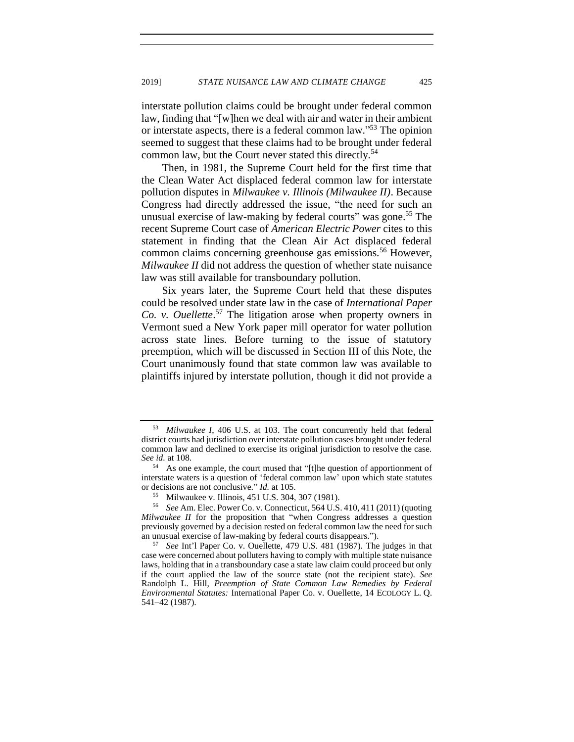interstate pollution claims could be brought under federal common law, finding that "[w]hen we deal with air and water in their ambient or interstate aspects, there is a federal common law."[53] The opinion seemed to suggest that these claims had to be brought under federal common law, but the Court never stated this directly.[54]

Then, in 1981, the Supreme Court held for the first time that the Clean Water Act displaced federal common law for interstate pollution disputes in *Milwaukee v. Illinois (Milwaukee II)*. Because Congress had directly addressed the issue, "the need for such an unusual exercise of law-making by federal courts" was gone.[55] The recent Supreme Court case of *American Electric Power* cites to this statement in finding that the Clean Air Act displaced federal common claims concerning greenhouse gas emissions.[56] However, *Milwaukee II* did not address the question of whether state nuisance law was still available for transboundary pollution.

Six years later, the Supreme Court held that these disputes could be resolved under state law in the case of *International Paper Co. v. Ouellette*.[57] The litigation arose when property owners in Vermont sued a New York paper mill operator for water pollution across state lines. Before turning to the issue of statutory preemption, which will be discussed in Section III of this Note, the Court unanimously found that state common law was available to plaintiffs injured by interstate pollution, though it did not provide a

---

[53] *Milwaukee I*, 406 U.S. at 103. The court concurrently held that federal district courts had jurisdiction over interstate pollution cases brought under federal common law and declined to exercise its original jurisdiction to resolve the case. *See id.* at 108.

[54] As one example, the court mused that "[t]he question of apportionment of interstate waters is a question of 'federal common law' upon which state statutes or decisions are not conclusive." *Id.* at 105.

[55] Milwaukee v. Illinois, 451 U.S. 304, 307 (1981).

[56] *See* Am. Elec. Power Co. v. Connecticut, 564 U.S. 410, 411 (2011) (quoting *Milwaukee II* for the proposition that "when Congress addresses a question previously governed by a decision rested on federal common law the need for such an unusual exercise of law-making by federal courts disappears.").

[57] *See* Int'l Paper Co. v. Ouellette, 479 U.S. 481 (1987). The judges in that case were concerned about polluters having to comply with multiple state nuisance laws, holding that in a transboundary case a state law claim could proceed but only if the court applied the law of the source state (not the recipient state). *See* Randolph L. Hill, *Preemption of State Common Law Remedies by Federal Environmental Statutes:* International Paper Co. v. Ouellette, 14 ECOLOGY L. Q. 541–42 (1987).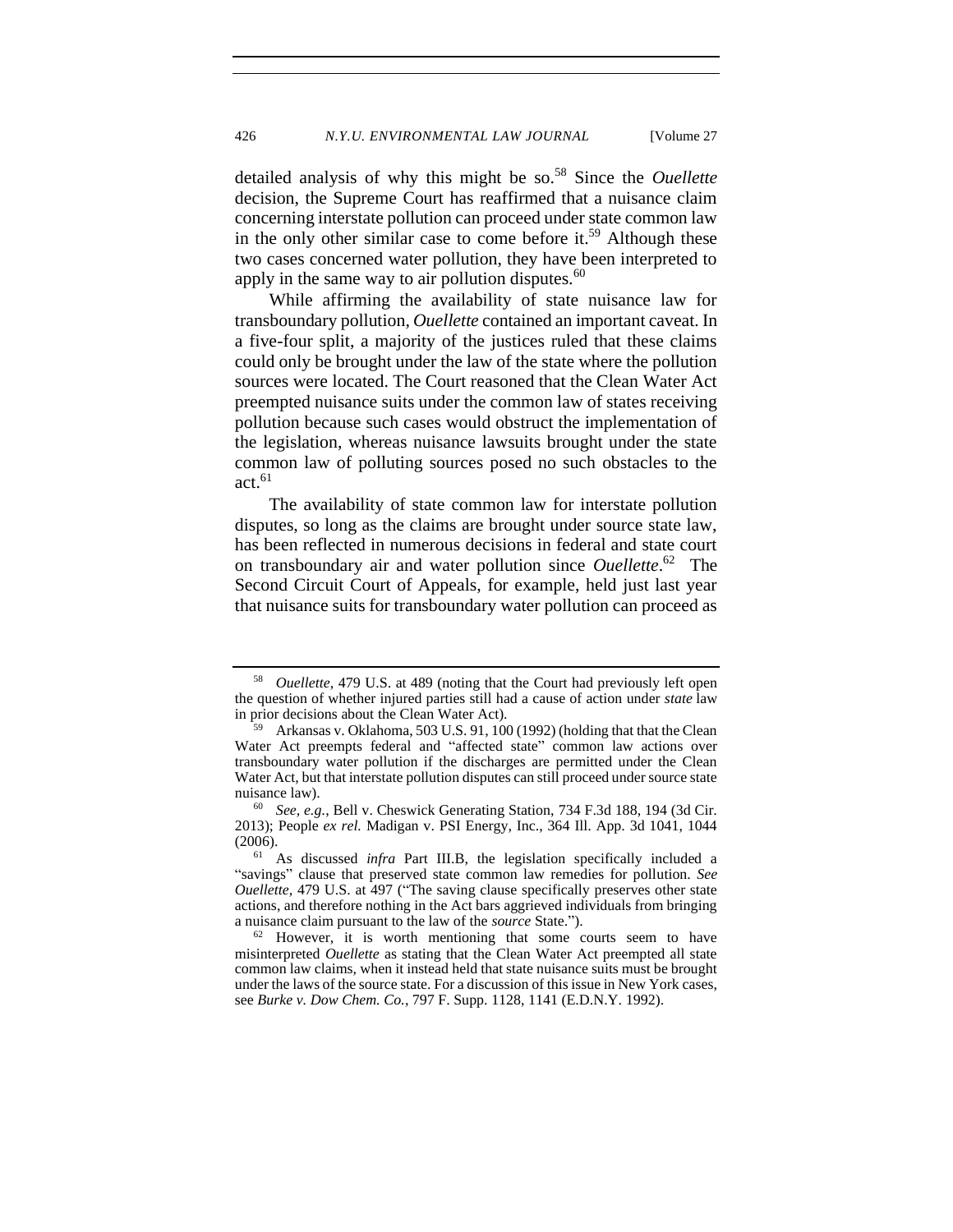detailed analysis of why this might be so.[58] Since the *Ouellette* decision, the Supreme Court has reaffirmed that a nuisance claim concerning interstate pollution can proceed under state common law in the only other similar case to come before it.[59] Although these two cases concerned water pollution, they have been interpreted to apply in the same way to air pollution disputes.[60]

While affirming the availability of state nuisance law for transboundary pollution, *Ouellette* contained an important caveat. In a five-four split, a majority of the justices ruled that these claims could only be brought under the law of the state where the pollution sources were located. The Court reasoned that the Clean Water Act preempted nuisance suits under the common law of states receiving pollution because such cases would obstruct the implementation of the legislation, whereas nuisance lawsuits brought under the state common law of polluting sources posed no such obstacles to the act.[61]

The availability of state common law for interstate pollution disputes, so long as the claims are brought under source state law, has been reflected in numerous decisions in federal and state court on transboundary air and water pollution since *Ouellette*.[62] The Second Circuit Court of Appeals, for example, held just last year that nuisance suits for transboundary water pollution can proceed as

---

[58] *Ouellette*, 479 U.S. at 489 (noting that the Court had previously left open the question of whether injured parties still had a cause of action under *state* law in prior decisions about the Clean Water Act).

[59] Arkansas v. Oklahoma, 503 U.S. 91, 100 (1992) (holding that that the Clean Water Act preempts federal and "affected state" common law actions over transboundary water pollution if the discharges are permitted under the Clean Water Act, but that interstate pollution disputes can still proceed under source state nuisance law).

[60] *See, e.g.*, Bell v. Cheswick Generating Station, 734 F.3d 188, 194 (3d Cir. 2013); People *ex rel.* Madigan v. PSI Energy, Inc., 364 Ill. App. 3d 1041, 1044 (2006).

[61] As discussed *infra* Part III.B, the legislation specifically included a "savings" clause that preserved state common law remedies for pollution. *See Ouellette*, 479 U.S. at 497 ("The saving clause specifically preserves other state actions, and therefore nothing in the Act bars aggrieved individuals from bringing a nuisance claim pursuant to the law of the *source* State.").

[62] However, it is worth mentioning that some courts seem to have misinterpreted *Ouellette* as stating that the Clean Water Act preempted all state common law claims, when it instead held that state nuisance suits must be brought under the laws of the source state. For a discussion of this issue in New York cases, see *Burke v. Dow Chem. Co.*, 797 F. Supp. 1128, 1141 (E.D.N.Y. 1992).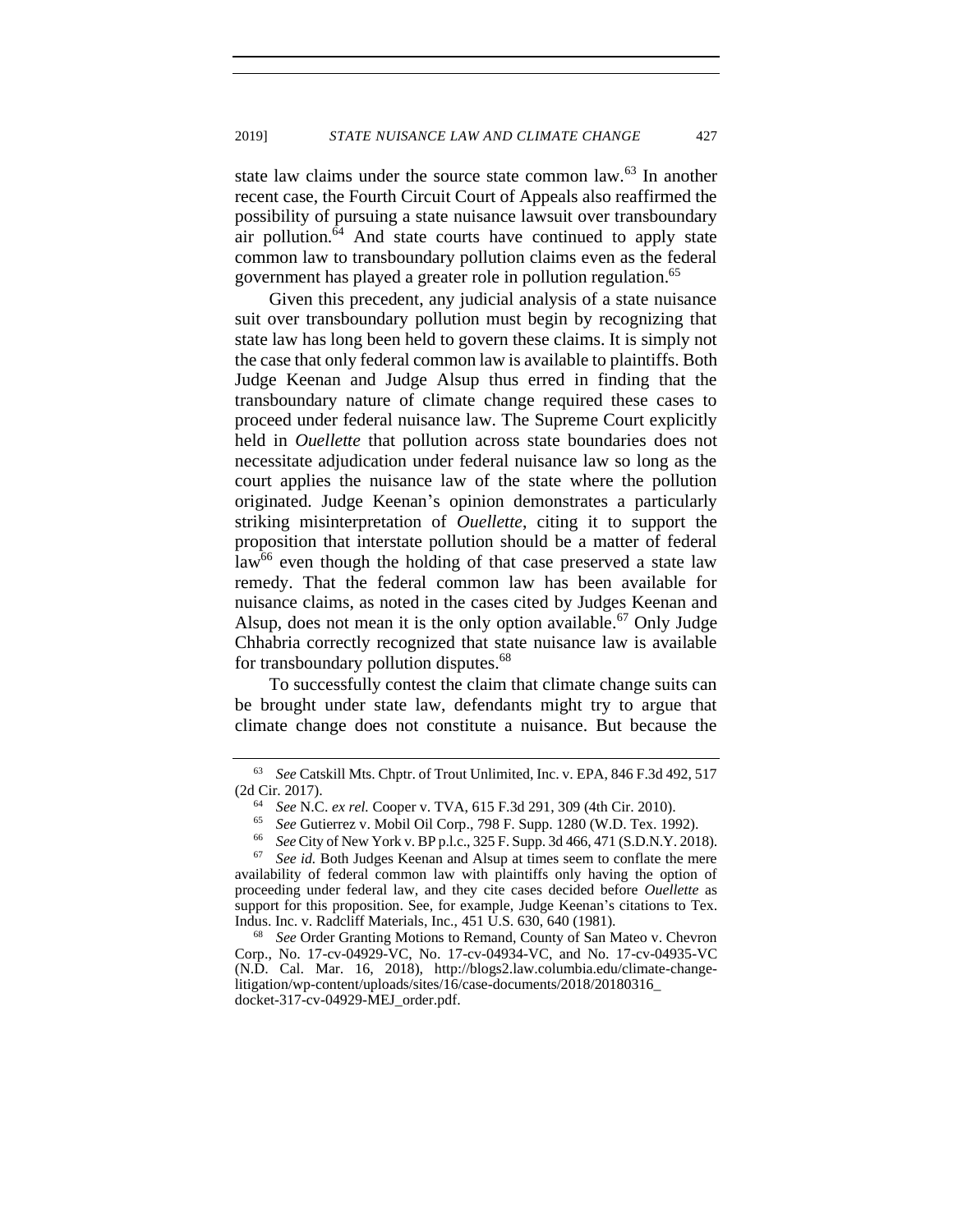state law claims under the source state common law.[63] In another recent case, the Fourth Circuit Court of Appeals also reaffirmed the possibility of pursuing a state nuisance lawsuit over transboundary air pollution.[64] And state courts have continued to apply state common law to transboundary pollution claims even as the federal government has played a greater role in pollution regulation.[65]

Given this precedent, any judicial analysis of a state nuisance suit over transboundary pollution must begin by recognizing that state law has long been held to govern these claims. It is simply not the case that only federal common law is available to plaintiffs. Both Judge Keenan and Judge Alsup thus erred in finding that the transboundary nature of climate change required these cases to proceed under federal nuisance law. The Supreme Court explicitly held in *Ouellette* that pollution across state boundaries does not necessitate adjudication under federal nuisance law so long as the court applies the nuisance law of the state where the pollution originated. Judge Keenan's opinion demonstrates a particularly striking misinterpretation of *Ouellette*, citing it to support the proposition that interstate pollution should be a matter of federal law[66] even though the holding of that case preserved a state law remedy. That the federal common law has been available for nuisance claims, as noted in the cases cited by Judges Keenan and Alsup, does not mean it is the only option available.[67] Only Judge Chhabria correctly recognized that state nuisance law is available for transboundary pollution disputes.[68]

To successfully contest the claim that climate change suits can be brought under state law, defendants might try to argue that climate change does not constitute a nuisance. But because the

---

[63] *See* Catskill Mts. Chptr. of Trout Unlimited, Inc. v. EPA, 846 F.3d 492, 517 (2d Cir. 2017).

[64] *See* N.C. *ex rel.* Cooper v. TVA, 615 F.3d 291, 309 (4th Cir. 2010).

[65] *See* Gutierrez v. Mobil Oil Corp., 798 F. Supp. 1280 (W.D. Tex. 1992).

[66] *See* City of New York v. BP p.l.c., 325 F. Supp. 3d 466, 471 (S.D.N.Y. 2018).

[67] *See id.* Both Judges Keenan and Alsup at times seem to conflate the mere availability of federal common law with plaintiffs only having the option of proceeding under federal law, and they cite cases decided before *Ouellette* as support for this proposition. See, for example, Judge Keenan's citations to Tex. Indus. Inc. v. Radcliff Materials, Inc., 451 U.S. 630, 640 (1981).

[68] *See* Order Granting Motions to Remand, County of San Mateo v. Chevron Corp., No. 17-cv-04929-VC, No. 17-cv-04934-VC, and No. 17-cv-04935-VC (N.D. Cal. Mar. 16, 2018), http://blogs2.law.columbia.edu/climate-change-litigation/wp-content/uploads/sites/16/case-documents/2018/20180316_docket-317-cv-04929-MEJ_order.pdf.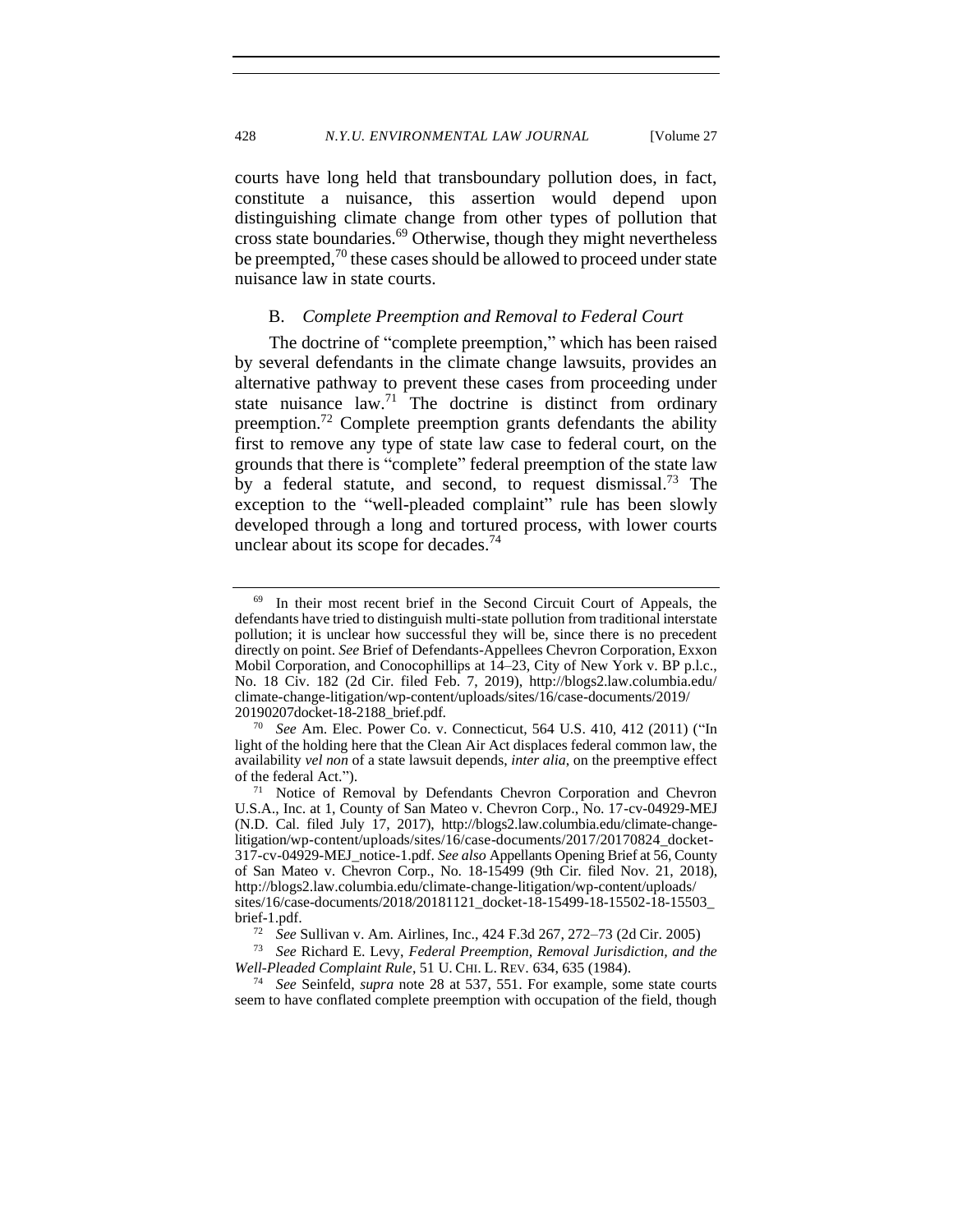courts have long held that transboundary pollution does, in fact, constitute a nuisance, this assertion would depend upon distinguishing climate change from other types of pollution that cross state boundaries.[69] Otherwise, though they might nevertheless be preempted,[70] these cases should be allowed to proceed under state nuisance law in state courts.

### B. *Complete Preemption and Removal to Federal Court*

The doctrine of "complete preemption," which has been raised by several defendants in the climate change lawsuits, provides an alternative pathway to prevent these cases from proceeding under state nuisance law.[71] The doctrine is distinct from ordinary preemption.[72] Complete preemption grants defendants the ability first to remove any type of state law case to federal court, on the grounds that there is "complete" federal preemption of the state law by a federal statute, and second, to request dismissal.[73] The exception to the "well-pleaded complaint" rule has been slowly developed through a long and tortured process, with lower courts unclear about its scope for decades.[74]

---

[69] In their most recent brief in the Second Circuit Court of Appeals, the defendants have tried to distinguish multi-state pollution from traditional interstate pollution; it is unclear how successful they will be, since there is no precedent directly on point. *See* Brief of Defendants-Appellees Chevron Corporation, Exxon Mobil Corporation, and Conocophillips at 14–23, City of New York v. BP p.l.c., No. 18 Civ. 182 (2d Cir. filed Feb. 7, 2019), http://blogs2.law.columbia.edu/climate-change-litigation/wp-content/uploads/sites/16/case-documents/2019/20190207docket-18-2188_brief.pdf.

[70] *See* Am. Elec. Power Co. v. Connecticut, 564 U.S. 410, 412 (2011) ("In light of the holding here that the Clean Air Act displaces federal common law, the availability *vel non* of a state lawsuit depends, *inter alia*, on the preemptive effect of the federal Act.").

[71] Notice of Removal by Defendants Chevron Corporation and Chevron U.S.A., Inc. at 1, County of San Mateo v. Chevron Corp., No. 17-cv-04929-MEJ (N.D. Cal. filed July 17, 2017), http://blogs2.law.columbia.edu/climate-change-litigation/wp-content/uploads/sites/16/case-documents/2017/20170824_docket-317-cv-04929-MEJ_notice-1.pdf. *See also* Appellants Opening Brief at 56, County of San Mateo v. Chevron Corp., No. 18-15499 (9th Cir. filed Nov. 21, 2018), http://blogs2.law.columbia.edu/climate-change-litigation/wp-content/uploads/sites/16/case-documents/2018/20181121_docket-18-15499-18-15502-18-15503_brief-1.pdf.

[72] *See* Sullivan v. Am. Airlines, Inc., 424 F.3d 267, 272–73 (2d Cir. 2005)

[73] *See* Richard E. Levy, *Federal Preemption, Removal Jurisdiction, and the Well-Pleaded Complaint Rule*, 51 U. CHI. L. REV. 634, 635 (1984).

[74] *See* Seinfeld, *supra* note 28 at 537, 551. For example, some state courts seem to have conflated complete preemption with occupation of the field, though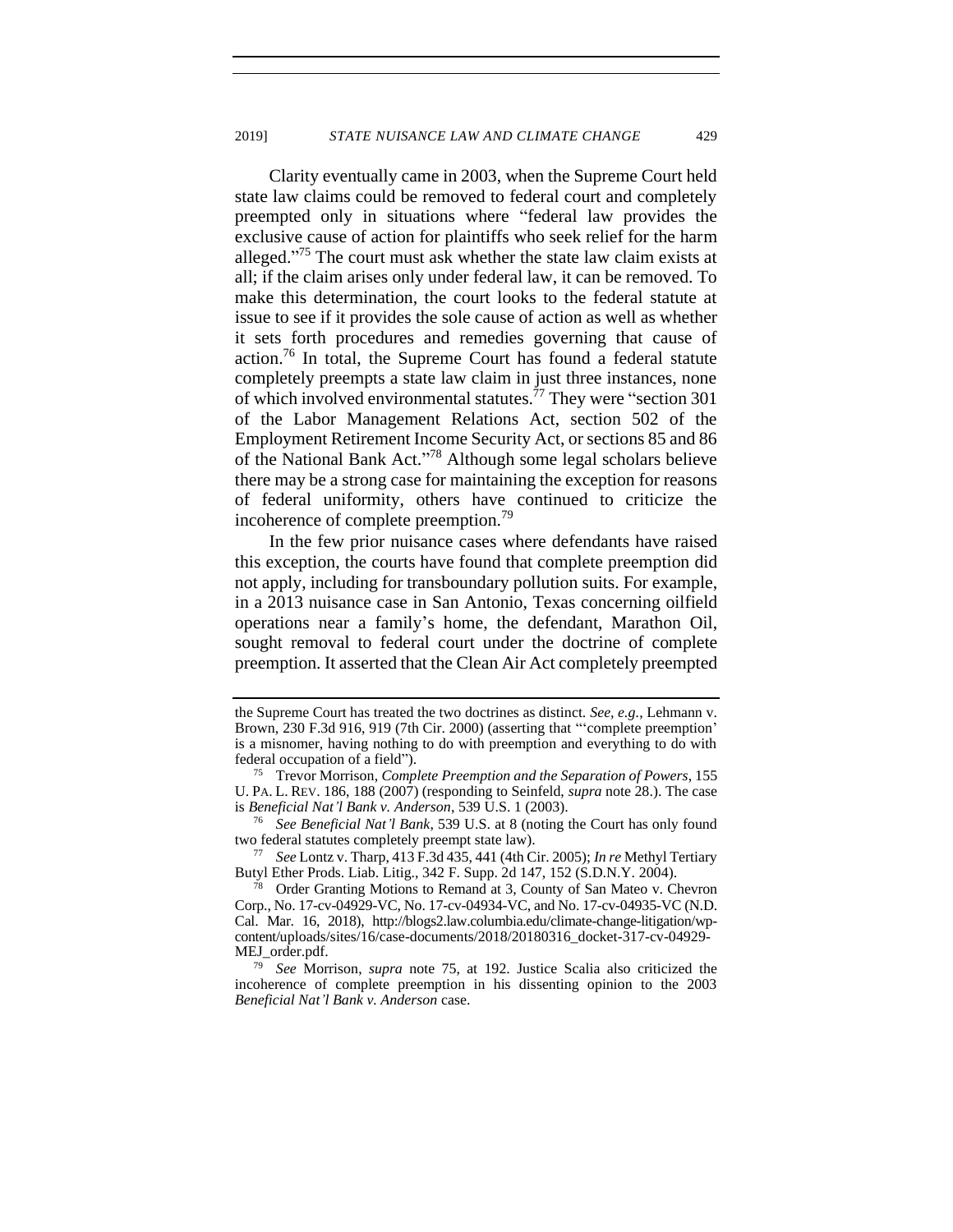Clarity eventually came in 2003, when the Supreme Court held state law claims could be removed to federal court and completely preempted only in situations where "federal law provides the exclusive cause of action for plaintiffs who seek relief for the harm alleged."[75] The court must ask whether the state law claim exists at all; if the claim arises only under federal law, it can be removed. To make this determination, the court looks to the federal statute at issue to see if it provides the sole cause of action as well as whether it sets forth procedures and remedies governing that cause of action.[76] In total, the Supreme Court has found a federal statute completely preempts a state law claim in just three instances, none of which involved environmental statutes.[77] They were "section 301 of the Labor Management Relations Act, section 502 of the Employment Retirement Income Security Act, or sections 85 and 86 of the National Bank Act."[78] Although some legal scholars believe there may be a strong case for maintaining the exception for reasons of federal uniformity, others have continued to criticize the incoherence of complete preemption.[79]

In the few prior nuisance cases where defendants have raised this exception, the courts have found that complete preemption did not apply, including for transboundary pollution suits. For example, in a 2013 nuisance case in San Antonio, Texas concerning oilfield operations near a family's home, the defendant, Marathon Oil, sought removal to federal court under the doctrine of complete preemption. It asserted that the Clean Air Act completely preempted

---

the Supreme Court has treated the two doctrines as distinct. *See, e.g.*, Lehmann v. Brown, 230 F.3d 916, 919 (7th Cir. 2000) (asserting that "'complete preemption' is a misnomer, having nothing to do with preemption and everything to do with federal occupation of a field").

[75] Trevor Morrison, *Complete Preemption and the Separation of Powers*, 155 U. PA. L. REV. 186, 188 (2007) (responding to Seinfeld, *supra* note 28.). The case is *Beneficial Nat'l Bank v. Anderson*, 539 U.S. 1 (2003).

[76] *See Beneficial Nat'l Bank*, 539 U.S. at 8 (noting the Court has only found two federal statutes completely preempt state law).

[77] *See* Lontz v. Tharp, 413 F.3d 435, 441 (4th Cir. 2005); *In re* Methyl Tertiary Butyl Ether Prods. Liab. Litig., 342 F. Supp. 2d 147, 152 (S.D.N.Y. 2004).

[78] Order Granting Motions to Remand at 3, County of San Mateo v. Chevron Corp., No. 17-cv-04929-VC, No. 17-cv-04934-VC, and No. 17-cv-04935-VC (N.D. Cal. Mar. 16, 2018), http://blogs2.law.columbia.edu/climate-change-litigation/wp-content/uploads/sites/16/case-documents/2018/20180316_docket-317-cv-04929-MEJ_order.pdf.

[79] *See* Morrison, *supra* note 75, at 192. Justice Scalia also criticized the incoherence of complete preemption in his dissenting opinion to the 2003 *Beneficial Nat'l Bank v. Anderson* case.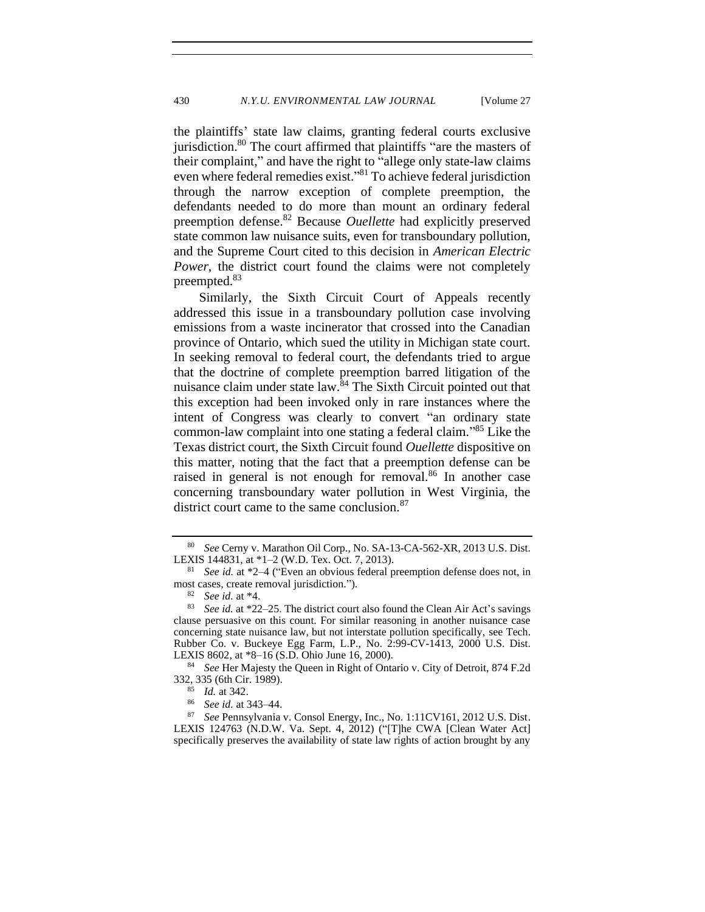the plaintiffs' state law claims, granting federal courts exclusive jurisdiction.[80] The court affirmed that plaintiffs "are the masters of their complaint," and have the right to "allege only state-law claims even where federal remedies exist."[81] To achieve federal jurisdiction through the narrow exception of complete preemption, the defendants needed to do more than mount an ordinary federal preemption defense.[82] Because *Ouellette* had explicitly preserved state common law nuisance suits, even for transboundary pollution, and the Supreme Court cited to this decision in *American Electric Power*, the district court found the claims were not completely preempted.[83]

Similarly, the Sixth Circuit Court of Appeals recently addressed this issue in a transboundary pollution case involving emissions from a waste incinerator that crossed into the Canadian province of Ontario, which sued the utility in Michigan state court. In seeking removal to federal court, the defendants tried to argue that the doctrine of complete preemption barred litigation of the nuisance claim under state law.[84] The Sixth Circuit pointed out that this exception had been invoked only in rare instances where the intent of Congress was clearly to convert "an ordinary state common-law complaint into one stating a federal claim."[85] Like the Texas district court, the Sixth Circuit found *Ouellette* dispositive on this matter, noting that the fact that a preemption defense can be raised in general is not enough for removal.[86] In another case concerning transboundary water pollution in West Virginia, the district court came to the same conclusion.[87]

---

[80] *See* Cerny v. Marathon Oil Corp., No. SA-13-CA-562-XR, 2013 U.S. Dist. LEXIS 144831, at *1–2 (W.D. Tex. Oct. 7, 2013).

[81] *See id.* at *2–4 ("Even an obvious federal preemption defense does not, in most cases, create removal jurisdiction.").

[82] *See id.* at *4.

[83] *See id.* at *22–25. The district court also found the Clean Air Act's savings clause persuasive on this count. For similar reasoning in another nuisance case concerning state nuisance law, but not interstate pollution specifically, see Tech. Rubber Co. v. Buckeye Egg Farm, L.P., No. 2:99-CV-1413, 2000 U.S. Dist. LEXIS 8602, at *8–16 (S.D. Ohio June 16, 2000).

[84] *See* Her Majesty the Queen in Right of Ontario v. City of Detroit, 874 F.2d 332, 335 (6th Cir. 1989).

[85] *Id.* at 342.

[86] *See id.* at 343–44.

[87] *See* Pennsylvania v. Consol Energy, Inc., No. 1:11CV161, 2012 U.S. Dist. LEXIS 124763 (N.D.W. Va. Sept. 4, 2012) ("[T]he CWA [Clean Water Act] specifically preserves the availability of state law rights of action brought by any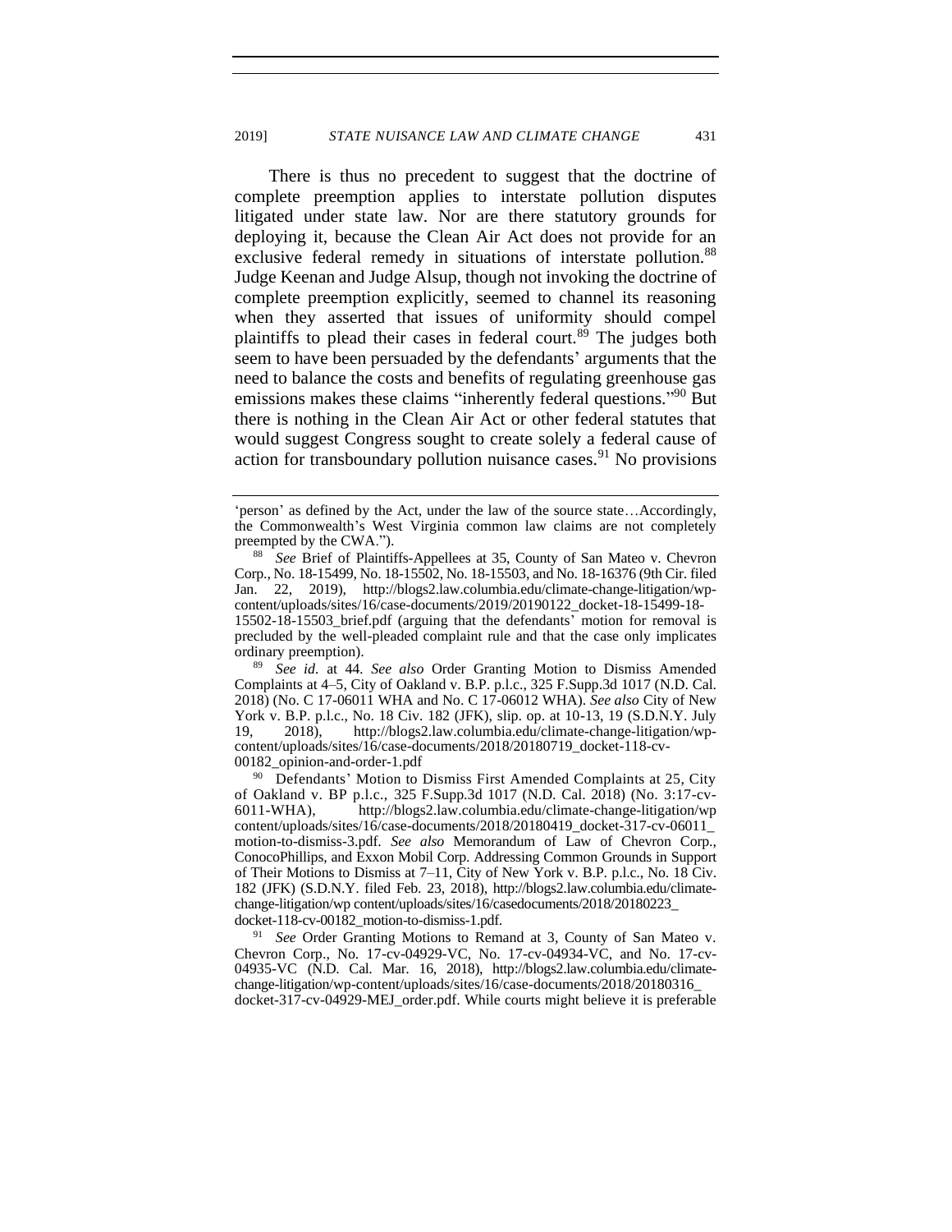There is thus no precedent to suggest that the doctrine of complete preemption applies to interstate pollution disputes litigated under state law. Nor are there statutory grounds for deploying it, because the Clean Air Act does not provide for an exclusive federal remedy in situations of interstate pollution.[88] Judge Keenan and Judge Alsup, though not invoking the doctrine of complete preemption explicitly, seemed to channel its reasoning when they asserted that issues of uniformity should compel plaintiffs to plead their cases in federal court.[89] The judges both seem to have been persuaded by the defendants' arguments that the need to balance the costs and benefits of regulating greenhouse gas emissions makes these claims "inherently federal questions."[90] But there is nothing in the Clean Air Act or other federal statutes that would suggest Congress sought to create solely a federal cause of action for transboundary pollution nuisance cases.[91] No provisions

---

'person' as defined by the Act, under the law of the source state…Accordingly, the Commonwealth's West Virginia common law claims are not completely preempted by the CWA.").

[88] *See* Brief of Plaintiffs-Appellees at 35, County of San Mateo v. Chevron Corp., No. 18-15499, No. 18-15502, No. 18-15503, and No. 18-16376 (9th Cir. filed Jan. 22, 2019), http://blogs2.law.columbia.edu/climate-change-litigation/wp-content/uploads/sites/16/case-documents/2019/20190122_docket-18-15499-18-15502-18-15503_brief.pdf (arguing that the defendants' motion for removal is precluded by the well-pleaded complaint rule and that the case only implicates ordinary preemption).

[89] *See id.* at 44. *See also* Order Granting Motion to Dismiss Amended Complaints at 4–5, City of Oakland v. B.P. p.l.c., 325 F.Supp.3d 1017 (N.D. Cal. 2018) (No. C 17-06011 WHA and No. C 17-06012 WHA). *See also* City of New York v. B.P. p.l.c., No. 18 Civ. 182 (JFK), slip. op. at 10-13, 19 (S.D.N.Y. July 19, 2018), http://blogs2.law.columbia.edu/climate-change-litigation/wp-content/uploads/sites/16/case-documents/2018/20180719_docket-118-cv-00182_opinion-and-order-1.pdf

[90] Defendants' Motion to Dismiss First Amended Complaints at 25, City of Oakland v. BP p.l.c., 325 F.Supp.3d 1017 (N.D. Cal. 2018) (No. 3:17-cv-6011-WHA), http://blogs2.law.columbia.edu/climate-change-litigation/wp content/uploads/sites/16/case-documents/2018/20180419_docket-317-cv-06011_motion-to-dismiss-3.pdf. *See also* Memorandum of Law of Chevron Corp., ConocoPhillips, and Exxon Mobil Corp. Addressing Common Grounds in Support of Their Motions to Dismiss at 7–11, City of New York v. B.P. p.l.c., No. 18 Civ. 182 (JFK) (S.D.N.Y. filed Feb. 23, 2018), http://blogs2.law.columbia.edu/climate-change-litigation/wp content/uploads/sites/16/casedocuments/2018/20180223_docket-118-cv-00182_motion-to-dismiss-1.pdf.

[91] *See* Order Granting Motions to Remand at 3, County of San Mateo v. Chevron Corp., No. 17-cv-04929-VC, No. 17-cv-04934-VC, and No. 17-cv-04935-VC (N.D. Cal. Mar. 16, 2018), http://blogs2.law.columbia.edu/climate-change-litigation/wp-content/uploads/sites/16/case-documents/2018/20180316_docket-317-cv-04929-MEJ_order.pdf. While courts might believe it is preferable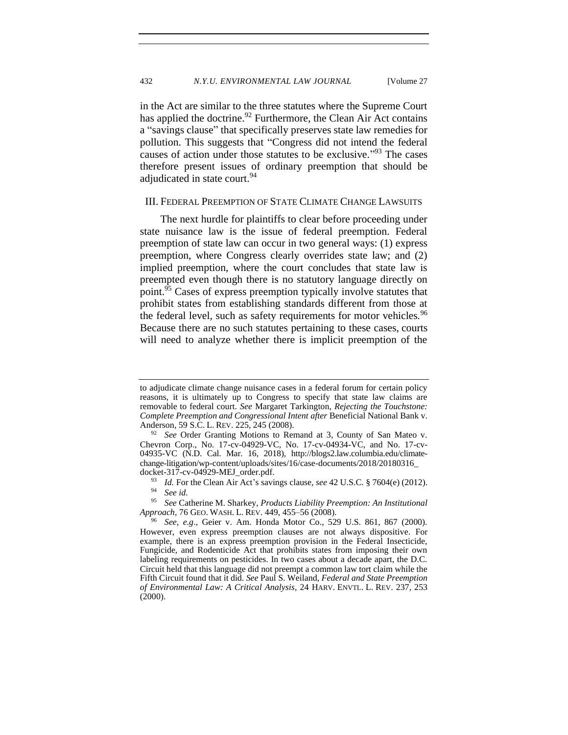in the Act are similar to the three statutes where the Supreme Court has applied the doctrine.[92] Furthermore, the Clean Air Act contains a "savings clause" that specifically preserves state law remedies for pollution. This suggests that "Congress did not intend the federal causes of action under those statutes to be exclusive."[93] The cases therefore present issues of ordinary preemption that should be adjudicated in state court.[94]

## III. Federal Preemption of State Climate Change Lawsuits

The next hurdle for plaintiffs to clear before proceeding under state nuisance law is the issue of federal preemption. Federal preemption of state law can occur in two general ways: (1) express preemption, where Congress clearly overrides state law; and (2) implied preemption, where the court concludes that state law is preempted even though there is no statutory language directly on point.[95] Cases of express preemption typically involve statutes that prohibit states from establishing standards different from those at the federal level, such as safety requirements for motor vehicles.[96] Because there are no such statutes pertaining to these cases, courts will need to analyze whether there is implicit preemption of the

---

to adjudicate climate change nuisance cases in a federal forum for certain policy reasons, it is ultimately up to Congress to specify that state law claims are removable to federal court. *See* Margaret Tarkington, *Rejecting the Touchstone: Complete Preemption and Congressional Intent after* Beneficial National Bank v. Anderson, 59 S.C. L. REV. 225, 245 (2008).

[92] *See* Order Granting Motions to Remand at 3, County of San Mateo v. Chevron Corp., No. 17-cv-04929-VC, No. 17-cv-04934-VC, and No. 17-cv-04935-VC (N.D. Cal. Mar. 16, 2018), http://blogs2.law.columbia.edu/climate-change-litigation/wp-content/uploads/sites/16/case-documents/2018/20180316_docket-317-cv-04929-MEJ_order.pdf.

[93] *Id.* For the Clean Air Act's savings clause, *see* 42 U.S.C. § 7604(e) (2012).

[94] *See id.*

[95] *See* Catherine M. Sharkey, *Products Liability Preemption: An Institutional Approach*, 76 GEO. WASH. L. REV. 449, 455–56 (2008).

[96] *See, e.g.*, Geier v. Am. Honda Motor Co., 529 U.S. 861, 867 (2000). However, even express preemption clauses are not always dispositive. For example, there is an express preemption provision in the Federal Insecticide, Fungicide, and Rodenticide Act that prohibits states from imposing their own labeling requirements on pesticides. In two cases about a decade apart, the D.C. Circuit held that this language did not preempt a common law tort claim while the Fifth Circuit found that it did. *See* Paul S. Weiland, *Federal and State Preemption of Environmental Law: A Critical Analysis*, 24 HARV. ENVTL. L. REV. 237, 253 (2000).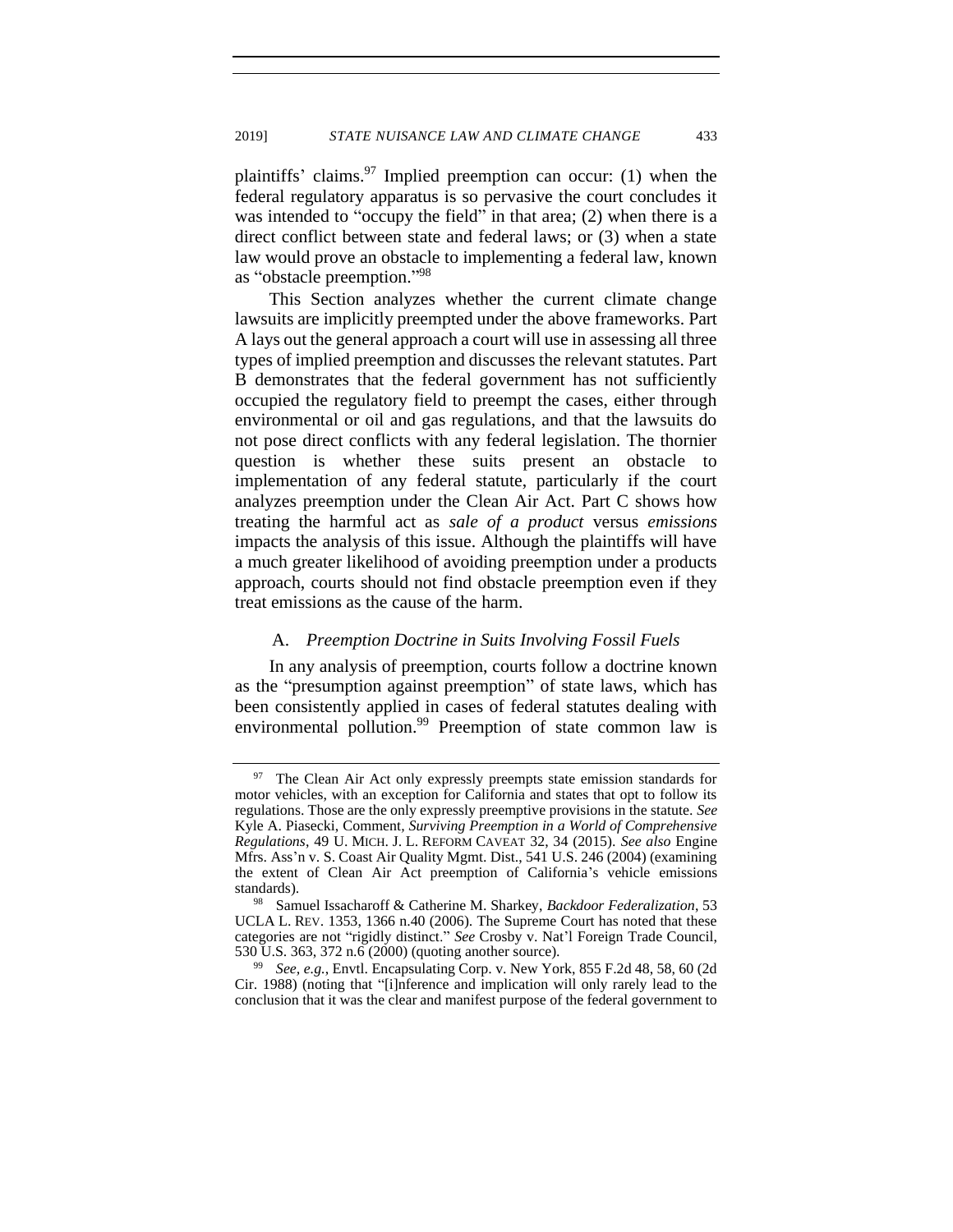plaintiffs' claims.[97] Implied preemption can occur: (1) when the federal regulatory apparatus is so pervasive the court concludes it was intended to "occupy the field" in that area; (2) when there is a direct conflict between state and federal laws; or (3) when a state law would prove an obstacle to implementing a federal law, known as "obstacle preemption."[98]

This Section analyzes whether the current climate change lawsuits are implicitly preempted under the above frameworks. Part A lays out the general approach a court will use in assessing all three types of implied preemption and discusses the relevant statutes. Part B demonstrates that the federal government has not sufficiently occupied the regulatory field to preempt the cases, either through environmental or oil and gas regulations, and that the lawsuits do not pose direct conflicts with any federal legislation. The thornier question is whether these suits present an obstacle to implementation of any federal statute, particularly if the court analyzes preemption under the Clean Air Act. Part C shows how treating the harmful act as *sale of a product* versus *emissions* impacts the analysis of this issue. Although the plaintiffs will have a much greater likelihood of avoiding preemption under a products approach, courts should not find obstacle preemption even if they treat emissions as the cause of the harm.

### A. *Preemption Doctrine in Suits Involving Fossil Fuels*

In any analysis of preemption, courts follow a doctrine known as the "presumption against preemption" of state laws, which has been consistently applied in cases of federal statutes dealing with environmental pollution.[99] Preemption of state common law is

---

[97] The Clean Air Act only expressly preempts state emission standards for motor vehicles, with an exception for California and states that opt to follow its regulations. Those are the only expressly preemptive provisions in the statute. *See* Kyle A. Piasecki, Comment, *Surviving Preemption in a World of Comprehensive Regulations*, 49 U. MICH. J. L. REFORM CAVEAT 32, 34 (2015). *See also* Engine Mfrs. Ass'n v. S. Coast Air Quality Mgmt. Dist., 541 U.S. 246 (2004) (examining the extent of Clean Air Act preemption of California's vehicle emissions standards).

[98] Samuel Issacharoff & Catherine M. Sharkey, *Backdoor Federalization*, 53 UCLA L. REV. 1353, 1366 n.40 (2006). The Supreme Court has noted that these categories are not "rigidly distinct." *See* Crosby v. Nat'l Foreign Trade Council, 530 U.S. 363, 372 n.6 (2000) (quoting another source).

[99] *See, e.g.*, Envtl. Encapsulating Corp. v. New York, 855 F.2d 48, 58, 60 (2d Cir. 1988) (noting that "[i]nference and implication will only rarely lead to the conclusion that it was the clear and manifest purpose of the federal government to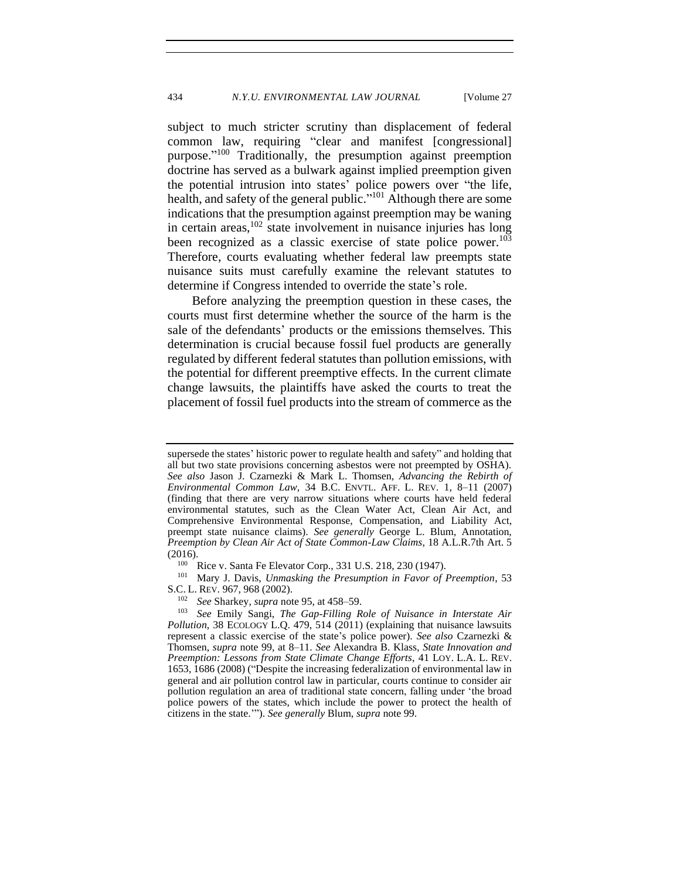subject to much stricter scrutiny than displacement of federal common law, requiring "clear and manifest [congressional] purpose."[100] Traditionally, the presumption against preemption doctrine has served as a bulwark against implied preemption given the potential intrusion into states' police powers over "the life, health, and safety of the general public."[101] Although there are some indications that the presumption against preemption may be waning in certain areas,[102] state involvement in nuisance injuries has long been recognized as a classic exercise of state police power.[103] Therefore, courts evaluating whether federal law preempts state nuisance suits must carefully examine the relevant statutes to determine if Congress intended to override the state's role.

Before analyzing the preemption question in these cases, the courts must first determine whether the source of the harm is the sale of the defendants' products or the emissions themselves. This determination is crucial because fossil fuel products are generally regulated by different federal statutes than pollution emissions, with the potential for different preemptive effects. In the current climate change lawsuits, the plaintiffs have asked the courts to treat the placement of fossil fuel products into the stream of commerce as the

---

supersede the states' historic power to regulate health and safety" and holding that all but two state provisions concerning asbestos were not preempted by OSHA). *See also* Jason J. Czarnezki & Mark L. Thomsen, *Advancing the Rebirth of Environmental Common Law*, 34 B.C. ENVTL. AFF. L. REV. 1, 8–11 (2007) (finding that there are very narrow situations where courts have held federal environmental statutes, such as the Clean Water Act, Clean Air Act, and Comprehensive Environmental Response, Compensation, and Liability Act, preempt state nuisance claims). *See generally* George L. Blum, Annotation, *Preemption by Clean Air Act of State Common-Law Claims*, 18 A.L.R.7th Art. 5 (2016).

[100] Rice v. Santa Fe Elevator Corp., 331 U.S. 218, 230 (1947).

[101] Mary J. Davis, *Unmasking the Presumption in Favor of Preemption*, 53 S.C. L. REV. 967, 968 (2002).

[102] *See* Sharkey, *supra* note 95, at 458–59.

[103] *See* Emily Sangi, *The Gap-Filling Role of Nuisance in Interstate Air Pollution*, 38 ECOLOGY L.Q. 479, 514 (2011) (explaining that nuisance lawsuits represent a classic exercise of the state's police power). *See also* Czarnezki & Thomsen, *supra* note 99, at 8–11. *See* Alexandra B. Klass, *State Innovation and Preemption: Lessons from State Climate Change Efforts*, 41 LOY. L.A. L. REV. 1653, 1686 (2008) ("Despite the increasing federalization of environmental law in general and air pollution control law in particular, courts continue to consider air pollution regulation an area of traditional state concern, falling under 'the broad police powers of the states, which include the power to protect the health of citizens in the state.'"). *See generally* Blum, *supra* note 99.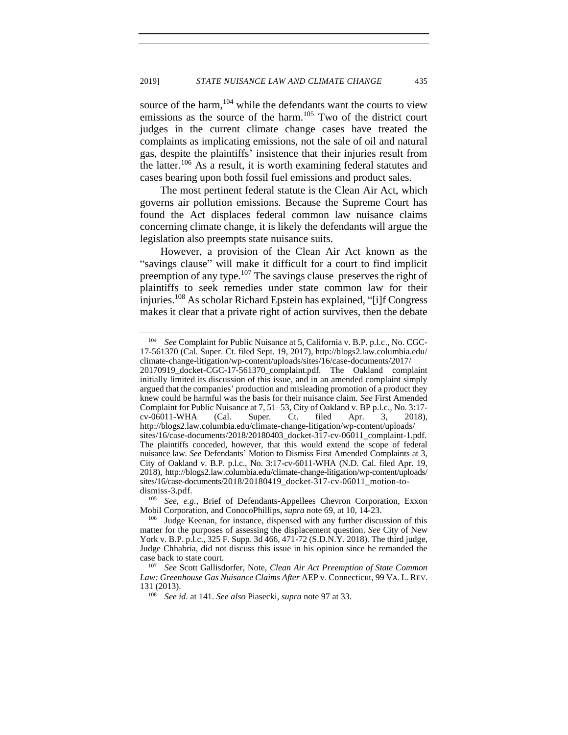source of the harm,[104] while the defendants want the courts to view emissions as the source of the harm.[105] Two of the district court judges in the current climate change cases have treated the complaints as implicating emissions, not the sale of oil and natural gas, despite the plaintiffs' insistence that their injuries result from the latter.[106] As a result, it is worth examining federal statutes and cases bearing upon both fossil fuel emissions and product sales.

The most pertinent federal statute is the Clean Air Act, which governs air pollution emissions. Because the Supreme Court has found the Act displaces federal common law nuisance claims concerning climate change, it is likely the defendants will argue the legislation also preempts state nuisance suits.

However, a provision of the Clean Air Act known as the "savings clause" will make it difficult for a court to find implicit preemption of any type.[107] The savings clause preserves the right of plaintiffs to seek remedies under state common law for their injuries.[108] As scholar Richard Epstein has explained, "[i]f Congress makes it clear that a private right of action survives, then the debate

---

[104] *See* Complaint for Public Nuisance at 5, California v. B.P. p.l.c., No. CGC-17-561370 (Cal. Super. Ct. filed Sept. 19, 2017), http://blogs2.law.columbia.edu/climate-change-litigation/wp-content/uploads/sites/16/case-documents/2017/20170919_docket-CGC-17-561370_complaint.pdf. The Oakland complaint initially limited its discussion of this issue, and in an amended complaint simply argued that the companies' production and misleading promotion of a product they knew could be harmful was the basis for their nuisance claim. *See* First Amended Complaint for Public Nuisance at 7, 51–53, City of Oakland v. BP p.l.c., No. 3:17-cv-06011-WHA (Cal. Super. Ct. filed Apr. 3, 2018), http://blogs2.law.columbia.edu/climate-change-litigation/wp-content/uploads/sites/16/case-documents/2018/20180403_docket-317-cv-06011_complaint-1.pdf. The plaintiffs conceded, however, that this would extend the scope of federal nuisance law. *See* Defendants' Motion to Dismiss First Amended Complaints at 3, City of Oakland v. B.P. p.l.c., No. 3:17-cv-6011-WHA (N.D. Cal. filed Apr. 19, 2018), http://blogs2.law.columbia.edu/climate-change-litigation/wp-content/uploads/sites/16/case-documents/2018/20180419_docket-317-cv-06011_motion-to-dismiss-3.pdf.

[105] *See, e.g.*, Brief of Defendants-Appellees Chevron Corporation, Exxon Mobil Corporation, and ConocoPhillips, *supra* note 69, at 10, 14-23.

[106] Judge Keenan, for instance, dispensed with any further discussion of this matter for the purposes of assessing the displacement question. *See* City of New York v. B.P. p.l.c., 325 F. Supp. 3d 466, 471-72 (S.D.N.Y. 2018). The third judge, Judge Chhabria, did not discuss this issue in his opinion since he remanded the case back to state court.

[107] *See* Scott Gallisdorfer, Note, *Clean Air Act Preemption of State Common Law: Greenhouse Gas Nuisance Claims After* AEP v. Connecticut, 99 VA. L. REV. 131 (2013).

[108] *See id.* at 141. *See also* Piasecki, *supra* note 97 at 33.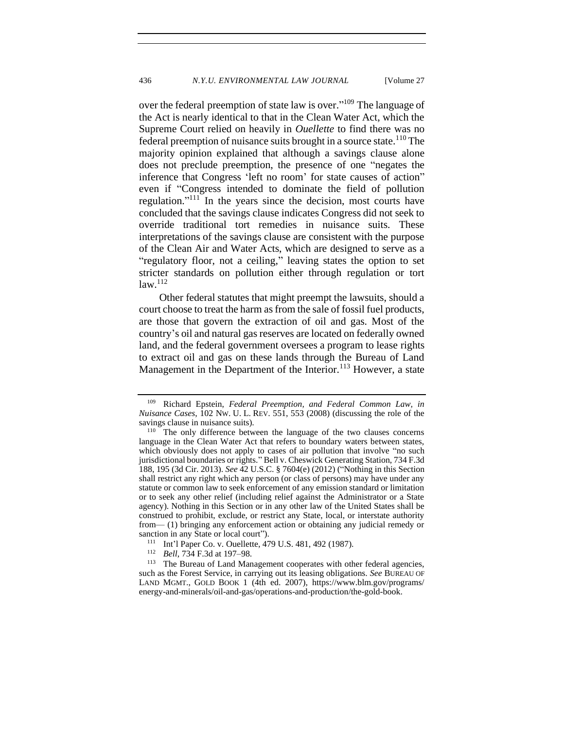over the federal preemption of state law is over."[109] The language of the Act is nearly identical to that in the Clean Water Act, which the Supreme Court relied on heavily in *Ouellette* to find there was no federal preemption of nuisance suits brought in a source state.[110] The majority opinion explained that although a savings clause alone does not preclude preemption, the presence of one "negates the inference that Congress 'left no room' for state causes of action" even if "Congress intended to dominate the field of pollution regulation."[111] In the years since the decision, most courts have concluded that the savings clause indicates Congress did not seek to override traditional tort remedies in nuisance suits. These interpretations of the savings clause are consistent with the purpose of the Clean Air and Water Acts, which are designed to serve as a "regulatory floor, not a ceiling," leaving states the option to set stricter standards on pollution either through regulation or tort law.[112]

Other federal statutes that might preempt the lawsuits, should a court choose to treat the harm as from the sale of fossil fuel products, are those that govern the extraction of oil and gas. Most of the country's oil and natural gas reserves are located on federally owned land, and the federal government oversees a program to lease rights to extract oil and gas on these lands through the Bureau of Land Management in the Department of the Interior.[113] However, a state

---

[109] Richard Epstein, *Federal Preemption, and Federal Common Law, in Nuisance Cases*, 102 NW. U. L. REV. 551, 553 (2008) (discussing the role of the savings clause in nuisance suits).

[110] The only difference between the language of the two clauses concerns language in the Clean Water Act that refers to boundary waters between states, which obviously does not apply to cases of air pollution that involve "no such jurisdictional boundaries or rights." Bell v. Cheswick Generating Station, 734 F.3d 188, 195 (3d Cir. 2013). *See* 42 U.S.C. § 7604(e) (2012) ("Nothing in this Section shall restrict any right which any person (or class of persons) may have under any statute or common law to seek enforcement of any emission standard or limitation or to seek any other relief (including relief against the Administrator or a State agency). Nothing in this Section or in any other law of the United States shall be construed to prohibit, exclude, or restrict any State, local, or interstate authority from— (1) bringing any enforcement action or obtaining any judicial remedy or sanction in any State or local court").

[111] Int'l Paper Co. v. Ouellette, 479 U.S. 481, 492 (1987).

[112] *Bell*, 734 F.3d at 197–98.

[113] The Bureau of Land Management cooperates with other federal agencies, such as the Forest Service, in carrying out its leasing obligations. *See* BUREAU OF LAND MGMT., GOLD BOOK 1 (4th ed. 2007), https://www.blm.gov/programs/energy-and-minerals/oil-and-gas/operations-and-production/the-gold-book.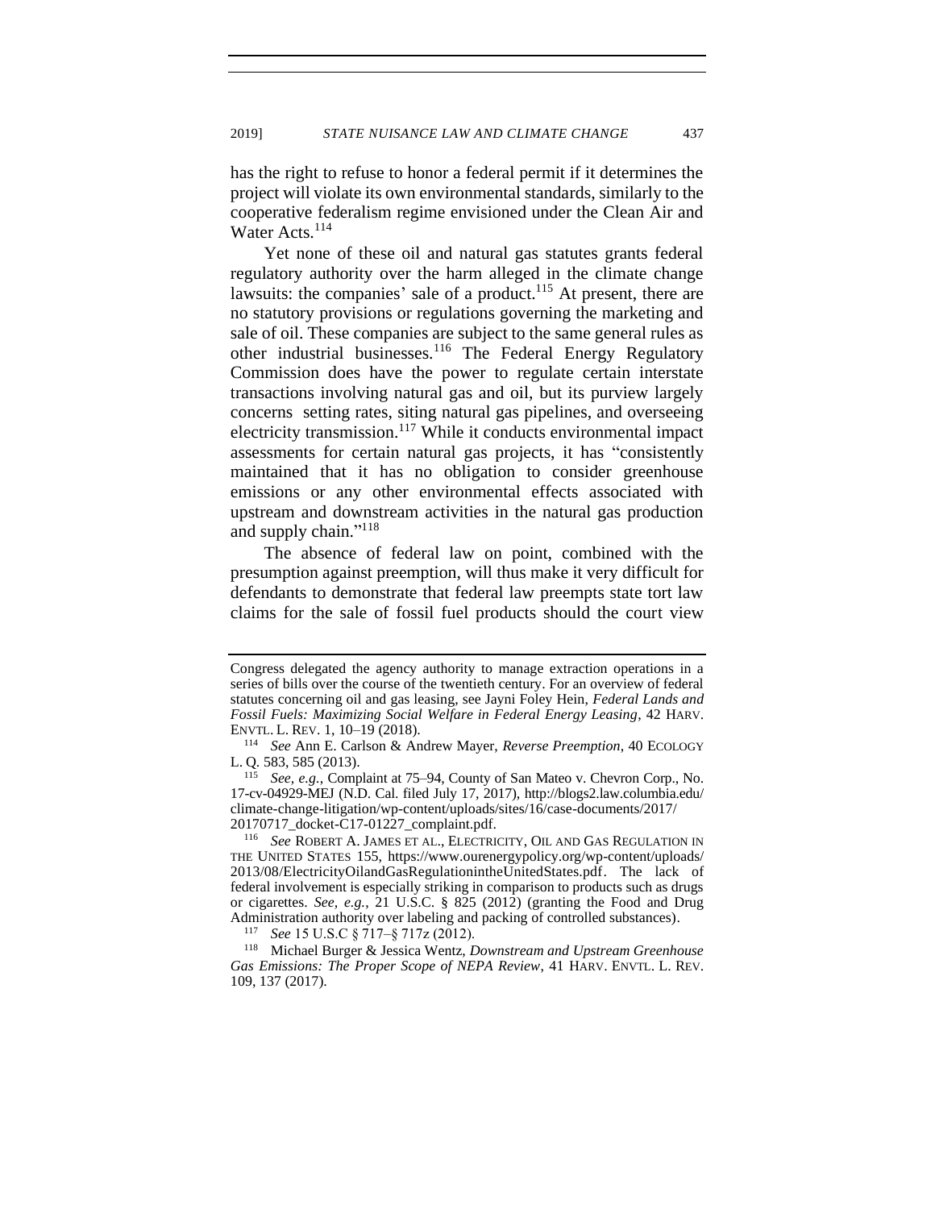has the right to refuse to honor a federal permit if it determines the project will violate its own environmental standards, similarly to the cooperative federalism regime envisioned under the Clean Air and Water Acts.[114]

Yet none of these oil and natural gas statutes grants federal regulatory authority over the harm alleged in the climate change lawsuits: the companies' sale of a product.[115] At present, there are no statutory provisions or regulations governing the marketing and sale of oil. These companies are subject to the same general rules as other industrial businesses.[116] The Federal Energy Regulatory Commission does have the power to regulate certain interstate transactions involving natural gas and oil, but its purview largely concerns setting rates, siting natural gas pipelines, and overseeing electricity transmission.[117] While it conducts environmental impact assessments for certain natural gas projects, it has "consistently maintained that it has no obligation to consider greenhouse emissions or any other environmental effects associated with upstream and downstream activities in the natural gas production and supply chain."[118]

The absence of federal law on point, combined with the presumption against preemption, will thus make it very difficult for defendants to demonstrate that federal law preempts state tort law claims for the sale of fossil fuel products should the court view

---

Congress delegated the agency authority to manage extraction operations in a series of bills over the course of the twentieth century. For an overview of federal statutes concerning oil and gas leasing, see Jayni Foley Hein, *Federal Lands and Fossil Fuels: Maximizing Social Welfare in Federal Energy Leasing*, 42 HARV. ENVTL. L. REV. 1, 10–19 (2018).

[114] *See* Ann E. Carlson & Andrew Mayer, *Reverse Preemption*, 40 ECOLOGY L. Q. 583, 585 (2013).

[115] *See, e.g.*, Complaint at 75–94, County of San Mateo v. Chevron Corp., No. 17-cv-04929-MEJ (N.D. Cal. filed July 17, 2017), http://blogs2.law.columbia.edu/climate-change-litigation/wp-content/uploads/sites/16/case-documents/2017/20170717_docket-C17-01227_complaint.pdf.

[116] *See* ROBERT A. JAMES ET AL., ELECTRICITY, OIL AND GAS REGULATION IN THE UNITED STATES 155, https://www.ourenergypolicy.org/wp-content/uploads/2013/08/ElectricityOilandGasRegulationintheUnitedStates.pdf. The lack of federal involvement is especially striking in comparison to products such as drugs or cigarettes. *See, e.g.*, 21 U.S.C. § 825 (2012) (granting the Food and Drug Administration authority over labeling and packing of controlled substances).

[117] *See* 15 U.S.C § 717–§ 717z (2012).

[118] Michael Burger & Jessica Wentz, *Downstream and Upstream Greenhouse Gas Emissions: The Proper Scope of NEPA Review*, 41 HARV. ENVTL. L. REV. 109, 137 (2017).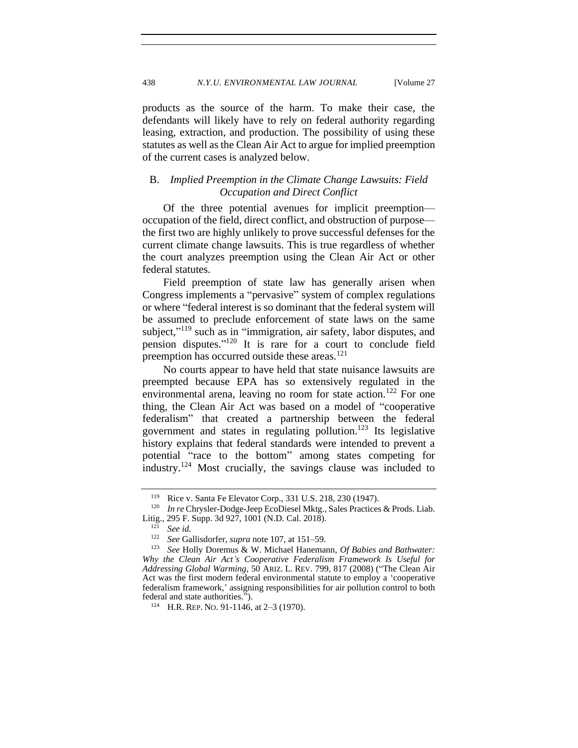products as the source of the harm. To make their case, the defendants will likely have to rely on federal authority regarding leasing, extraction, and production. The possibility of using these statutes as well as the Clean Air Act to argue for implied preemption of the current cases is analyzed below.

### B. *Implied Preemption in the Climate Change Lawsuits: Field Occupation and Direct Conflict*

Of the three potential avenues for implicit preemption—occupation of the field, direct conflict, and obstruction of purpose—the first two are highly unlikely to prove successful defenses for the current climate change lawsuits. This is true regardless of whether the court analyzes preemption using the Clean Air Act or other federal statutes.

Field preemption of state law has generally arisen when Congress implements a "pervasive" system of complex regulations or where "federal interest is so dominant that the federal system will be assumed to preclude enforcement of state laws on the same subject,"[119] such as in "immigration, air safety, labor disputes, and pension disputes."[120] It is rare for a court to conclude field preemption has occurred outside these areas.[121]

No courts appear to have held that state nuisance lawsuits are preempted because EPA has so extensively regulated in the environmental arena, leaving no room for state action.[122] For one thing, the Clean Air Act was based on a model of "cooperative federalism" that created a partnership between the federal government and states in regulating pollution.[123] Its legislative history explains that federal standards were intended to prevent a potential "race to the bottom" among states competing for industry.[124] Most crucially, the savings clause was included to

---

[119] Rice v. Santa Fe Elevator Corp., 331 U.S. 218, 230 (1947).

[120] *In re* Chrysler-Dodge-Jeep EcoDiesel Mktg., Sales Practices & Prods. Liab. Litig., 295 F. Supp. 3d 927, 1001 (N.D. Cal. 2018).

[121] *See id.*

[122] *See* Gallisdorfer, *supra* note 107, at 151–59.

[123] *See* Holly Doremus & W. Michael Hanemann, *Of Babies and Bathwater: Why the Clean Air Act's Cooperative Federalism Framework Is Useful for Addressing Global Warming*, 50 ARIZ. L. REV. 799, 817 (2008) ("The Clean Air Act was the first modern federal environmental statute to employ a 'cooperative federalism framework,' assigning responsibilities for air pollution control to both federal and state authorities.").

[124] H.R. REP. NO. 91-1146, at 2–3 (1970).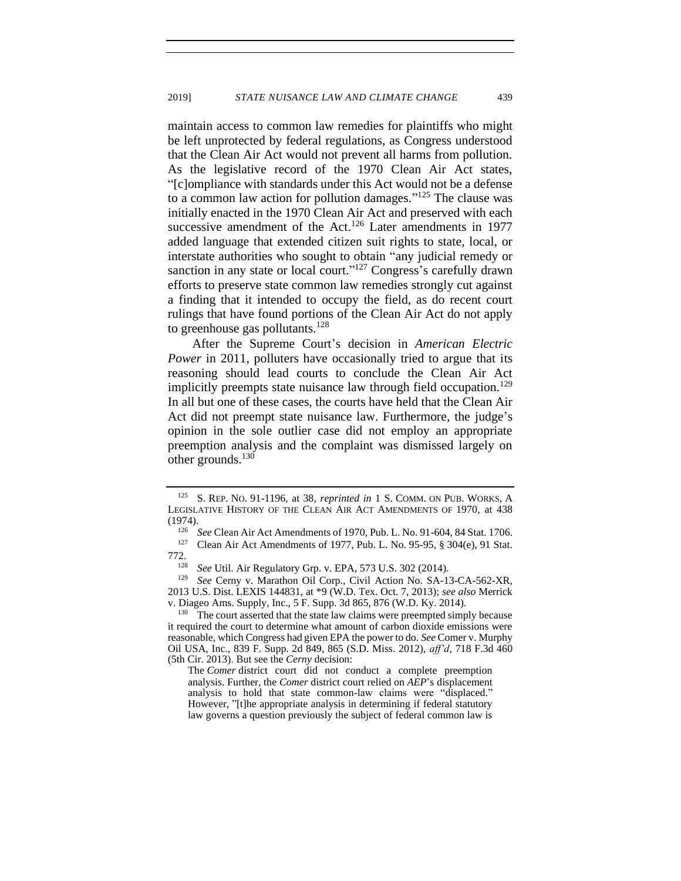maintain access to common law remedies for plaintiffs who might be left unprotected by federal regulations, as Congress understood that the Clean Air Act would not prevent all harms from pollution. As the legislative record of the 1970 Clean Air Act states, "[c]ompliance with standards under this Act would not be a defense to a common law action for pollution damages."[125] The clause was initially enacted in the 1970 Clean Air Act and preserved with each successive amendment of the Act.[126] Later amendments in 1977 added language that extended citizen suit rights to state, local, or interstate authorities who sought to obtain "any judicial remedy or sanction in any state or local court."[127] Congress's carefully drawn efforts to preserve state common law remedies strongly cut against a finding that it intended to occupy the field, as do recent court rulings that have found portions of the Clean Air Act do not apply to greenhouse gas pollutants.[128]

After the Supreme Court's decision in *American Electric Power* in 2011, polluters have occasionally tried to argue that its reasoning should lead courts to conclude the Clean Air Act implicitly preempts state nuisance law through field occupation.[129] In all but one of these cases, the courts have held that the Clean Air Act did not preempt state nuisance law. Furthermore, the judge's opinion in the sole outlier case did not employ an appropriate preemption analysis and the complaint was dismissed largely on other grounds.[130]

---

[125] S. REP. NO. 91-1196, at 38, *reprinted in* 1 S. COMM. ON PUB. WORKS, A LEGISLATIVE HISTORY OF THE CLEAN AIR ACT AMENDMENTS OF 1970, at 438 (1974).

[126] *See* Clean Air Act Amendments of 1970, Pub. L. No. 91-604, 84 Stat. 1706.

[127] Clean Air Act Amendments of 1977, Pub. L. No. 95-95, § 304(e), 91 Stat. 772.

[128] *See* Util. Air Regulatory Grp. v. EPA, 573 U.S. 302 (2014).

[129] *See* Cerny v. Marathon Oil Corp., Civil Action No. SA-13-CA-562-XR, 2013 U.S. Dist. LEXIS 144831, at *9 (W.D. Tex. Oct. 7, 2013); *see also* Merrick v. Diageo Ams. Supply, Inc., 5 F. Supp. 3d 865, 876 (W.D. Ky. 2014).

[130] The court asserted that the state law claims were preempted simply because it required the court to determine what amount of carbon dioxide emissions were reasonable, which Congress had given EPA the power to do. *See* Comer v. Murphy Oil USA, Inc., 839 F. Supp. 2d 849, 865 (S.D. Miss. 2012), *aff'd*, 718 F.3d 460 (5th Cir. 2013). But see the *Cerny* decision:

> The *Comer* district court did not conduct a complete preemption analysis. Further, the *Comer* district court relied on *AEP*'s displacement analysis to hold that state common-law claims were "displaced." However, "[t]he appropriate analysis in determining if federal statutory law governs a question previously the subject of federal common law is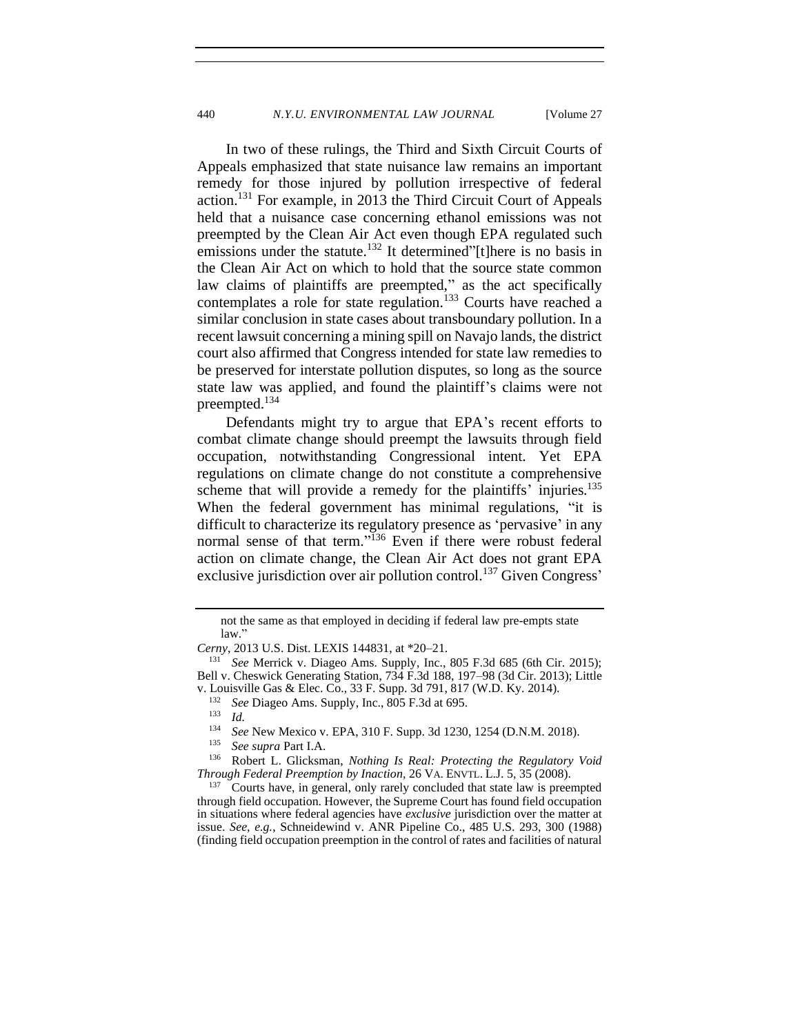In two of these rulings, the Third and Sixth Circuit Courts of Appeals emphasized that state nuisance law remains an important remedy for those injured by pollution irrespective of federal action.[131] For example, in 2013 the Third Circuit Court of Appeals held that a nuisance case concerning ethanol emissions was not preempted by the Clean Air Act even though EPA regulated such emissions under the statute.[132] It determined"[t]here is no basis in the Clean Air Act on which to hold that the source state common law claims of plaintiffs are preempted," as the act specifically contemplates a role for state regulation.[133] Courts have reached a similar conclusion in state cases about transboundary pollution. In a recent lawsuit concerning a mining spill on Navajo lands, the district court also affirmed that Congress intended for state law remedies to be preserved for interstate pollution disputes, so long as the source state law was applied, and found the plaintiff's claims were not preempted.[134]

Defendants might try to argue that EPA's recent efforts to combat climate change should preempt the lawsuits through field occupation, notwithstanding Congressional intent. Yet EPA regulations on climate change do not constitute a comprehensive scheme that will provide a remedy for the plaintiffs' injuries.[135] When the federal government has minimal regulations, "it is difficult to characterize its regulatory presence as 'pervasive' in any normal sense of that term."[136] Even if there were robust federal action on climate change, the Clean Air Act does not grant EPA exclusive jurisdiction over air pollution control.[137] Given Congress'

---

not the same as that employed in deciding if federal law pre-empts state law."

*Cerny*, 2013 U.S. Dist. LEXIS 144831, at *20–21.

[131] *See* Merrick v. Diageo Ams. Supply, Inc., 805 F.3d 685 (6th Cir. 2015); Bell v. Cheswick Generating Station, 734 F.3d 188, 197–98 (3d Cir. 2013); Little v. Louisville Gas & Elec. Co., 33 F. Supp. 3d 791, 817 (W.D. Ky. 2014).

[132] *See* Diageo Ams. Supply, Inc., 805 F.3d at 695.

[133] *Id.*

[134] *See* New Mexico v. EPA, 310 F. Supp. 3d 1230, 1254 (D.N.M. 2018).

[135] *See supra* Part I.A.

[136] Robert L. Glicksman, *Nothing Is Real: Protecting the Regulatory Void Through Federal Preemption by Inaction*, 26 VA. ENVTL. L.J. 5, 35 (2008).

[137] Courts have, in general, only rarely concluded that state law is preempted through field occupation. However, the Supreme Court has found field occupation in situations where federal agencies have *exclusive* jurisdiction over the matter at issue. *See, e.g.*, Schneidewind v. ANR Pipeline Co., 485 U.S. 293, 300 (1988) (finding field occupation preemption in the control of rates and facilities of natural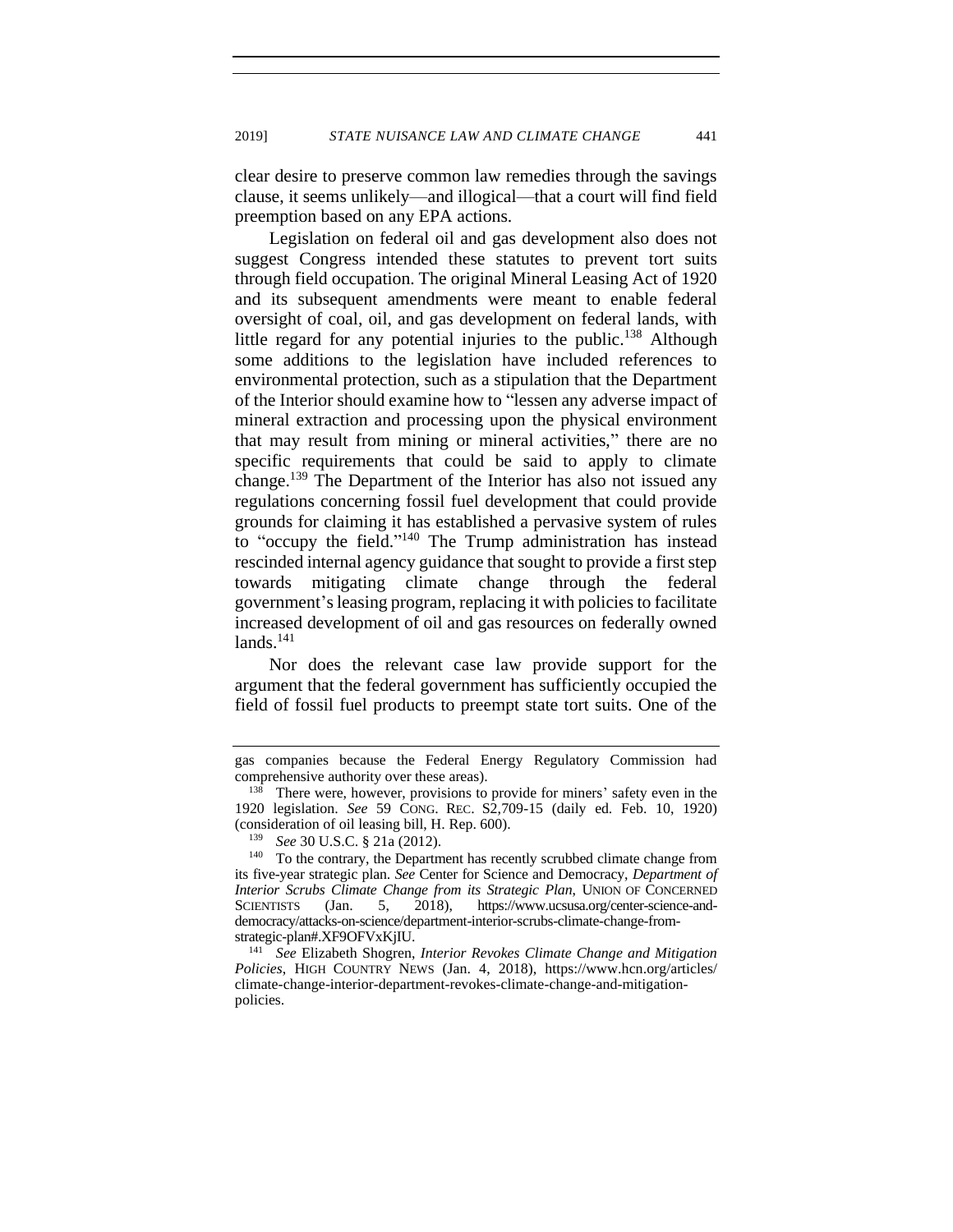clear desire to preserve common law remedies through the savings clause, it seems unlikely—and illogical—that a court will find field preemption based on any EPA actions.

Legislation on federal oil and gas development also does not suggest Congress intended these statutes to prevent tort suits through field occupation. The original Mineral Leasing Act of 1920 and its subsequent amendments were meant to enable federal oversight of coal, oil, and gas development on federal lands, with little regard for any potential injuries to the public.[138] Although some additions to the legislation have included references to environmental protection, such as a stipulation that the Department of the Interior should examine how to "lessen any adverse impact of mineral extraction and processing upon the physical environment that may result from mining or mineral activities," there are no specific requirements that could be said to apply to climate change.[139] The Department of the Interior has also not issued any regulations concerning fossil fuel development that could provide grounds for claiming it has established a pervasive system of rules to "occupy the field."[140] The Trump administration has instead rescinded internal agency guidance that sought to provide a first step towards mitigating climate change through the federal government's leasing program, replacing it with policies to facilitate increased development of oil and gas resources on federally owned lands.[141]

Nor does the relevant case law provide support for the argument that the federal government has sufficiently occupied the field of fossil fuel products to preempt state tort suits. One of the

---

gas companies because the Federal Energy Regulatory Commission had comprehensive authority over these areas).

[138] There were, however, provisions to provide for miners' safety even in the 1920 legislation. *See* 59 CONG. REC. S2,709-15 (daily ed. Feb. 10, 1920) (consideration of oil leasing bill, H. Rep. 600).

[139] *See* 30 U.S.C. § 21a (2012).

[140] To the contrary, the Department has recently scrubbed climate change from its five-year strategic plan. *See* Center for Science and Democracy, *Department of Interior Scrubs Climate Change from its Strategic Plan*, UNION OF CONCERNED SCIENTISTS (Jan. 5, 2018), https://www.ucsusa.org/center-science-and-democracy/attacks-on-science/department-interior-scrubs-climate-change-from-strategic-plan#.XF9OFVxKjIU.

[141] *See* Elizabeth Shogren, *Interior Revokes Climate Change and Mitigation Policies*, HIGH COUNTRY NEWS (Jan. 4, 2018), https://www.hcn.org/articles/climate-change-interior-department-revokes-climate-change-and-mitigation-policies.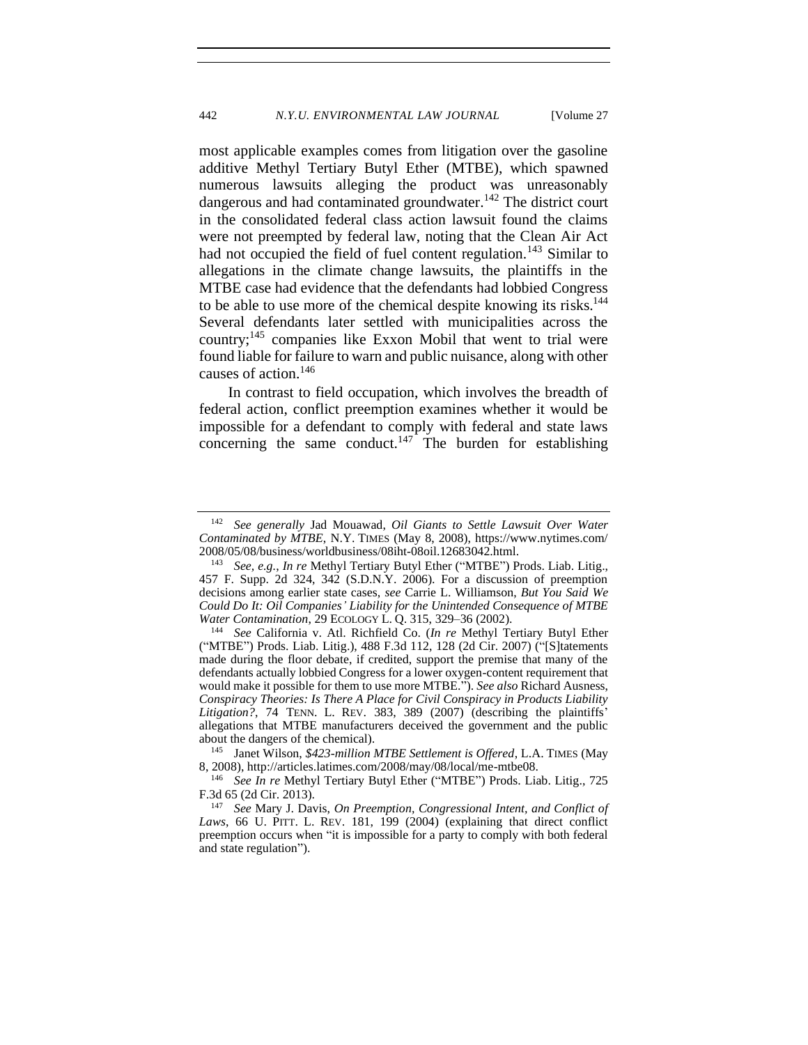most applicable examples comes from litigation over the gasoline additive Methyl Tertiary Butyl Ether (MTBE), which spawned numerous lawsuits alleging the product was unreasonably dangerous and had contaminated groundwater.[142] The district court in the consolidated federal class action lawsuit found the claims were not preempted by federal law, noting that the Clean Air Act had not occupied the field of fuel content regulation.[143] Similar to allegations in the climate change lawsuits, the plaintiffs in the MTBE case had evidence that the defendants had lobbied Congress to be able to use more of the chemical despite knowing its risks.[144] Several defendants later settled with municipalities across the country;[145] companies like Exxon Mobil that went to trial were found liable for failure to warn and public nuisance, along with other causes of action.[146]

In contrast to field occupation, which involves the breadth of federal action, conflict preemption examines whether it would be impossible for a defendant to comply with federal and state laws concerning the same conduct.[147] The burden for establishing

---

[142] *See generally* Jad Mouawad, *Oil Giants to Settle Lawsuit Over Water Contaminated by MTBE*, N.Y. TIMES (May 8, 2008), https://www.nytimes.com/2008/05/08/business/worldbusiness/08iht-08oil.12683042.html.

[143] *See, e.g.*, *In re* Methyl Tertiary Butyl Ether ("MTBE") Prods. Liab. Litig., 457 F. Supp. 2d 324, 342 (S.D.N.Y. 2006). For a discussion of preemption decisions among earlier state cases, *see* Carrie L. Williamson, *But You Said We Could Do It: Oil Companies' Liability for the Unintended Consequence of MTBE Water Contamination*, 29 ECOLOGY L. Q. 315, 329–36 (2002).

[144] *See* California v. Atl. Richfield Co. (*In re* Methyl Tertiary Butyl Ether ("MTBE") Prods. Liab. Litig.), 488 F.3d 112, 128 (2d Cir. 2007) ("[S]tatements made during the floor debate, if credited, support the premise that many of the defendants actually lobbied Congress for a lower oxygen-content requirement that would make it possible for them to use more MTBE."). *See also* Richard Ausness, *Conspiracy Theories: Is There A Place for Civil Conspiracy in Products Liability Litigation?*, 74 TENN. L. REV. 383, 389 (2007) (describing the plaintiffs' allegations that MTBE manufacturers deceived the government and the public about the dangers of the chemical).

[145] Janet Wilson, *$423-million MTBE Settlement is Offered*, L.A. TIMES (May 8, 2008), http://articles.latimes.com/2008/may/08/local/me-mtbe08.

[146] *See In re* Methyl Tertiary Butyl Ether ("MTBE") Prods. Liab. Litig., 725 F.3d 65 (2d Cir. 2013).

[147] *See* Mary J. Davis, *On Preemption, Congressional Intent, and Conflict of Laws*, 66 U. PITT. L. REV. 181, 199 (2004) (explaining that direct conflict preemption occurs when "it is impossible for a party to comply with both federal and state regulation").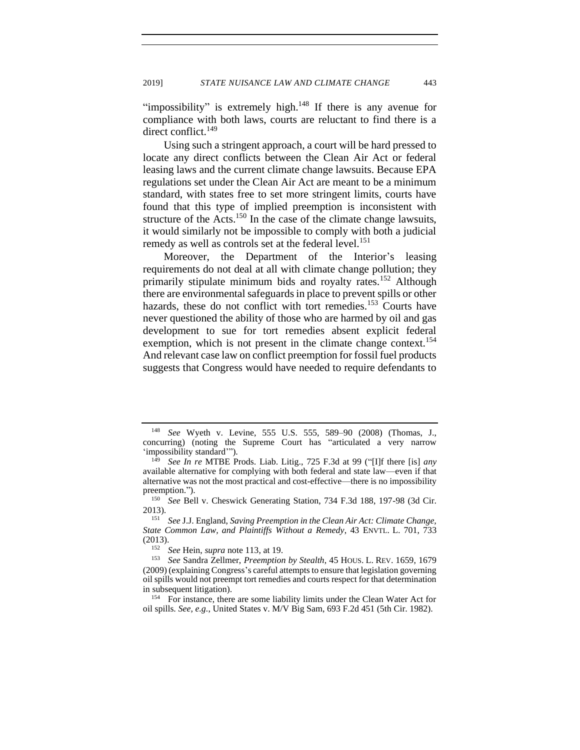"impossibility" is extremely high.[148] If there is any avenue for compliance with both laws, courts are reluctant to find there is a direct conflict.[149]

Using such a stringent approach, a court will be hard pressed to locate any direct conflicts between the Clean Air Act or federal leasing laws and the current climate change lawsuits. Because EPA regulations set under the Clean Air Act are meant to be a minimum standard, with states free to set more stringent limits, courts have found that this type of implied preemption is inconsistent with structure of the Acts.[150] In the case of the climate change lawsuits, it would similarly not be impossible to comply with both a judicial remedy as well as controls set at the federal level.[151]

Moreover, the Department of the Interior's leasing requirements do not deal at all with climate change pollution; they primarily stipulate minimum bids and royalty rates.[152] Although there are environmental safeguards in place to prevent spills or other hazards, these do not conflict with tort remedies.[153] Courts have never questioned the ability of those who are harmed by oil and gas development to sue for tort remedies absent explicit federal exemption, which is not present in the climate change context.[154] And relevant case law on conflict preemption for fossil fuel products suggests that Congress would have needed to require defendants to

---

[148] *See* Wyeth v. Levine, 555 U.S. 555, 589–90 (2008) (Thomas, J., concurring) (noting the Supreme Court has "articulated a very narrow 'impossibility standard'").

[149] *See In re* MTBE Prods. Liab. Litig., 725 F.3d at 99 ("[I]f there [is] *any* available alternative for complying with both federal and state law—even if that alternative was not the most practical and cost-effective—there is no impossibility preemption.").

[150] *See* Bell v. Cheswick Generating Station, 734 F.3d 188, 197-98 (3d Cir. 2013).

[151] *See* J.J. England, *Saving Preemption in the Clean Air Act: Climate Change, State Common Law, and Plaintiffs Without a Remedy*, 43 ENVTL. L. 701, 733 (2013).

[152] *See* Hein, *supra* note 113, at 19.

[153] *See* Sandra Zellmer, *Preemption by Stealth*, 45 HOUS. L. REV. 1659, 1679 (2009) (explaining Congress's careful attempts to ensure that legislation governing oil spills would not preempt tort remedies and courts respect for that determination in subsequent litigation).

[154] For instance, there are some liability limits under the Clean Water Act for oil spills. *See, e.g.*, United States v. M/V Big Sam, 693 F.2d 451 (5th Cir. 1982).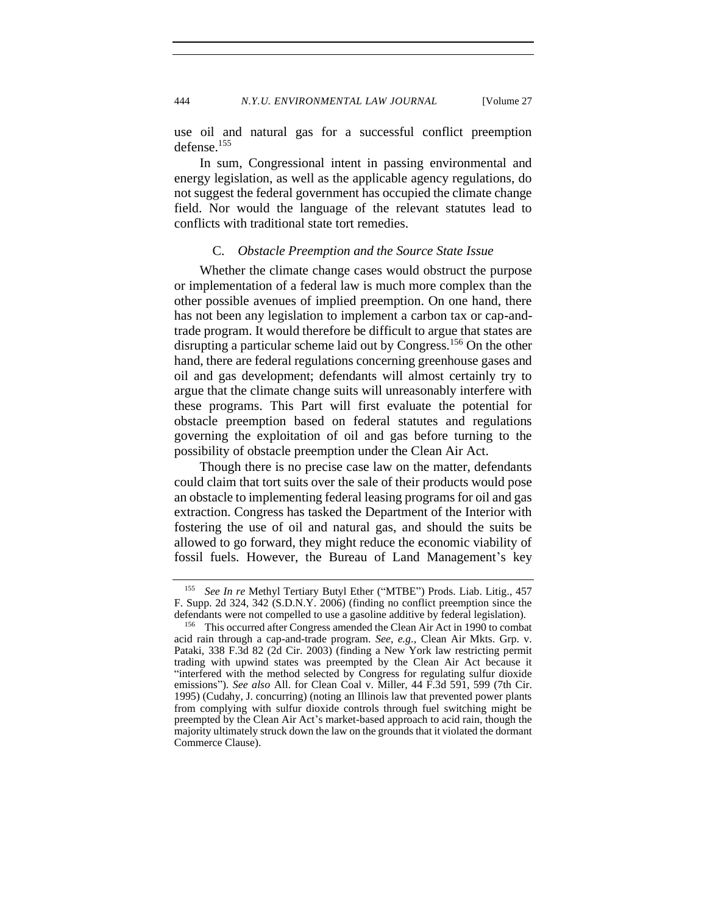use oil and natural gas for a successful conflict preemption defense.[155]

In sum, Congressional intent in passing environmental and energy legislation, as well as the applicable agency regulations, do not suggest the federal government has occupied the climate change field. Nor would the language of the relevant statutes lead to conflicts with traditional state tort remedies.

### C. *Obstacle Preemption and the Source State Issue*

Whether the climate change cases would obstruct the purpose or implementation of a federal law is much more complex than the other possible avenues of implied preemption. On one hand, there has not been any legislation to implement a carbon tax or cap-and-trade program. It would therefore be difficult to argue that states are disrupting a particular scheme laid out by Congress.[156] On the other hand, there are federal regulations concerning greenhouse gases and oil and gas development; defendants will almost certainly try to argue that the climate change suits will unreasonably interfere with these programs. This Part will first evaluate the potential for obstacle preemption based on federal statutes and regulations governing the exploitation of oil and gas before turning to the possibility of obstacle preemption under the Clean Air Act.

Though there is no precise case law on the matter, defendants could claim that tort suits over the sale of their products would pose an obstacle to implementing federal leasing programs for oil and gas extraction. Congress has tasked the Department of the Interior with fostering the use of oil and natural gas, and should the suits be allowed to go forward, they might reduce the economic viability of fossil fuels. However, the Bureau of Land Management's key

---

[155] *See In re* Methyl Tertiary Butyl Ether ("MTBE") Prods. Liab. Litig., 457 F. Supp. 2d 324, 342 (S.D.N.Y. 2006) (finding no conflict preemption since the defendants were not compelled to use a gasoline additive by federal legislation).

[156] This occurred after Congress amended the Clean Air Act in 1990 to combat acid rain through a cap-and-trade program. *See, e.g.*, Clean Air Mkts. Grp. v. Pataki, 338 F.3d 82 (2d Cir. 2003) (finding a New York law restricting permit trading with upwind states was preempted by the Clean Air Act because it "interfered with the method selected by Congress for regulating sulfur dioxide emissions"). *See also* All. for Clean Coal v. Miller, 44 F.3d 591, 599 (7th Cir. 1995) (Cudahy, J. concurring) (noting an Illinois law that prevented power plants from complying with sulfur dioxide controls through fuel switching might be preempted by the Clean Air Act's market-based approach to acid rain, though the majority ultimately struck down the law on the grounds that it violated the dormant Commerce Clause).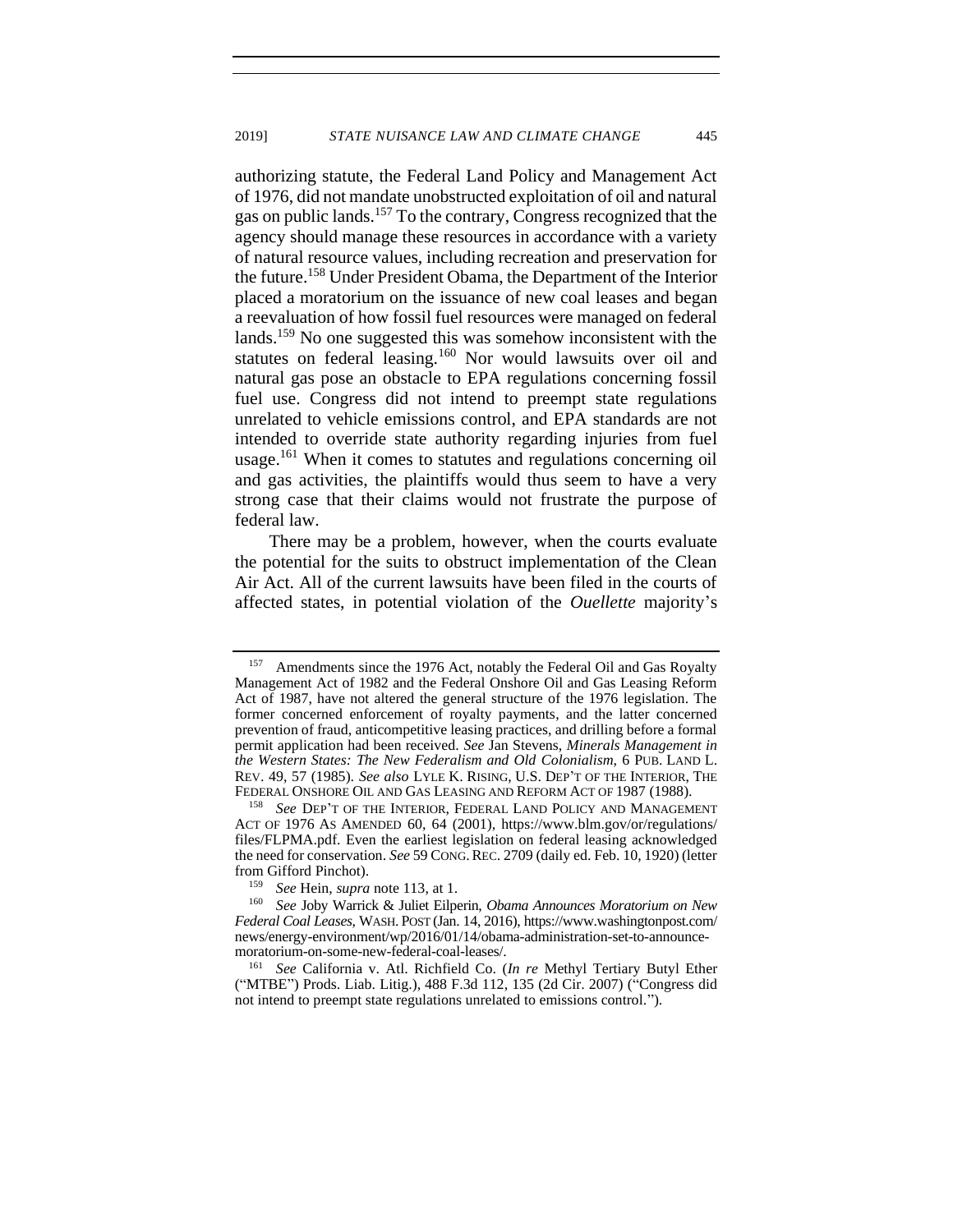authorizing statute, the Federal Land Policy and Management Act of 1976, did not mandate unobstructed exploitation of oil and natural gas on public lands.[157] To the contrary, Congress recognized that the agency should manage these resources in accordance with a variety of natural resource values, including recreation and preservation for the future.[158] Under President Obama, the Department of the Interior placed a moratorium on the issuance of new coal leases and began a reevaluation of how fossil fuel resources were managed on federal lands.[159] No one suggested this was somehow inconsistent with the statutes on federal leasing.[160] Nor would lawsuits over oil and natural gas pose an obstacle to EPA regulations concerning fossil fuel use. Congress did not intend to preempt state regulations unrelated to vehicle emissions control, and EPA standards are not intended to override state authority regarding injuries from fuel usage.[161] When it comes to statutes and regulations concerning oil and gas activities, the plaintiffs would thus seem to have a very strong case that their claims would not frustrate the purpose of federal law.

There may be a problem, however, when the courts evaluate the potential for the suits to obstruct implementation of the Clean Air Act. All of the current lawsuits have been filed in the courts of affected states, in potential violation of the *Ouellette* majority's

---

[157] Amendments since the 1976 Act, notably the Federal Oil and Gas Royalty Management Act of 1982 and the Federal Onshore Oil and Gas Leasing Reform Act of 1987, have not altered the general structure of the 1976 legislation. The former concerned enforcement of royalty payments, and the latter concerned prevention of fraud, anticompetitive leasing practices, and drilling before a formal permit application had been received. *See* Jan Stevens, *Minerals Management in the Western States: The New Federalism and Old Colonialism*, 6 PUB. LAND L. REV. 49, 57 (1985). *See also* LYLE K. RISING, U.S. DEP'T OF THE INTERIOR, THE FEDERAL ONSHORE OIL AND GAS LEASING AND REFORM ACT OF 1987 (1988).

[158] *See* DEP'T OF THE INTERIOR, FEDERAL LAND POLICY AND MANAGEMENT ACT OF 1976 AS AMENDED 60, 64 (2001), https://www.blm.gov/or/regulations/files/FLPMA.pdf. Even the earliest legislation on federal leasing acknowledged the need for conservation. *See* 59 CONG. REC. 2709 (daily ed. Feb. 10, 1920) (letter from Gifford Pinchot).

[159] *See* Hein, *supra* note 113, at 1.

[160] *See* Joby Warrick & Juliet Eilperin, *Obama Announces Moratorium on New Federal Coal Leases*, WASH. POST (Jan. 14, 2016), https://www.washingtonpost.com/news/energy-environment/wp/2016/01/14/obama-administration-set-to-announce-moratorium-on-some-new-federal-coal-leases/.

[161] *See* California v. Atl. Richfield Co. (*In re* Methyl Tertiary Butyl Ether ("MTBE") Prods. Liab. Litig.), 488 F.3d 112, 135 (2d Cir. 2007) ("Congress did not intend to preempt state regulations unrelated to emissions control.").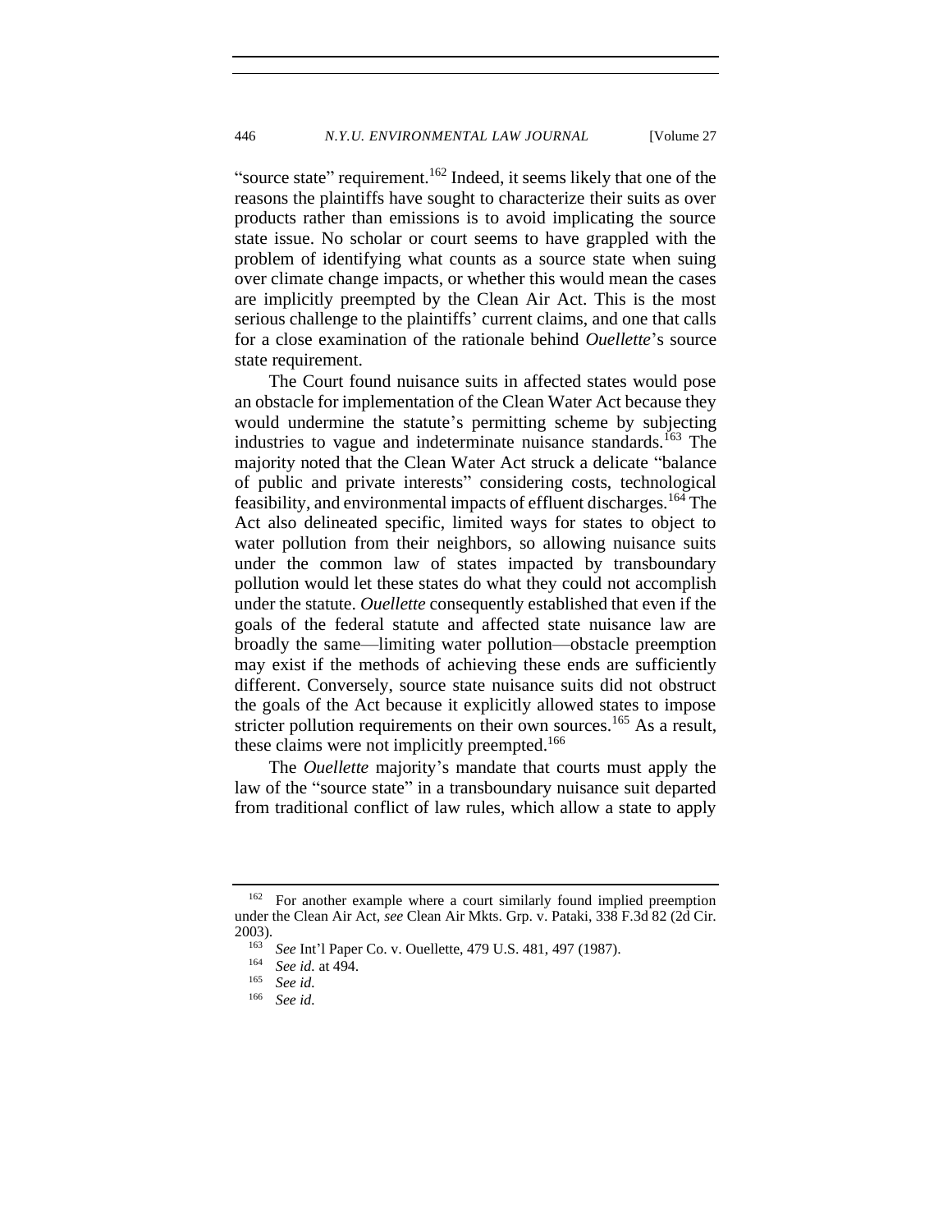"source state" requirement.[162] Indeed, it seems likely that one of the reasons the plaintiffs have sought to characterize their suits as over products rather than emissions is to avoid implicating the source state issue. No scholar or court seems to have grappled with the problem of identifying what counts as a source state when suing over climate change impacts, or whether this would mean the cases are implicitly preempted by the Clean Air Act. This is the most serious challenge to the plaintiffs' current claims, and one that calls for a close examination of the rationale behind *Ouellette*'s source state requirement.

The Court found nuisance suits in affected states would pose an obstacle for implementation of the Clean Water Act because they would undermine the statute's permitting scheme by subjecting industries to vague and indeterminate nuisance standards.[163] The majority noted that the Clean Water Act struck a delicate "balance of public and private interests" considering costs, technological feasibility, and environmental impacts of effluent discharges.[164] The Act also delineated specific, limited ways for states to object to water pollution from their neighbors, so allowing nuisance suits under the common law of states impacted by transboundary pollution would let these states do what they could not accomplish under the statute. *Ouellette* consequently established that even if the goals of the federal statute and affected state nuisance law are broadly the same—limiting water pollution—obstacle preemption may exist if the methods of achieving these ends are sufficiently different. Conversely, source state nuisance suits did not obstruct the goals of the Act because it explicitly allowed states to impose stricter pollution requirements on their own sources.[165] As a result, these claims were not implicitly preempted.[166]

The *Ouellette* majority's mandate that courts must apply the law of the "source state" in a transboundary nuisance suit departed from traditional conflict of law rules, which allow a state to apply

---

[162] For another example where a court similarly found implied preemption under the Clean Air Act, *see* Clean Air Mkts. Grp. v. Pataki, 338 F.3d 82 (2d Cir. 2003).

[163] *See* Int'l Paper Co. v. Ouellette, 479 U.S. 481, 497 (1987).

[164] *See id.* at 494.

[165] *See id.*

[166] *See id.*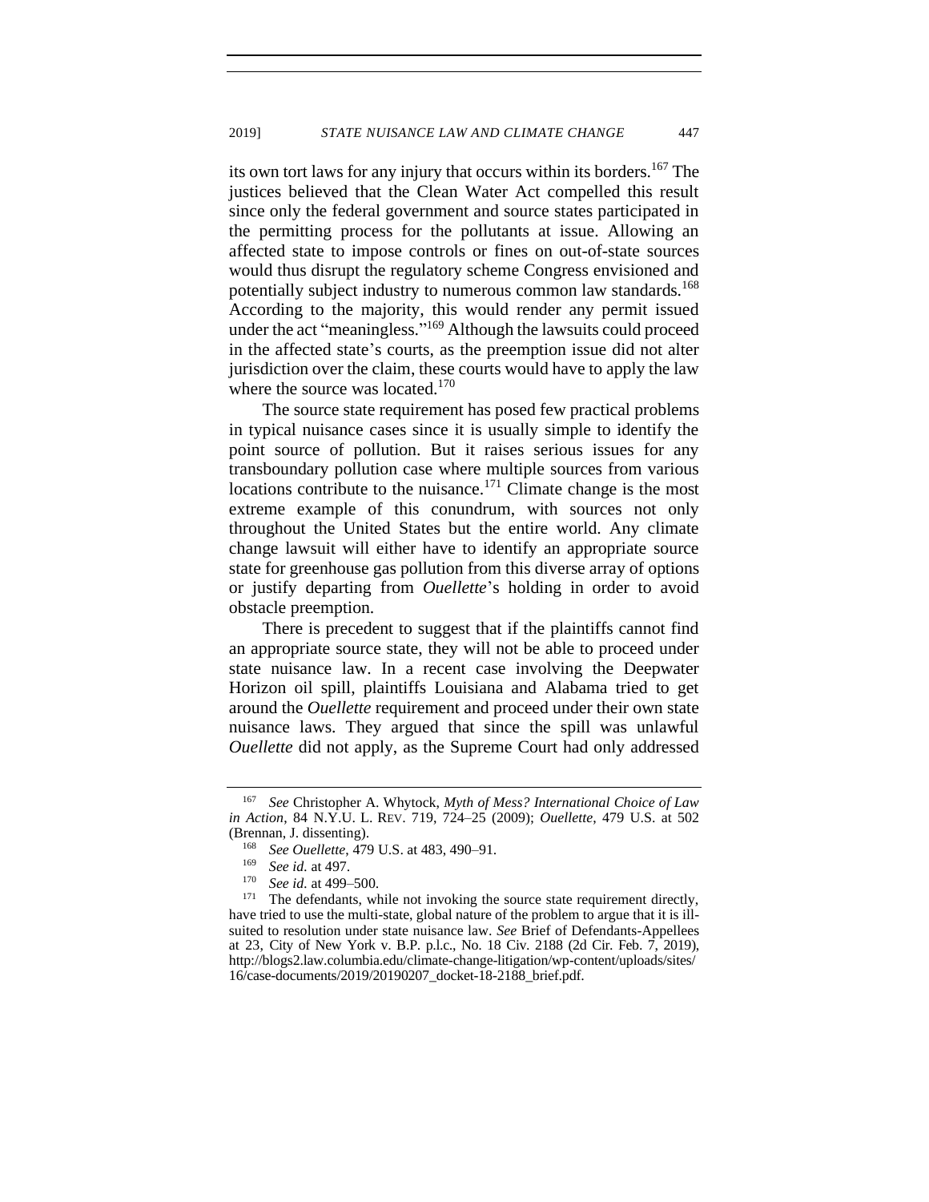its own tort laws for any injury that occurs within its borders.[167] The justices believed that the Clean Water Act compelled this result since only the federal government and source states participated in the permitting process for the pollutants at issue. Allowing an affected state to impose controls or fines on out-of-state sources would thus disrupt the regulatory scheme Congress envisioned and potentially subject industry to numerous common law standards.[168] According to the majority, this would render any permit issued under the act "meaningless."[169] Although the lawsuits could proceed in the affected state's courts, as the preemption issue did not alter jurisdiction over the claim, these courts would have to apply the law where the source was located.[170]

The source state requirement has posed few practical problems in typical nuisance cases since it is usually simple to identify the point source of pollution. But it raises serious issues for any transboundary pollution case where multiple sources from various locations contribute to the nuisance.[171] Climate change is the most extreme example of this conundrum, with sources not only throughout the United States but the entire world. Any climate change lawsuit will either have to identify an appropriate source state for greenhouse gas pollution from this diverse array of options or justify departing from *Ouellette*'s holding in order to avoid obstacle preemption.

There is precedent to suggest that if the plaintiffs cannot find an appropriate source state, they will not be able to proceed under state nuisance law. In a recent case involving the Deepwater Horizon oil spill, plaintiffs Louisiana and Alabama tried to get around the *Ouellette* requirement and proceed under their own state nuisance laws. They argued that since the spill was unlawful *Ouellette* did not apply, as the Supreme Court had only addressed

---

[167] *See* Christopher A. Whytock, *Myth of Mess? International Choice of Law in Action*, 84 N.Y.U. L. REV. 719, 724–25 (2009); *Ouellette*, 479 U.S. at 502 (Brennan, J. dissenting).

[168] *See Ouellette*, 479 U.S. at 483, 490–91.

[169] *See id.* at 497.

[170] *See id.* at 499–500.

[171] The defendants, while not invoking the source state requirement directly, have tried to use the multi-state, global nature of the problem to argue that it is ill-suited to resolution under state nuisance law. *See* Brief of Defendants-Appellees at 23, City of New York v. B.P. p.l.c., No. 18 Civ. 2188 (2d Cir. Feb. 7, 2019), http://blogs2.law.columbia.edu/climate-change-litigation/wp-content/uploads/sites/16/case-documents/2019/20190207_docket-18-2188_brief.pdf.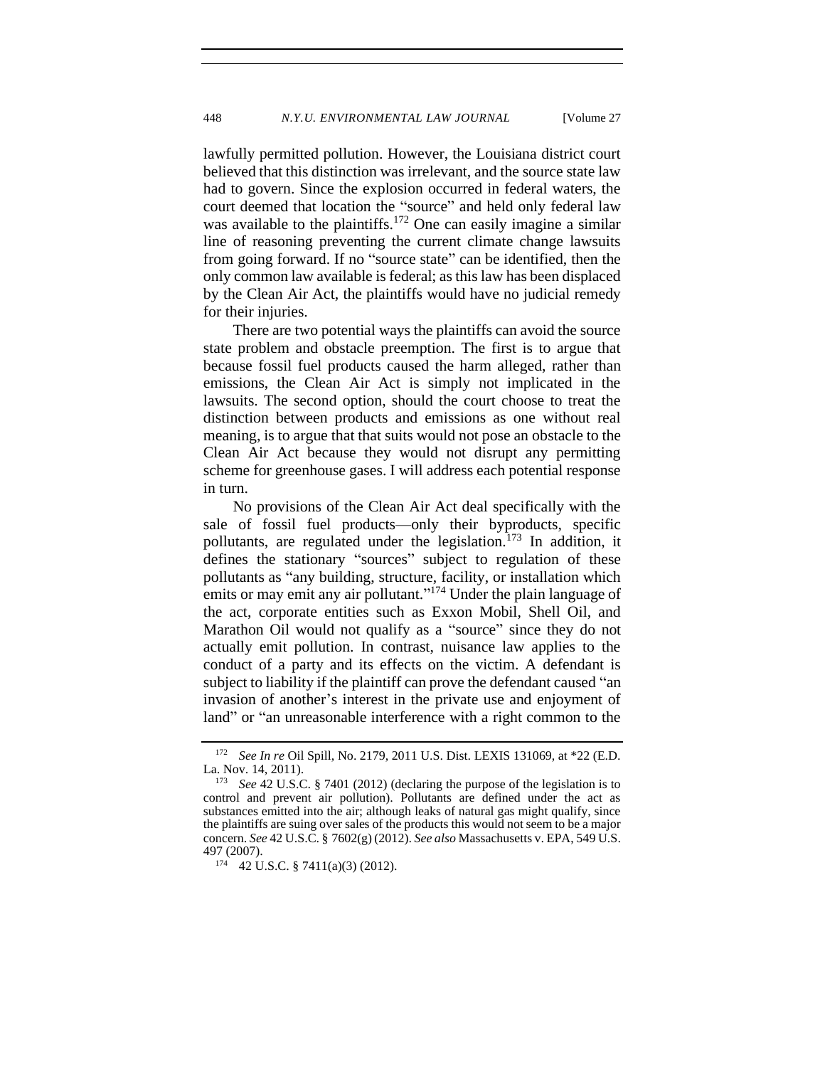lawfully permitted pollution. However, the Louisiana district court believed that this distinction was irrelevant, and the source state law had to govern. Since the explosion occurred in federal waters, the court deemed that location the "source" and held only federal law was available to the plaintiffs.[172] One can easily imagine a similar line of reasoning preventing the current climate change lawsuits from going forward. If no "source state" can be identified, then the only common law available is federal; as this law has been displaced by the Clean Air Act, the plaintiffs would have no judicial remedy for their injuries.

There are two potential ways the plaintiffs can avoid the source state problem and obstacle preemption. The first is to argue that because fossil fuel products caused the harm alleged, rather than emissions, the Clean Air Act is simply not implicated in the lawsuits. The second option, should the court choose to treat the distinction between products and emissions as one without real meaning, is to argue that that suits would not pose an obstacle to the Clean Air Act because they would not disrupt any permitting scheme for greenhouse gases. I will address each potential response in turn.

No provisions of the Clean Air Act deal specifically with the sale of fossil fuel products—only their byproducts, specific pollutants, are regulated under the legislation.[173] In addition, it defines the stationary "sources" subject to regulation of these pollutants as "any building, structure, facility, or installation which emits or may emit any air pollutant."[174] Under the plain language of the act, corporate entities such as Exxon Mobil, Shell Oil, and Marathon Oil would not qualify as a "source" since they do not actually emit pollution. In contrast, nuisance law applies to the conduct of a party and its effects on the victim. A defendant is subject to liability if the plaintiff can prove the defendant caused "an invasion of another's interest in the private use and enjoyment of land" or "an unreasonable interference with a right common to the

---

[172] *See In re* Oil Spill, No. 2179, 2011 U.S. Dist. LEXIS 131069, at *22 (E.D. La. Nov. 14, 2011).

[173] *See* 42 U.S.C. § 7401 (2012) (declaring the purpose of the legislation is to control and prevent air pollution). Pollutants are defined under the act as substances emitted into the air; although leaks of natural gas might qualify, since the plaintiffs are suing over sales of the products this would not seem to be a major concern. *See* 42 U.S.C. § 7602(g) (2012). *See also* Massachusetts v. EPA, 549 U.S. 497 (2007).

[174] 42 U.S.C. § 7411(a)(3) (2012).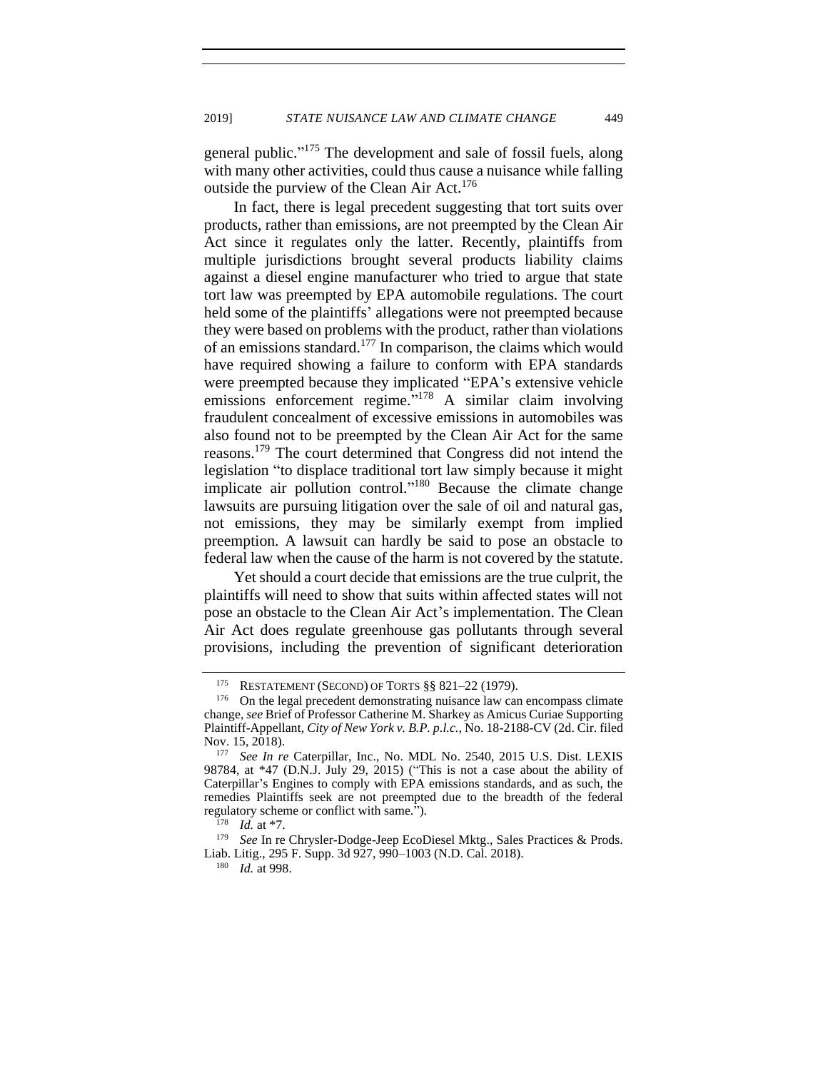general public."[175] The development and sale of fossil fuels, along with many other activities, could thus cause a nuisance while falling outside the purview of the Clean Air Act.[176]

In fact, there is legal precedent suggesting that tort suits over products, rather than emissions, are not preempted by the Clean Air Act since it regulates only the latter. Recently, plaintiffs from multiple jurisdictions brought several products liability claims against a diesel engine manufacturer who tried to argue that state tort law was preempted by EPA automobile regulations. The court held some of the plaintiffs' allegations were not preempted because they were based on problems with the product, rather than violations of an emissions standard.[177] In comparison, the claims which would have required showing a failure to conform with EPA standards were preempted because they implicated "EPA's extensive vehicle emissions enforcement regime."[178] A similar claim involving fraudulent concealment of excessive emissions in automobiles was also found not to be preempted by the Clean Air Act for the same reasons.[179] The court determined that Congress did not intend the legislation "to displace traditional tort law simply because it might implicate air pollution control."[180] Because the climate change lawsuits are pursuing litigation over the sale of oil and natural gas, not emissions, they may be similarly exempt from implied preemption. A lawsuit can hardly be said to pose an obstacle to federal law when the cause of the harm is not covered by the statute.

Yet should a court decide that emissions are the true culprit, the plaintiffs will need to show that suits within affected states will not pose an obstacle to the Clean Air Act's implementation. The Clean Air Act does regulate greenhouse gas pollutants through several provisions, including the prevention of significant deterioration

---

[175] RESTATEMENT (SECOND) OF TORTS §§ 821–22 (1979).

[176] On the legal precedent demonstrating nuisance law can encompass climate change, *see* Brief of Professor Catherine M. Sharkey as Amicus Curiae Supporting Plaintiff-Appellant, *City of New York v. B.P. p.l.c.*, No. 18-2188-CV (2d. Cir. filed Nov. 15, 2018).

[177] *See In re* Caterpillar, Inc., No. MDL No. 2540, 2015 U.S. Dist. LEXIS 98784, at *47 (D.N.J. July 29, 2015) ("This is not a case about the ability of Caterpillar's Engines to comply with EPA emissions standards, and as such, the remedies Plaintiffs seek are not preempted due to the breadth of the federal regulatory scheme or conflict with same.").

[178] *Id.* at *7.

[179] *See* In re Chrysler-Dodge-Jeep EcoDiesel Mktg., Sales Practices & Prods. Liab. Litig., 295 F. Supp. 3d 927, 990–1003 (N.D. Cal. 2018).

[180] *Id.* at 998.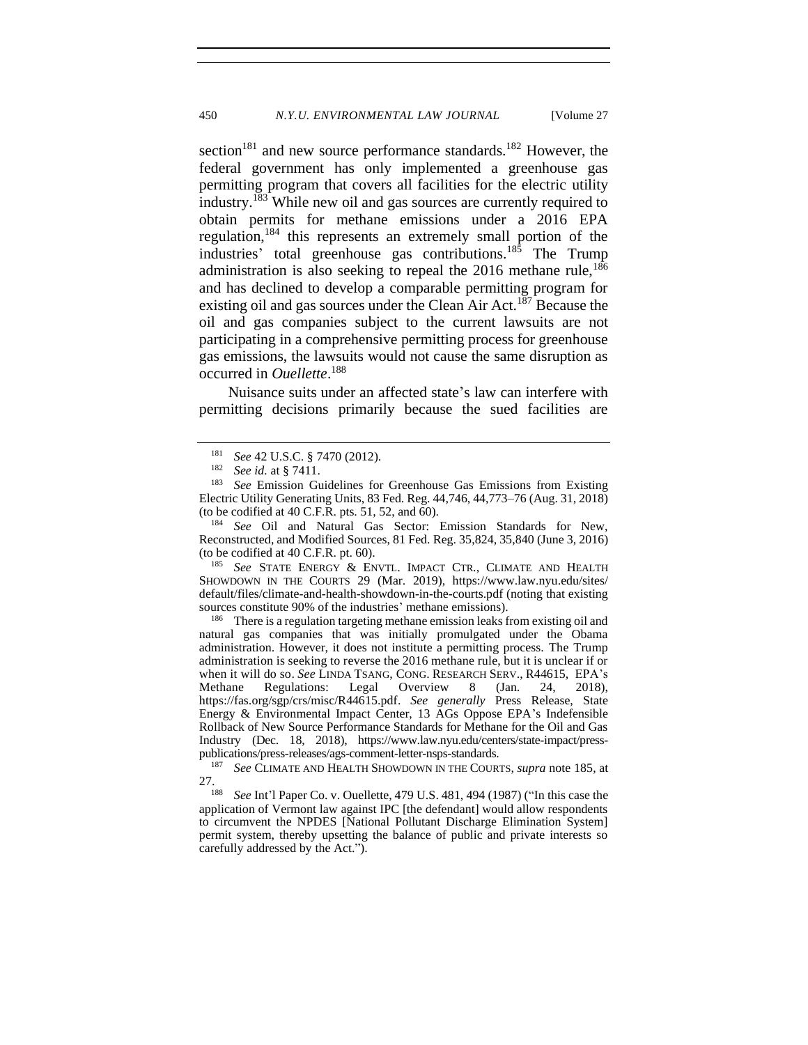section[181] and new source performance standards.[182] However, the federal government has only implemented a greenhouse gas permitting program that covers all facilities for the electric utility industry.[183] While new oil and gas sources are currently required to obtain permits for methane emissions under a 2016 EPA regulation,[184] this represents an extremely small portion of the industries' total greenhouse gas contributions.[185] The Trump administration is also seeking to repeal the 2016 methane rule,[186] and has declined to develop a comparable permitting program for existing oil and gas sources under the Clean Air Act.[187] Because the oil and gas companies subject to the current lawsuits are not participating in a comprehensive permitting process for greenhouse gas emissions, the lawsuits would not cause the same disruption as occurred in *Ouellette*.[188]

Nuisance suits under an affected state's law can interfere with permitting decisions primarily because the sued facilities are

---

[181] *See* 42 U.S.C. § 7470 (2012).

[182] *See id.* at § 7411.

[183] *See* Emission Guidelines for Greenhouse Gas Emissions from Existing Electric Utility Generating Units, 83 Fed. Reg. 44,746, 44,773–76 (Aug. 31, 2018) (to be codified at 40 C.F.R. pts. 51, 52, and 60).

[184] *See* Oil and Natural Gas Sector: Emission Standards for New, Reconstructed, and Modified Sources, 81 Fed. Reg. 35,824, 35,840 (June 3, 2016) (to be codified at 40 C.F.R. pt. 60).

[185] *See* STATE ENERGY & ENVTL. IMPACT CTR., CLIMATE AND HEALTH SHOWDOWN IN THE COURTS 29 (Mar. 2019), https://www.law.nyu.edu/sites/default/files/climate-and-health-showdown-in-the-courts.pdf (noting that existing sources constitute 90% of the industries' methane emissions).

[186] There is a regulation targeting methane emission leaks from existing oil and natural gas companies that was initially promulgated under the Obama administration. However, it does not institute a permitting process. The Trump administration is seeking to reverse the 2016 methane rule, but it is unclear if or when it will do so. *See* LINDA TSANG, CONG. RESEARCH SERV., R44615, EPA's Methane Regulations: Legal Overview 8 (Jan. 24, 2018), https://fas.org/sgp/crs/misc/R44615.pdf. *See generally* Press Release, State Energy & Environmental Impact Center, 13 AGs Oppose EPA's Indefensible Rollback of New Source Performance Standards for Methane for the Oil and Gas Industry (Dec. 18, 2018), https://www.law.nyu.edu/centers/state-impact/press-publications/press-releases/ags-comment-letter-nsps-standards.

[187] *See* CLIMATE AND HEALTH SHOWDOWN IN THE COURTS, *supra* note 185, at 27.

[188] *See* Int'l Paper Co. v. Ouellette, 479 U.S. 481, 494 (1987) ("In this case the application of Vermont law against IPC [the defendant] would allow respondents to circumvent the NPDES [National Pollutant Discharge Elimination System] permit system, thereby upsetting the balance of public and private interests so carefully addressed by the Act.").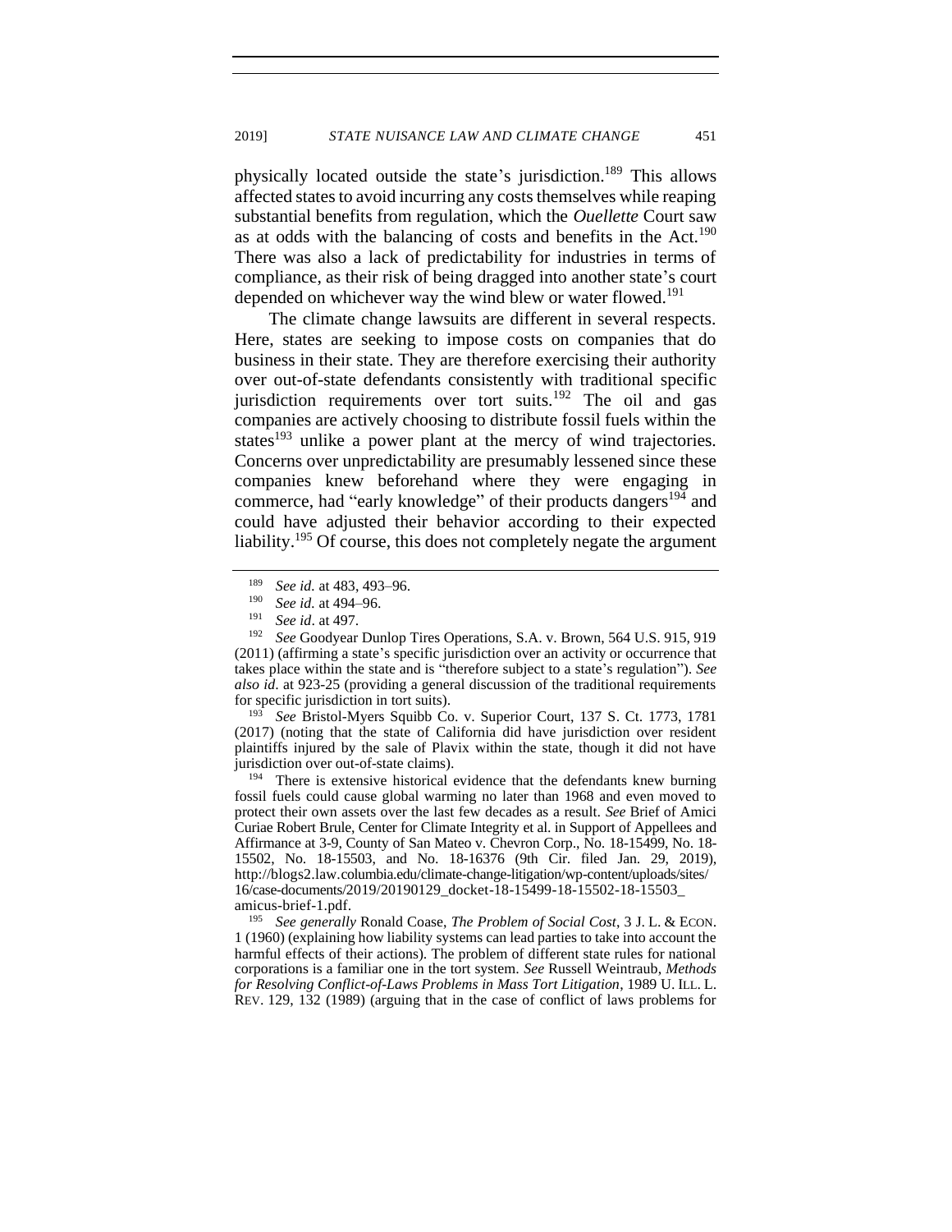physically located outside the state's jurisdiction.[189] This allows affected states to avoid incurring any costs themselves while reaping substantial benefits from regulation, which the *Ouellette* Court saw as at odds with the balancing of costs and benefits in the Act.[190] There was also a lack of predictability for industries in terms of compliance, as their risk of being dragged into another state's court depended on whichever way the wind blew or water flowed.[191]

The climate change lawsuits are different in several respects. Here, states are seeking to impose costs on companies that do business in their state. They are therefore exercising their authority over out-of-state defendants consistently with traditional specific jurisdiction requirements over tort suits.[192] The oil and gas companies are actively choosing to distribute fossil fuels within the states[193] unlike a power plant at the mercy of wind trajectories. Concerns over unpredictability are presumably lessened since these companies knew beforehand where they were engaging in commerce, had "early knowledge" of their products dangers[194] and could have adjusted their behavior according to their expected liability.[195] Of course, this does not completely negate the argument

---

[189] *See id.* at 483, 493–96.

[190] *See id.* at 494–96.

[191] *See id*. at 497.

[192] *See* Goodyear Dunlop Tires Operations, S.A. v. Brown, 564 U.S. 915, 919 (2011) (affirming a state's specific jurisdiction over an activity or occurrence that takes place within the state and is "therefore subject to a state's regulation"). *See also id*. at 923-25 (providing a general discussion of the traditional requirements for specific jurisdiction in tort suits).

[193] *See* Bristol-Myers Squibb Co. v. Superior Court, 137 S. Ct. 1773, 1781 (2017) (noting that the state of California did have jurisdiction over resident plaintiffs injured by the sale of Plavix within the state, though it did not have jurisdiction over out-of-state claims).

[194] There is extensive historical evidence that the defendants knew burning fossil fuels could cause global warming no later than 1968 and even moved to protect their own assets over the last few decades as a result. *See* Brief of Amici Curiae Robert Brule, Center for Climate Integrity et al. in Support of Appellees and Affirmance at 3-9, County of San Mateo v. Chevron Corp., No. 18-15499, No. 18-15502, No. 18-15503, and No. 18-16376 (9th Cir. filed Jan. 29, 2019), http://blogs2.law.columbia.edu/climate-change-litigation/wp-content/uploads/sites/16/case-documents/2019/20190129_docket-18-15499-18-15502-18-15503_amicus-brief-1.pdf.

[195] *See generally* Ronald Coase, *The Problem of Social Cost*, 3 J. L. & ECON. 1 (1960) (explaining how liability systems can lead parties to take into account the harmful effects of their actions). The problem of different state rules for national corporations is a familiar one in the tort system. *See* Russell Weintraub, *Methods for Resolving Conflict-of-Laws Problems in Mass Tort Litigation*, 1989 U. ILL. L. REV. 129, 132 (1989) (arguing that in the case of conflict of laws problems for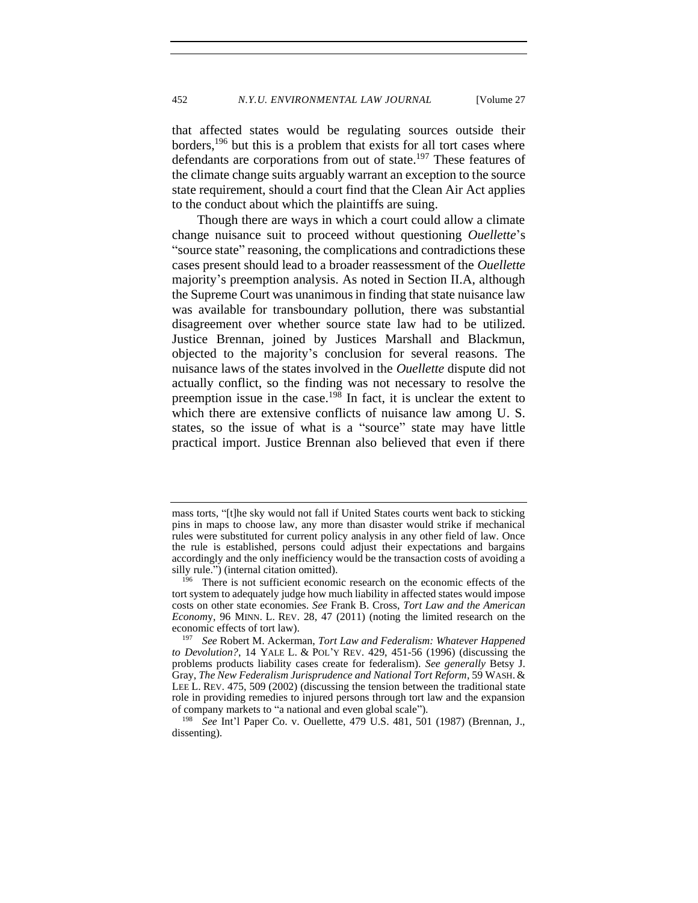that affected states would be regulating sources outside their borders,[196] but this is a problem that exists for all tort cases where defendants are corporations from out of state.[197] These features of the climate change suits arguably warrant an exception to the source state requirement, should a court find that the Clean Air Act applies to the conduct about which the plaintiffs are suing.

Though there are ways in which a court could allow a climate change nuisance suit to proceed without questioning *Ouellette*'s "source state" reasoning, the complications and contradictions these cases present should lead to a broader reassessment of the *Ouellette* majority's preemption analysis. As noted in Section II.A, although the Supreme Court was unanimous in finding that state nuisance law was available for transboundary pollution, there was substantial disagreement over whether source state law had to be utilized. Justice Brennan, joined by Justices Marshall and Blackmun, objected to the majority's conclusion for several reasons. The nuisance laws of the states involved in the *Ouellette* dispute did not actually conflict, so the finding was not necessary to resolve the preemption issue in the case.[198] In fact, it is unclear the extent to which there are extensive conflicts of nuisance law among U. S. states, so the issue of what is a "source" state may have little practical import. Justice Brennan also believed that even if there

---

mass torts, "[t]he sky would not fall if United States courts went back to sticking pins in maps to choose law, any more than disaster would strike if mechanical rules were substituted for current policy analysis in any other field of law. Once the rule is established, persons could adjust their expectations and bargains accordingly and the only inefficiency would be the transaction costs of avoiding a silly rule.") (internal citation omitted).

[196] There is not sufficient economic research on the economic effects of the tort system to adequately judge how much liability in affected states would impose costs on other state economies. *See* Frank B. Cross, *Tort Law and the American Economy*, 96 MINN. L. REV. 28, 47 (2011) (noting the limited research on the economic effects of tort law).

[197] *See* Robert M. Ackerman, *Tort Law and Federalism: Whatever Happened to Devolution?*, 14 YALE L. & POL'Y REV. 429, 451-56 (1996) (discussing the problems products liability cases create for federalism). *See generally* Betsy J. Gray, *The New Federalism Jurisprudence and National Tort Reform*, 59 WASH. & LEE L. REV. 475, 509 (2002) (discussing the tension between the traditional state role in providing remedies to injured persons through tort law and the expansion of company markets to "a national and even global scale").

[198] *See* Int'l Paper Co. v. Ouellette, 479 U.S. 481, 501 (1987) (Brennan, J., dissenting).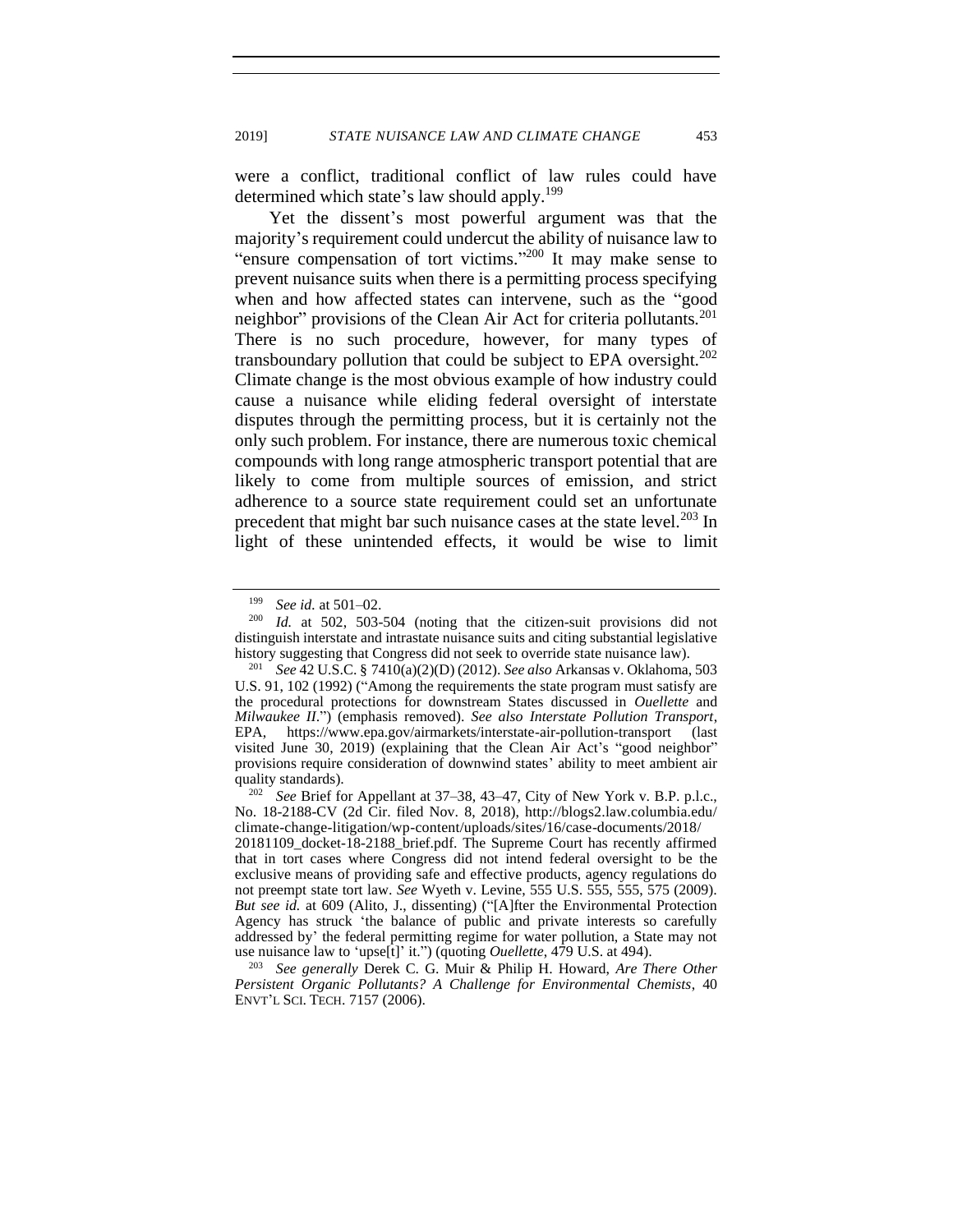were a conflict, traditional conflict of law rules could have determined which state's law should apply.[199]

Yet the dissent's most powerful argument was that the majority's requirement could undercut the ability of nuisance law to "ensure compensation of tort victims."[200] It may make sense to prevent nuisance suits when there is a permitting process specifying when and how affected states can intervene, such as the "good neighbor" provisions of the Clean Air Act for criteria pollutants.[201] There is no such procedure, however, for many types of transboundary pollution that could be subject to EPA oversight.[202] Climate change is the most obvious example of how industry could cause a nuisance while eliding federal oversight of interstate disputes through the permitting process, but it is certainly not the only such problem. For instance, there are numerous toxic chemical compounds with long range atmospheric transport potential that are likely to come from multiple sources of emission, and strict adherence to a source state requirement could set an unfortunate precedent that might bar such nuisance cases at the state level.[203] In light of these unintended effects, it would be wise to limit

---

[199] *See id.* at 501–02.

[200] *Id.* at 502, 503-504 (noting that the citizen-suit provisions did not distinguish interstate and intrastate nuisance suits and citing substantial legislative history suggesting that Congress did not seek to override state nuisance law).

[201] *See* 42 U.S.C. § 7410(a)(2)(D) (2012). *See also* Arkansas v. Oklahoma, 503 U.S. 91, 102 (1992) ("Among the requirements the state program must satisfy are the procedural protections for downstream States discussed in *Ouellette* and *Milwaukee II*.") (emphasis removed). *See also Interstate Pollution Transport*, EPA, https://www.epa.gov/airmarkets/interstate-air-pollution-transport (last visited June 30, 2019) (explaining that the Clean Air Act's "good neighbor" provisions require consideration of downwind states' ability to meet ambient air quality standards).

[202] *See* Brief for Appellant at 37–38, 43–47, City of New York v. B.P. p.l.c., No. 18-2188-CV (2d Cir. filed Nov. 8, 2018), http://blogs2.law.columbia.edu/climate-change-litigation/wp-content/uploads/sites/16/case-documents/2018/20181109_docket-18-2188_brief.pdf. The Supreme Court has recently affirmed that in tort cases where Congress did not intend federal oversight to be the exclusive means of providing safe and effective products, agency regulations do not preempt state tort law. *See* Wyeth v. Levine, 555 U.S. 555, 555, 575 (2009). *But see id.* at 609 (Alito, J., dissenting) ("[A]fter the Environmental Protection Agency has struck 'the balance of public and private interests so carefully addressed by' the federal permitting regime for water pollution, a State may not use nuisance law to 'upse[t]' it.") (quoting *Ouellette*, 479 U.S. at 494).

[203] *See generally* Derek C. G. Muir & Philip H. Howard, *Are There Other Persistent Organic Pollutants? A Challenge for Environmental Chemists*, 40 ENVT'L SCI. TECH. 7157 (2006).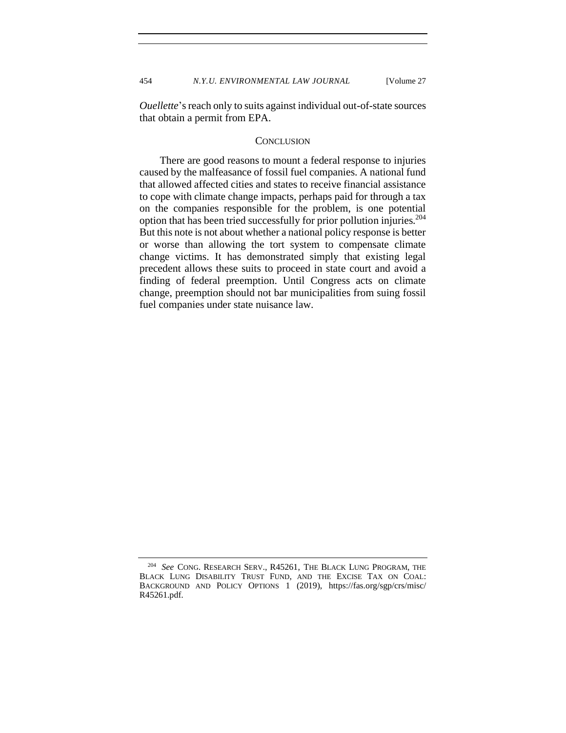*Ouellette*'s reach only to suits against individual out-of-state sources that obtain a permit from EPA.

## CONCLUSION

There are good reasons to mount a federal response to injuries caused by the malfeasance of fossil fuel companies. A national fund that allowed affected cities and states to receive financial assistance to cope with climate change impacts, perhaps paid for through a tax on the companies responsible for the problem, is one potential option that has been tried successfully for prior pollution injuries.[204] But this note is not about whether a national policy response is better or worse than allowing the tort system to compensate climate change victims. It has demonstrated simply that existing legal precedent allows these suits to proceed in state court and avoid a finding of federal preemption. Until Congress acts on climate change, preemption should not bar municipalities from suing fossil fuel companies under state nuisance law.

---

[204] *See* CONG. RESEARCH SERV., R45261, THE BLACK LUNG PROGRAM, THE BLACK LUNG DISABILITY TRUST FUND, AND THE EXCISE TAX ON COAL: BACKGROUND AND POLICY OPTIONS 1 (2019), https://fas.org/sgp/crs/misc/R45261.pdf.